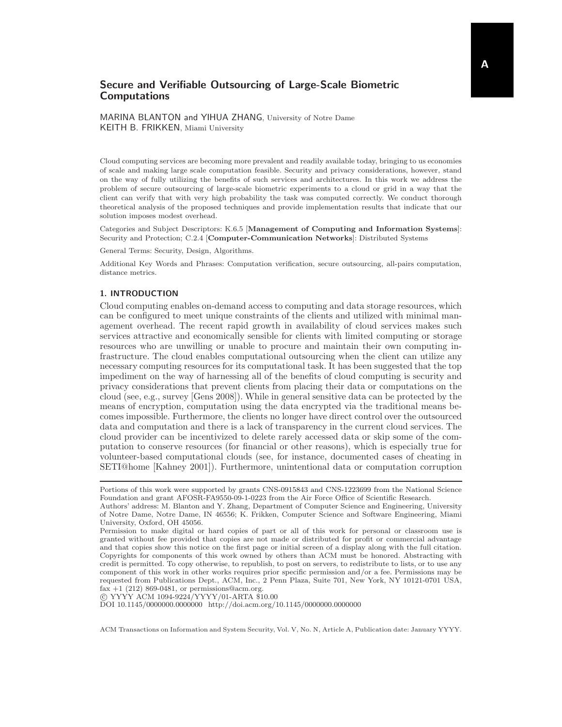# Secure and Verifiable Outsourcing of Large-Scale Biometric Computations

MARINA BLANTON and YIHUA ZHANG, University of Notre Dame
KEITH B. FRIKKEN, Miami University

Cloud computing services are becoming more prevalent and readily available today, bringing to us economies of scale and making large scale computation feasible. Security and privacy considerations, however, stand on the way of fully utilizing the benefits of such services and architectures. In this work we address the problem of secure outsourcing of large-scale biometric experiments to a cloud or grid in a way that the client can verify that with very high probability the task was computed correctly. We conduct thorough theoretical analysis of the proposed techniques and provide implementation results that indicate that our solution imposes modest overhead.

Categories and Subject Descriptors: K.6.5 [**Management of Computing and Information Systems**]: Security and Protection; C.2.4 [**Computer-Communication Networks**]: Distributed Systems

General Terms: Security, Design, Algorithms.

Additional Key Words and Phrases: Computation verification, secure outsourcing, all-pairs computation, distance metrics.

## 1. INTRODUCTION

Cloud computing enables on-demand access to computing and data storage resources, which can be configured to meet unique constraints of the clients and utilized with minimal management overhead. The recent rapid growth in availability of cloud services makes such services attractive and economically sensible for clients with limited computing or storage resources who are unwilling or unable to procure and maintain their own computing infrastructure. The cloud enables computational outsourcing when the client can utilize any necessary computing resources for its computational task. It has been suggested that the top impediment on the way of harnessing all of the benefits of cloud computing is security and privacy considerations that prevent clients from placing their data or computations on the cloud (see, e.g., survey [Gens 2008]). While in general sensitive data can be protected by the means of encryption, computation using the data encrypted via the traditional means becomes impossible. Furthermore, the clients no longer have direct control over the outsourced data and computation and there is a lack of transparency in the current cloud services. The cloud provider can be incentivized to delete rarely accessed data or skip some of the computation to conserve resources (for financial or other reasons), which is especially true for volunteer-based computational clouds (see, for instance, documented cases of cheating in SETI@home [Kahney 2001]). Furthermore, unintentional data or computation corruption

---

Portions of this work were supported by grants CNS-0915843 and CNS-1223699 from the National Science Foundation and grant AFOSR-FA9550-09-1-0223 from the Air Force Office of Scientific Research.

Authors' address: M. Blanton and Y. Zhang, Department of Computer Science and Engineering, University of Notre Dame, Notre Dame, IN 46556; K. Frikken, Computer Science and Software Engineering, Miami University, Oxford, OH 45056.

Permission to make digital or hard copies of part or all of this work for personal or classroom use is granted without fee provided that copies are not made or distributed for profit or commercial advantage and that copies show this notice on the first page or initial screen of a display along with the full citation. Copyrights for components of this work owned by others than ACM must be honored. Abstracting with credit is permitted. To copy otherwise, to republish, to post on servers, to redistribute to lists, or to use any component of this work in other works requires prior specific permission and/or a fee. Permissions may be requested from Publications Dept., ACM, Inc., 2 Penn Plaza, Suite 701, New York, NY 10121-0701 USA, fax +1 (212) 869-0481, or permissions@acm.org.

© YYYY ACM 1094-9224/YYYY/01-ARTA $10.00

DOI 10.1145/0000000.0000000 http://doi.acm.org/10.1145/0000000.0000000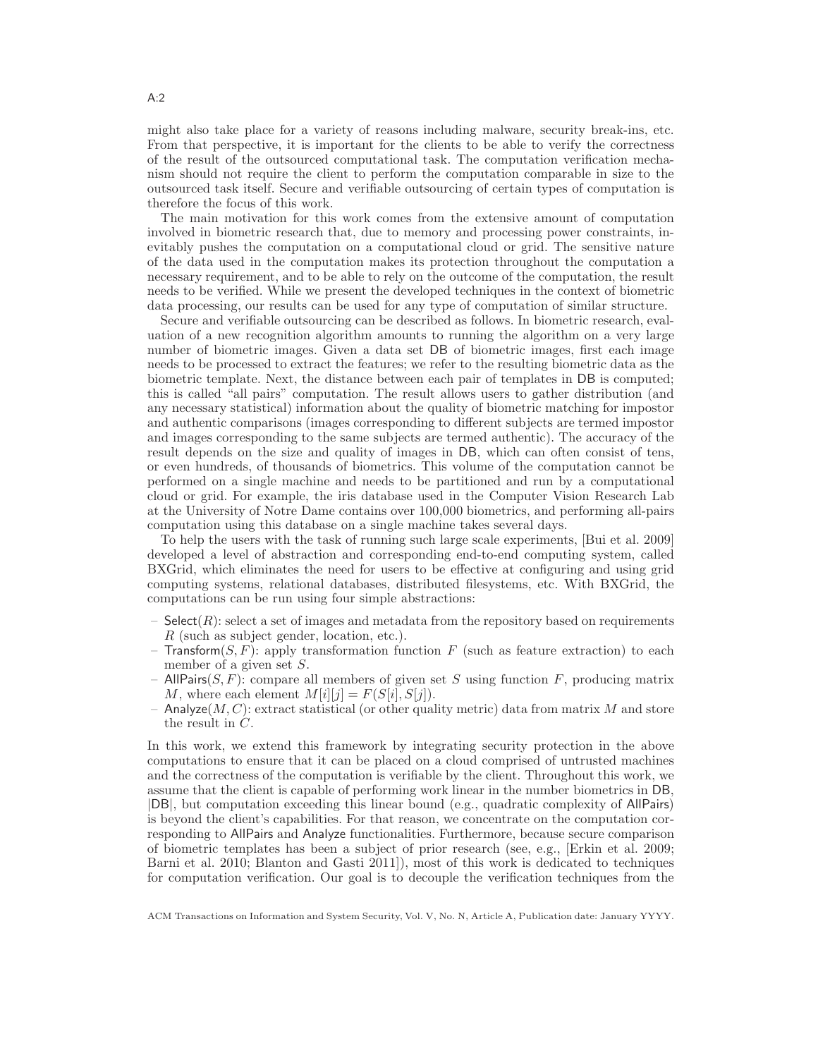might also take place for a variety of reasons including malware, security break-ins, etc. From that perspective, it is important for the clients to be able to verify the correctness of the result of the outsourced computational task. The computation verification mechanism should not require the client to perform the computation comparable in size to the outsourced task itself. Secure and verifiable outsourcing of certain types of computation is therefore the focus of this work.

The main motivation for this work comes from the extensive amount of computation involved in biometric research that, due to memory and processing power constraints, inevitably pushes the computation on a computational cloud or grid. The sensitive nature of the data used in the computation makes its protection throughout the computation a necessary requirement, and to be able to rely on the outcome of the computation, the result needs to be verified. While we present the developed techniques in the context of biometric data processing, our results can be used for any type of computation of similar structure.

Secure and verifiable outsourcing can be described as follows. In biometric research, evaluation of a new recognition algorithm amounts to running the algorithm on a very large number of biometric images. Given a data set DB of biometric images, first each image needs to be processed to extract the features; we refer to the resulting biometric data as the biometric template. Next, the distance between each pair of templates in DB is computed; this is called "all pairs" computation. The result allows users to gather distribution (and any necessary statistical) information about the quality of biometric matching for impostor and authentic comparisons (images corresponding to different subjects are termed impostor and images corresponding to the same subjects are termed authentic). The accuracy of the result depends on the size and quality of images in DB, which can often consist of tens, or even hundreds, of thousands of biometrics. This volume of the computation cannot be performed on a single machine and needs to be partitioned and run by a computational cloud or grid. For example, the iris database used in the Computer Vision Research Lab at the University of Notre Dame contains over 100,000 biometrics, and performing all-pairs computation using this database on a single machine takes several days.

To help the users with the task of running such large scale experiments, [Bui et al. 2009] developed a level of abstraction and corresponding end-to-end computing system, called BXGrid, which eliminates the need for users to be effective at configuring and using grid computing systems, relational databases, distributed filesystems, etc. With BXGrid, the computations can be run using four simple abstractions:

- Select($R$): select a set of images and metadata from the repository based on requirements $R$ (such as subject gender, location, etc.).
- Transform($S, F$): apply transformation function $F$ (such as feature extraction) to each member of a given set $S$.
- AllPairs($S, F$): compare all members of given set $S$ using function $F$, producing matrix $M$, where each element $M[i][j] = F(S[i], S[j])$.
- Analyze($M, C$): extract statistical (or other quality metric) data from matrix $M$ and store the result in $C$.

In this work, we extend this framework by integrating security protection in the above computations to ensure that it can be placed on a cloud comprised of untrusted machines and the correctness of the computation is verifiable by the client. Throughout this work, we assume that the client is capable of performing work linear in the number biometrics in DB, |DB|, but computation exceeding this linear bound (e.g., quadratic complexity of AllPairs) is beyond the client's capabilities. For that reason, we concentrate on the computation corresponding to AllPairs and Analyze functionalities. Furthermore, because secure comparison of biometric templates has been a subject of prior research (see, e.g., [Erkin et al. 2009; Barni et al. 2010; Blanton and Gasti 2011]), most of this work is dedicated to techniques for computation verification. Our goal is to decouple the verification techniques from the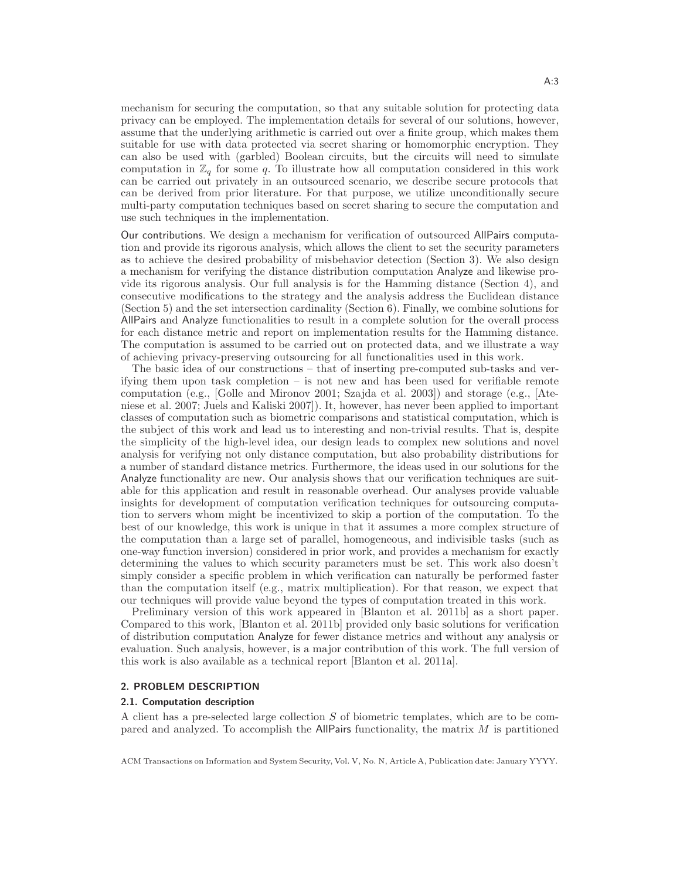mechanism for securing the computation, so that any suitable solution for protecting data privacy can be employed. The implementation details for several of our solutions, however, assume that the underlying arithmetic is carried out over a finite group, which makes them suitable for use with data protected via secret sharing or homomorphic encryption. They can also be used with (garbled) Boolean circuits, but the circuits will need to simulate computation in $\mathbb{Z}_q$ for some $q$. To illustrate how all computation considered in this work can be carried out privately in an outsourced scenario, we describe secure protocols that can be derived from prior literature. For that purpose, we utilize unconditionally secure multi-party computation techniques based on secret sharing to secure the computation and use such techniques in the implementation.

Our contributions. We design a mechanism for verification of outsourced AllPairs computation and provide its rigorous analysis, which allows the client to set the security parameters as to achieve the desired probability of misbehavior detection (Section 3). We also design a mechanism for verifying the distance distribution computation Analyze and likewise provide its rigorous analysis. Our full analysis is for the Hamming distance (Section 4), and consecutive modifications to the strategy and the analysis address the Euclidean distance (Section 5) and the set intersection cardinality (Section 6). Finally, we combine solutions for AllPairs and Analyze functionalities to result in a complete solution for the overall process for each distance metric and report on implementation results for the Hamming distance. The computation is assumed to be carried out on protected data, and we illustrate a way of achieving privacy-preserving outsourcing for all functionalities used in this work.

The basic idea of our constructions – that of inserting pre-computed sub-tasks and verifying them upon task completion – is not new and has been used for verifiable remote computation (e.g., [Golle and Mironov 2001; Szajda et al. 2003]) and storage (e.g., [Ateniese et al. 2007; Juels and Kaliski 2007]). It, however, has never been applied to important classes of computation such as biometric comparisons and statistical computation, which is the subject of this work and lead us to interesting and non-trivial results. That is, despite the simplicity of the high-level idea, our design leads to complex new solutions and novel analysis for verifying not only distance computation, but also probability distributions for a number of standard distance metrics. Furthermore, the ideas used in our solutions for the Analyze functionality are new. Our analysis shows that our verification techniques are suitable for this application and result in reasonable overhead. Our analyses provide valuable insights for development of computation verification techniques for outsourcing computation to servers whom might be incentivized to skip a portion of the computation. To the best of our knowledge, this work is unique in that it assumes a more complex structure of the computation than a large set of parallel, homogeneous, and indivisible tasks (such as one-way function inversion) considered in prior work, and provides a mechanism for exactly determining the values to which security parameters must be set. This work also doesn't simply consider a specific problem in which verification can naturally be performed faster than the computation itself (e.g., matrix multiplication). For that reason, we expect that our techniques will provide value beyond the types of computation treated in this work.

Preliminary version of this work appeared in [Blanton et al. 2011b] as a short paper. Compared to this work, [Blanton et al. 2011b] provided only basic solutions for verification of distribution computation Analyze for fewer distance metrics and without any analysis or evaluation. Such analysis, however, is a major contribution of this work. The full version of this work is also available as a technical report [Blanton et al. 2011a].

## 2. PROBLEM DESCRIPTION

### 2.1. Computation description

A client has a pre-selected large collection $S$ of biometric templates, which are to be compared and analyzed. To accomplish the AllPairs functionality, the matrix $M$ is partitioned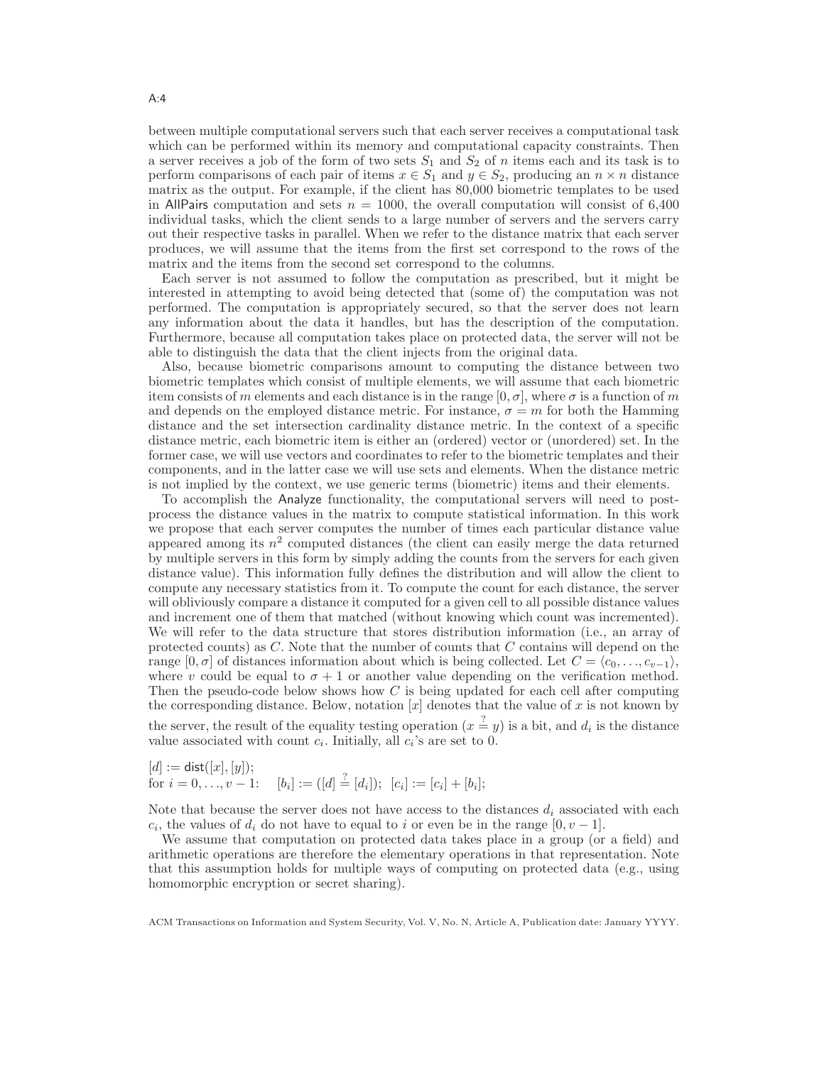between multiple computational servers such that each server receives a computational task which can be performed within its memory and computational capacity constraints. Then a server receives a job of the form of two sets $S_1$ and $S_2$ of $n$ items each and its task is to perform comparisons of each pair of items $x \in S_1$ and $y \in S_2$, producing an $n \times n$ distance matrix as the output. For example, if the client has 80,000 biometric templates to be used in AllPairs computation and sets $n = 1000$, the overall computation will consist of 6,400 individual tasks, which the client sends to a large number of servers and the servers carry out their respective tasks in parallel. When we refer to the distance matrix that each server produces, we will assume that the items from the first set correspond to the rows of the matrix and the items from the second set correspond to the columns.

Each server is not assumed to follow the computation as prescribed, but it might be interested in attempting to avoid being detected that (some of) the computation was not performed. The computation is appropriately secured, so that the server does not learn any information about the data it handles, but has the description of the computation. Furthermore, because all computation takes place on protected data, the server will not be able to distinguish the data that the client injects from the original data.

Also, because biometric comparisons amount to computing the distance between two biometric templates which consist of multiple elements, we will assume that each biometric item consists of $m$ elements and each distance is in the range $[0, \sigma]$, where $\sigma$ is a function of $m$ and depends on the employed distance metric. For instance, $\sigma = m$ for both the Hamming distance and the set intersection cardinality distance metric. In the context of a specific distance metric, each biometric item is either an (ordered) vector or (unordered) set. In the former case, we will use vectors and coordinates to refer to the biometric templates and their components, and in the latter case we will use sets and elements. When the distance metric is not implied by the context, we use generic terms (biometric) items and their elements.

To accomplish the Analyze functionality, the computational servers will need to post-process the distance values in the matrix to compute statistical information. In this work we propose that each server computes the number of times each particular distance value appeared among its $n^2$ computed distances (the client can easily merge the data returned by multiple servers in this form by simply adding the counts from the servers for each given distance value). This information fully defines the distribution and will allow the client to compute any necessary statistics from it. To compute the count for each distance, the server will obliviously compare a distance it computed for a given cell to all possible distance values and increment one of them that matched (without knowing which count was incremented). We will refer to the data structure that stores distribution information (i.e., an array of protected counts) as $C$. Note that the number of counts that $C$ contains will depend on the range $[0, \sigma]$ of distances information about which is being collected. Let $C = \langle c_0, \ldots, c_{v-1} \rangle$, where $v$ could be equal to $\sigma + 1$ or another value depending on the verification method. Then the pseudo-code below shows how $C$ is being updated for each cell after computing the corresponding distance. Below, notation $[x]$ denotes that the value of $x$ is not known by the server, the result of the equality testing operation $(x \stackrel{?}{=} y)$ is a bit, and $d_i$ is the distance value associated with count $c_i$. Initially, all $c_i$'s are set to 0.

$[d] := \mathsf{dist}([x], [y]);$
for $i = 0, \ldots, v-1$: $\quad [b_i] := ([d] \stackrel{?}{=} [d_i]);\ \ [c_i] := [c_i] + [b_i];$

Note that because the server does not have access to the distances $d_i$ associated with each $c_i$, the values of $d_i$ do not have to equal to $i$ or even be in the range $[0, v-1]$.

We assume that computation on protected data takes place in a group (or a field) and arithmetic operations are therefore the elementary operations in that representation. Note that this assumption holds for multiple ways of computing on protected data (e.g., using homomorphic encryption or secret sharing).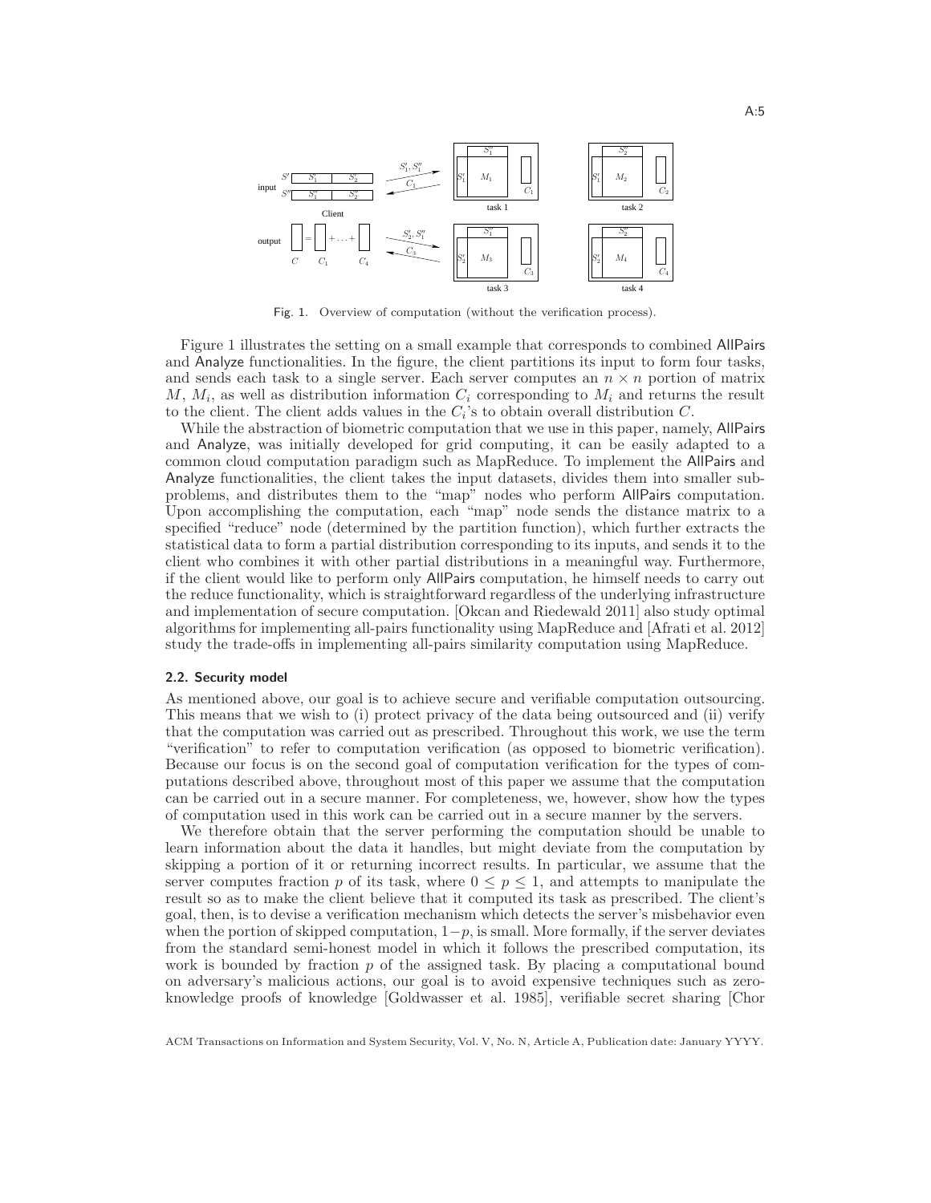Fig. 1. Overview of computation (without the verification process).

Figure 1 illustrates the setting on a small example that corresponds to combined AllPairs and Analyze functionalities. In the figure, the client partitions its input to form four tasks, and sends each task to a single server. Each server computes an $n \times n$ portion of matrix $M$, $M_i$, as well as distribution information $C_i$ corresponding to $M_i$ and returns the result to the client. The client adds values in the $C_i$'s to obtain overall distribution $C$.

While the abstraction of biometric computation that we use in this paper, namely, AllPairs and Analyze, was initially developed for grid computing, it can be easily adapted to a common cloud computation paradigm such as MapReduce. To implement the AllPairs and Analyze functionalities, the client takes the input datasets, divides them into smaller subproblems, and distributes them to the "map" nodes who perform AllPairs computation. Upon accomplishing the computation, each "map" node sends the distance matrix to a specified "reduce" node (determined by the partition function), which further extracts the statistical data to form a partial distribution corresponding to its inputs, and sends it to the client who combines it with other partial distributions in a meaningful way. Furthermore, if the client would like to perform only AllPairs computation, he himself needs to carry out the reduce functionality, which is straightforward regardless of the underlying infrastructure and implementation of secure computation. [Okcan and Riedewald 2011] also study optimal algorithms for implementing all-pairs functionality using MapReduce and [Afrati et al. 2012] study the trade-offs in implementing all-pairs similarity computation using MapReduce.

### 2.2. Security model

As mentioned above, our goal is to achieve secure and verifiable computation outsourcing. This means that we wish to (i) protect privacy of the data being outsourced and (ii) verify that the computation was carried out as prescribed. Throughout this work, we use the term "verification" to refer to computation verification (as opposed to biometric verification). Because our focus is on the second goal of computation verification for the types of computations described above, throughout most of this paper we assume that the computation can be carried out in a secure manner. For completeness, we, however, show how the types of computation used in this work can be carried out in a secure manner by the servers.

We therefore obtain that the server performing the computation should be unable to learn information about the data it handles, but might deviate from the computation by skipping a portion of it or returning incorrect results. In particular, we assume that the server computes fraction $p$ of its task, where $0 \leq p \leq 1$, and attempts to manipulate the result so as to make the client believe that it computed its task as prescribed. The client's goal, then, is to devise a verification mechanism which detects the server's misbehavior even when the portion of skipped computation, $1-p$, is small. More formally, if the server deviates from the standard semi-honest model in which it follows the prescribed computation, its work is bounded by fraction $p$ of the assigned task. By placing a computational bound on adversary's malicious actions, our goal is to avoid expensive techniques such as zero-knowledge proofs of knowledge [Goldwasser et al. 1985], verifiable secret sharing [Chor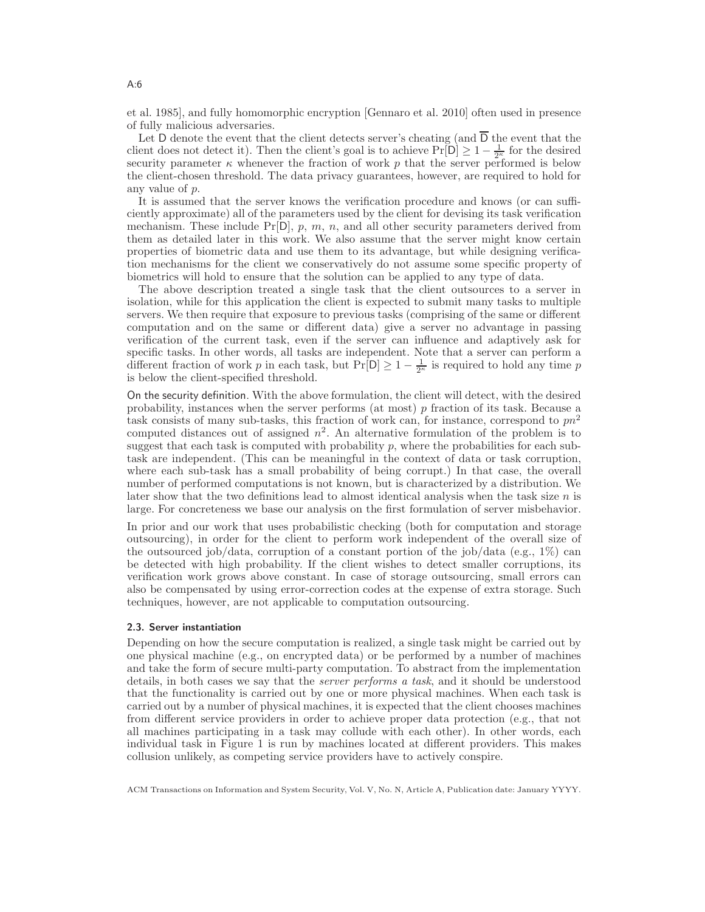et al. 1985], and fully homomorphic encryption [Gennaro et al. 2010] often used in presence of fully malicious adversaries.

Let $\mathsf{D}$ denote the event that the client detects server's cheating (and $\overline{\mathsf{D}}$ the event that the client does not detect it). Then the client's goal is to achieve $\Pr[\mathsf{D}] \geq 1 - \frac{1}{2^\kappa}$ for the desired security parameter $\kappa$ whenever the fraction of work $p$ that the server performed is below the client-chosen threshold. The data privacy guarantees, however, are required to hold for any value of $p$.

It is assumed that the server knows the verification procedure and knows (or can sufficiently approximate) all of the parameters used by the client for devising its task verification mechanism. These include $\Pr[\mathsf{D}]$, $p$, $m$, $n$, and all other security parameters derived from them as detailed later in this work. We also assume that the server might know certain properties of biometric data and use them to its advantage, but while designing verification mechanisms for the client we conservatively do not assume some specific property of biometrics will hold to ensure that the solution can be applied to any type of data.

The above description treated a single task that the client outsources to a server in isolation, while for this application the client is expected to submit many tasks to multiple servers. We then require that exposure to previous tasks (comprising of the same or different computation and on the same or different data) give a server no advantage in passing verification of the current task, even if the server can influence and adaptively ask for specific tasks. In other words, all tasks are independent. Note that a server can perform a different fraction of work $p$ in each task, but $\Pr[\mathsf{D}] \geq 1 - \frac{1}{2^\kappa}$ is required to hold any time $p$ is below the client-specified threshold.

On the security definition. With the above formulation, the client will detect, with the desired probability, instances when the server performs (at most) $p$ fraction of its task. Because a task consists of many sub-tasks, this fraction of work can, for instance, correspond to $pn^2$ computed distances out of assigned $n^2$. An alternative formulation of the problem is to suggest that each task is computed with probability $p$, where the probabilities for each sub-task are independent. (This can be meaningful in the context of data or task corruption, where each sub-task has a small probability of being corrupt.) In that case, the overall number of performed computations is not known, but is characterized by a distribution. We later show that the two definitions lead to almost identical analysis when the task size $n$ is large. For concreteness we base our analysis on the first formulation of server misbehavior.

In prior and our work that uses probabilistic checking (both for computation and storage outsourcing), in order for the client to perform work independent of the overall size of the outsourced job/data, corruption of a constant portion of the job/data (e.g., 1%) can be detected with high probability. If the client wishes to detect smaller corruptions, its verification work grows above constant. In case of storage outsourcing, small errors can also be compensated by using error-correction codes at the expense of extra storage. Such techniques, however, are not applicable to computation outsourcing.

### 2.3. Server instantiation

Depending on how the secure computation is realized, a single task might be carried out by one physical machine (e.g., on encrypted data) or be performed by a number of machines and take the form of secure multi-party computation. To abstract from the implementation details, in both cases we say that the *server performs a task*, and it should be understood that the functionality is carried out by one or more physical machines. When each task is carried out by a number of physical machines, it is expected that the client chooses machines from different service providers in order to achieve proper data protection (e.g., that not all machines participating in a task may collude with each other). In other words, each individual task in Figure 1 is run by machines located at different providers. This makes collusion unlikely, as competing service providers have to actively conspire.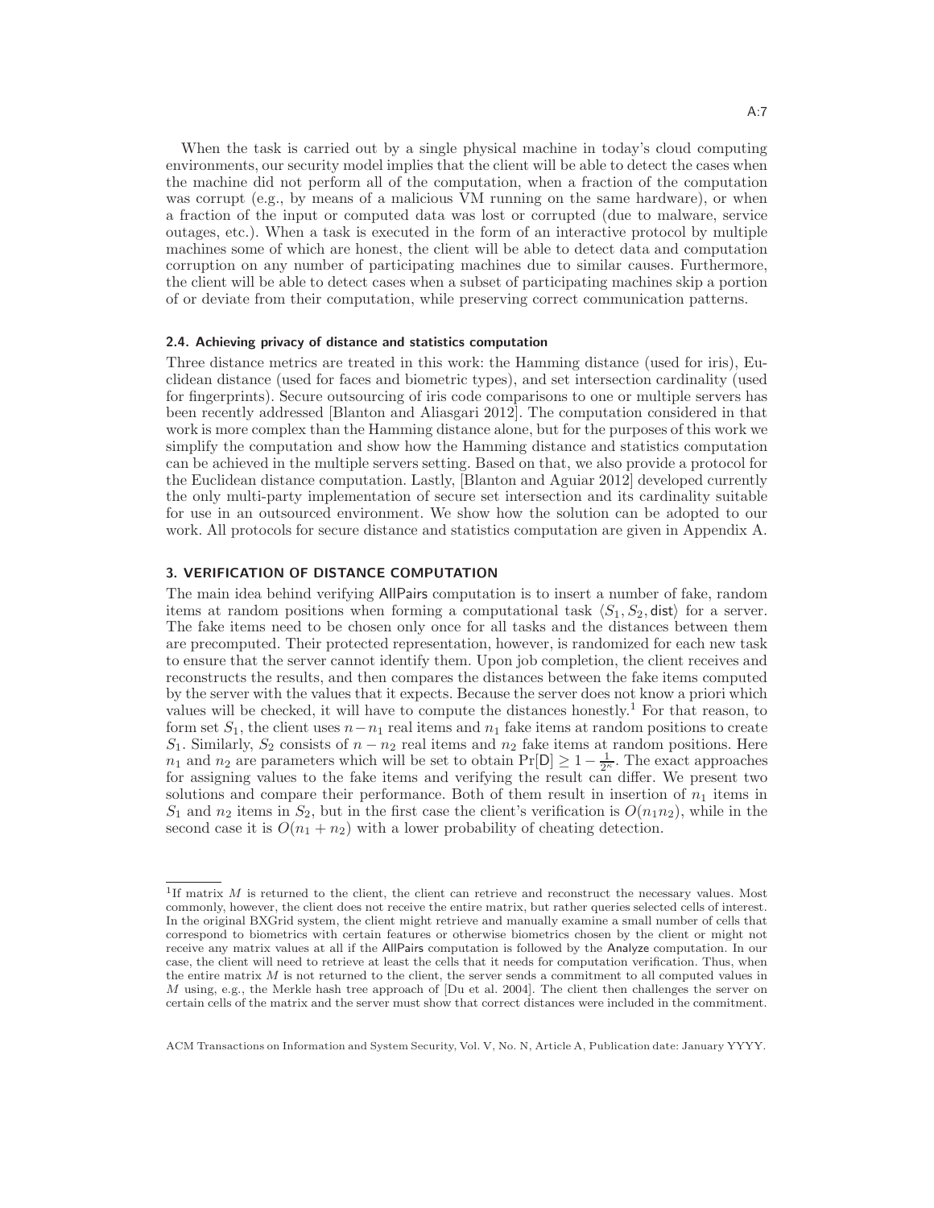When the task is carried out by a single physical machine in today's cloud computing environments, our security model implies that the client will be able to detect the cases when the machine did not perform all of the computation, when a fraction of the computation was corrupt (e.g., by means of a malicious VM running on the same hardware), or when a fraction of the input or computed data was lost or corrupted (due to malware, service outages, etc.). When a task is executed in the form of an interactive protocol by multiple machines some of which are honest, the client will be able to detect data and computation corruption on any number of participating machines due to similar causes. Furthermore, the client will be able to detect cases when a subset of participating machines skip a portion of or deviate from their computation, while preserving correct communication patterns.

### 2.4. Achieving privacy of distance and statistics computation

Three distance metrics are treated in this work: the Hamming distance (used for iris), Euclidean distance (used for faces and biometric types), and set intersection cardinality (used for fingerprints). Secure outsourcing of iris code comparisons to one or multiple servers has been recently addressed [Blanton and Aliasgari 2012]. The computation considered in that work is more complex than the Hamming distance alone, but for the purposes of this work we simplify the computation and show how the Hamming distance and statistics computation can be achieved in the multiple servers setting. Based on that, we also provide a protocol for the Euclidean distance computation. Lastly, [Blanton and Aguiar 2012] developed currently the only multi-party implementation of secure set intersection and its cardinality suitable for use in an outsourced environment. We show how the solution can be adopted to our work. All protocols for secure distance and statistics computation are given in Appendix A.

## 3. VERIFICATION OF DISTANCE COMPUTATION

The main idea behind verifying AllPairs computation is to insert a number of fake, random items at random positions when forming a computational task $\langle S_1, S_2, \mathsf{dist}\rangle$ for a server. The fake items need to be chosen only once for all tasks and the distances between them are precomputed. Their protected representation, however, is randomized for each new task to ensure that the server cannot identify them. Upon job completion, the client receives and reconstructs the results, and then compares the distances between the fake items computed by the server with the values that it expects. Because the server does not know a priori which values will be checked, it will have to compute the distances honestly.[1] For that reason, to form set $S_1$, the client uses $n - n_1$ real items and $n_1$ fake items at random positions to create $S_1$. Similarly, $S_2$ consists of $n - n_2$ real items and $n_2$ fake items at random positions. Here $n_1$ and $n_2$ are parameters which will be set to obtain $\Pr[\mathsf{D}] \geq 1 - \frac{1}{2^\kappa}$. The exact approaches for assigning values to the fake items and verifying the result can differ. We present two solutions and compare their performance. Both of them result in insertion of $n_1$ items in $S_1$ and $n_2$ items in $S_2$, but in the first case the client's verification is $O(n_1 n_2)$, while in the second case it is $O(n_1 + n_2)$ with a lower probability of cheating detection.

[1] If matrix $M$ is returned to the client, the client can retrieve and reconstruct the necessary values. Most commonly, however, the client does not receive the entire matrix, but rather queries selected cells of interest. In the original BXGrid system, the client might retrieve and manually examine a small number of cells that correspond to biometrics with certain features or otherwise biometrics chosen by the client or might not receive any matrix values at all if the AllPairs computation is followed by the Analyze computation. In our case, the client will need to retrieve at least the cells that it needs for computation verification. Thus, when the entire matrix $M$ is not returned to the client, the server sends a commitment to all computed values in $M$ using, e.g., the Merkle hash tree approach of [Du et al. 2004]. The client then challenges the server on certain cells of the matrix and the server must show that correct distances were included in the commitment.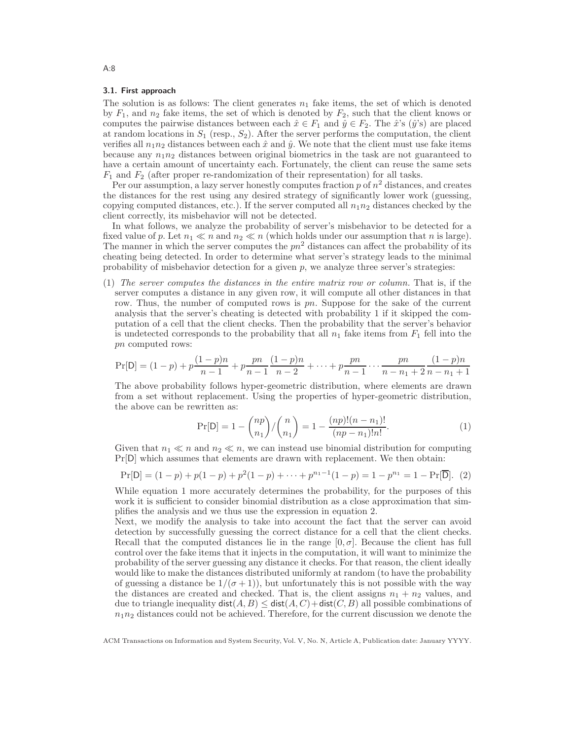### 3.1. First approach

The solution is as follows: The client generates $n_1$ fake items, the set of which is denoted by $F_1$, and $n_2$ fake items, the set of which is denoted by $F_2$, such that the client knows or computes the pairwise distances between each $\hat{x} \in F_1$ and $\hat{y} \in F_2$. The $\hat{x}$'s ($\hat{y}$'s) are placed at random locations in $S_1$ (resp., $S_2$). After the server performs the computation, the client verifies all $n_1 n_2$ distances between each $\hat{x}$ and $\hat{y}$. We note that the client must use fake items because any $n_1 n_2$ distances between original biometrics in the task are not guaranteed to have a certain amount of uncertainty each. Fortunately, the client can reuse the same sets $F_1$ and $F_2$ (after proper re-randomization of their representation) for all tasks.

Per our assumption, a lazy server honestly computes fraction $p$ of $n^2$ distances, and creates the distances for the rest using any desired strategy of significantly lower work (guessing, copying computed distances, etc.). If the server computed all $n_1 n_2$ distances checked by the client correctly, its misbehavior will not be detected.

In what follows, we analyze the probability of server's misbehavior to be detected for a fixed value of $p$. Let $n_1 \ll n$ and $n_2 \ll n$ (which holds under our assumption that $n$ is large). The manner in which the server computes the $pn^2$ distances can affect the probability of its cheating being detected. In order to determine what server's strategy leads to the minimal probability of misbehavior detection for a given $p$, we analyze three server's strategies:

(1) *The server computes the distances in the entire matrix row or column.* That is, if the server computes a distance in any given row, it will compute all other distances in that row. Thus, the number of computed rows is $pn$. Suppose for the sake of the current analysis that the server's cheating is detected with probability 1 if it skipped the computation of a cell that the client checks. Then the probability that the server's behavior is undetected corresponds to the probability that all $n_1$ fake items from $F_1$ fell into the $pn$ computed rows:

$$\Pr[\mathsf{D}] = (1-p) + p\frac{(1-p)n}{n-1} + p\frac{pn}{n-1}\frac{(1-p)n}{n-2} + \cdots + p\frac{pn}{n-1}\cdots\frac{pn}{n-n_1+2}\frac{(1-p)n}{n-n_1+1}$$

The above probability follows hyper-geometric distribution, where elements are drawn from a set without replacement. Using the properties of hyper-geometric distribution, the above can be rewritten as:

$$\Pr[\mathsf{D}] = 1 - \binom{np}{n_1} / \binom{n}{n_1} = 1 - \frac{(np)!(n-n_1)!}{(np-n_1)!n!}. \quad (1)$$

Given that $n_1 \ll n$ and $n_2 \ll n$, we can instead use binomial distribution for computing $\Pr[\mathsf{D}]$ which assumes that elements are drawn with replacement. We then obtain:

$$\Pr[\mathsf{D}] = (1-p) + p(1-p) + p^2(1-p) + \cdots + p^{n_1-1}(1-p) = 1 - p^{n_1} = 1 - \Pr[\overline{\mathsf{D}}]. \quad (2)$$

While equation 1 more accurately determines the probability, for the purposes of this work it is sufficient to consider binomial distribution as a close approximation that simplifies the analysis and we thus use the expression in equation 2.

Next, we modify the analysis to take into account the fact that the server can avoid detection by successfully guessing the correct distance for a cell that the client checks. Recall that the computed distances lie in the range $[0, \sigma]$. Because the client has full control over the fake items that it injects in the computation, it will want to minimize the probability of the server guessing any distance it checks. For that reason, the client ideally would like to make the distances distributed uniformly at random (to have the probability of guessing a distance be $1/(\sigma+1)$), but unfortunately this is not possible with the way the distances are created and checked. That is, the client assigns $n_1 + n_2$ values, and due to triangle inequality $\mathsf{dist}(A, B) \leq \mathsf{dist}(A, C) + \mathsf{dist}(C, B)$ all possible combinations of $n_1 n_2$ distances could not be achieved. Therefore, for the current discussion we denote the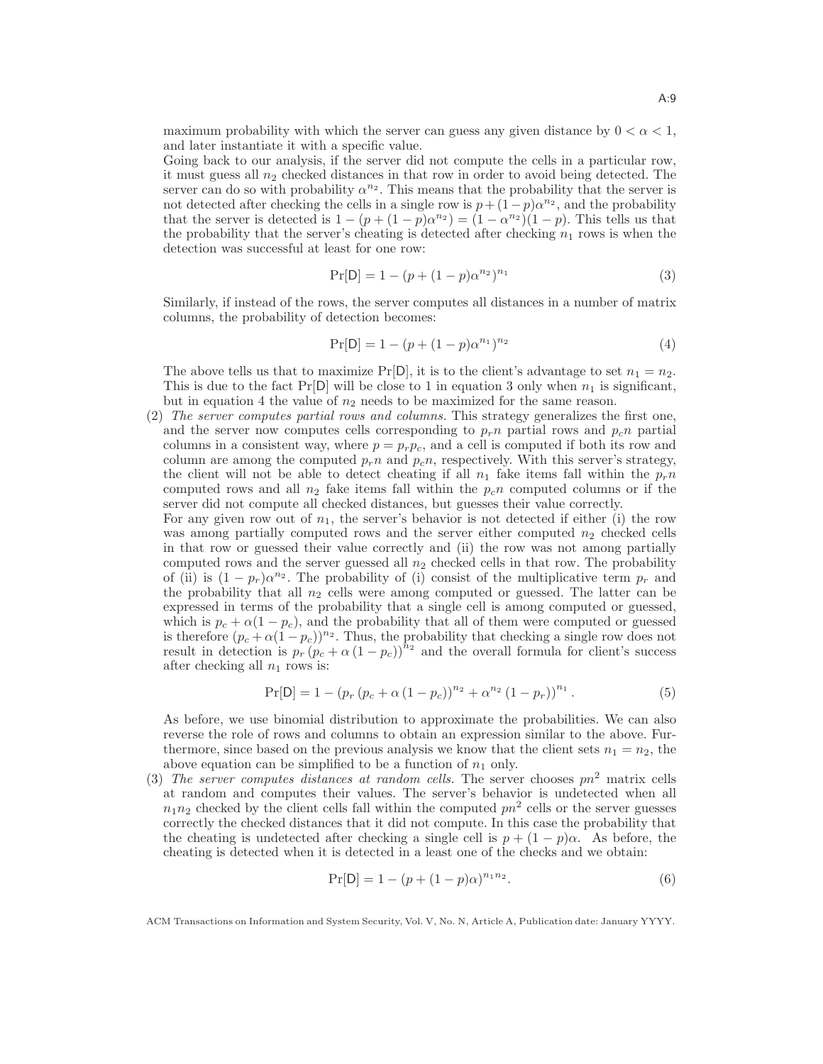maximum probability with which the server can guess any given distance by $0 < \alpha < 1$, and later instantiate it with a specific value.

Going back to our analysis, if the server did not compute the cells in a particular row, it must guess all $n_2$ checked distances in that row in order to avoid being detected. The server can do so with probability $\alpha^{n_2}$. This means that the probability that the server is not detected after checking the cells in a single row is $p + (1-p)\alpha^{n_2}$, and the probability that the server is detected is $1 - (p + (1-p)\alpha^{n_2}) = (1 - \alpha^{n_2})(1-p)$. This tells us that the probability that the server's cheating is detected after checking $n_1$ rows is when the detection was successful at least for one row:

$$\Pr[\mathsf{D}] = 1 - (p + (1-p)\alpha^{n_2})^{n_1} \tag{3}$$

Similarly, if instead of the rows, the server computes all distances in a number of matrix columns, the probability of detection becomes:

$$\Pr[\mathsf{D}] = 1 - (p + (1-p)\alpha^{n_1})^{n_2} \tag{4}$$

The above tells us that to maximize $\Pr[\mathsf{D}]$, it is to the client's advantage to set $n_1 = n_2$. This is due to the fact $\Pr[\mathsf{D}]$ will be close to 1 in equation 3 only when $n_1$ is significant, but in equation 4 the value of $n_2$ needs to be maximized for the same reason.

(2) *The server computes partial rows and columns.* This strategy generalizes the first one, and the server now computes cells corresponding to $p_r n$ partial rows and $p_c n$ partial columns in a consistent way, where $p = p_r p_c$, and a cell is computed if both its row and column are among the computed $p_r n$ and $p_c n$, respectively. With this server's strategy, the client will not be able to detect cheating if all $n_1$ fake items fall within the $p_r n$ computed rows and all $n_2$ fake items fall within the $p_c n$ computed columns or if the server did not compute all checked distances, but guesses their value correctly.

For any given row out of $n_1$, the server's behavior is not detected if either (i) the row was among partially computed rows and the server either computed $n_2$ checked cells in that row or guessed their value correctly and (ii) the row was not among partially computed rows and the server guessed all $n_2$ checked cells in that row. The probability of (ii) is $(1-p_r)\alpha^{n_2}$. The probability of (i) consist of the multiplicative term $p_r$ and the probability that all $n_2$ cells were among computed or guessed. The latter can be expressed in terms of the probability that a single cell is among computed or guessed, which is $p_c + \alpha(1-p_c)$, and the probability that all of them were computed or guessed is therefore $(p_c + \alpha(1-p_c))^{n_2}$. Thus, the probability that checking a single row does not result in detection is $p_r \left(p_c + \alpha\left(1-p_c\right)\right)^{n_2}$ and the overall formula for client's success after checking all $n_1$ rows is:

$$\Pr[\mathsf{D}] = 1 - \left(p_r \left(p_c + \alpha\left(1-p_c\right)\right)^{n_2} + \alpha^{n_2}\left(1-p_r\right)\right)^{n_1}. \tag{5}$$

As before, we use binomial distribution to approximate the probabilities. We can also reverse the role of rows and columns to obtain an expression similar to the above. Furthermore, since based on the previous analysis we know that the client sets $n_1 = n_2$, the above equation can be simplified to be a function of $n_1$ only.

(3) *The server computes distances at random cells.* The server chooses $pn^2$ matrix cells at random and computes their values. The server's behavior is undetected when all $n_1 n_2$ checked by the client cells fall within the computed $pn^2$ cells or the server guesses correctly the checked distances that it did not compute. In this case the probability that the cheating is undetected after checking a single cell is $p + (1-p)\alpha$. As before, the cheating is detected when it is detected in a least one of the checks and we obtain:

$$\Pr[\mathsf{D}] = 1 - (p + (1-p)\alpha)^{n_1 n_2}. \tag{6}$$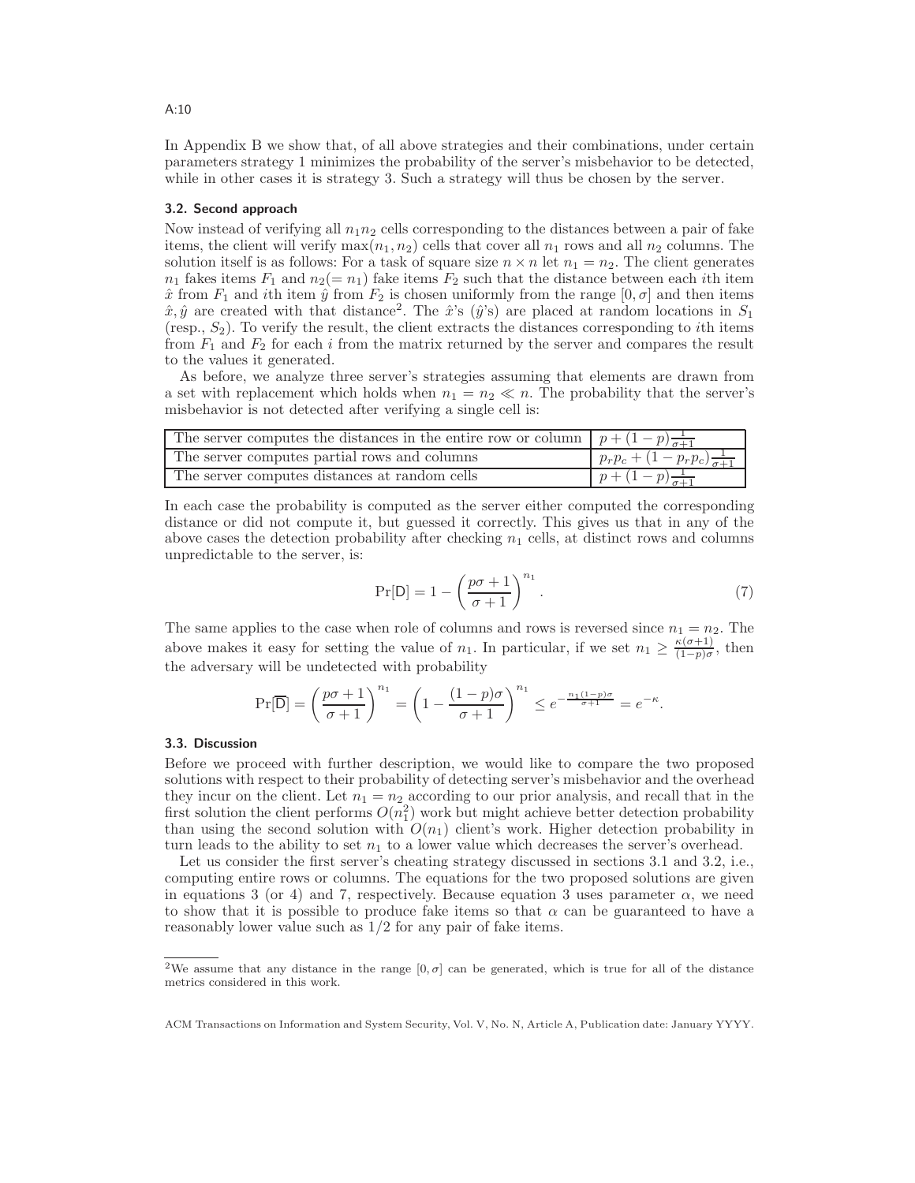In Appendix B we show that, of all above strategies and their combinations, under certain parameters strategy 1 minimizes the probability of the server's misbehavior to be detected, while in other cases it is strategy 3. Such a strategy will thus be chosen by the server.

### 3.2. Second approach

Now instead of verifying all $n_1 n_2$ cells corresponding to the distances between a pair of fake items, the client will verify $\max(n_1, n_2)$ cells that cover all $n_1$ rows and all $n_2$ columns. The solution itself is as follows: For a task of square size $n \times n$ let $n_1 = n_2$. The client generates $n_1$ fakes items $F_1$ and $n_2 (= n_1)$ fake items $F_2$ such that the distance between each $i$th item $\hat{x}$ from $F_1$ and $i$th item $\hat{y}$ from $F_2$ is chosen uniformly from the range $[0, \sigma]$ and then items $\hat{x}, \hat{y}$ are created with that distance[2]. The $\hat{x}$'s ($\hat{y}$'s) are placed at random locations in $S_1$ (resp., $S_2$). To verify the result, the client extracts the distances corresponding to $i$th items from $F_1$ and $F_2$ for each $i$ from the matrix returned by the server and compares the result to the values it generated.

As before, we analyze three server's strategies assuming that elements are drawn from a set with replacement which holds when $n_1 = n_2 \ll n$. The probability that the server's misbehavior is not detected after verifying a single cell is:

| | |
|---|---|
| The server computes the distances in the entire row or column | $p + (1-p)\frac{1}{\sigma+1}$ |
| The server computes partial rows and columns | $p_r p_c + (1 - p_r p_c)\frac{1}{\sigma+1}$ |
| The server computes distances at random cells | $p + (1-p)\frac{1}{\sigma+1}$ |

In each case the probability is computed as the server either computed the corresponding distance or did not compute it, but guessed it correctly. This gives us that in any of the above cases the detection probability after checking $n_1$ cells, at distinct rows and columns unpredictable to the server, is:

$$\Pr[\mathsf{D}] = 1 - \left(\frac{p\sigma + 1}{\sigma + 1}\right)^{n_1}. \tag{7}$$

The same applies to the case when role of columns and rows is reversed since $n_1 = n_2$. The above makes it easy for setting the value of $n_1$. In particular, if we set $n_1 \geq \frac{\kappa(\sigma+1)}{(1-p)\sigma}$, then the adversary will be undetected with probability

$$\Pr[\overline{\mathsf{D}}] = \left(\frac{p\sigma + 1}{\sigma + 1}\right)^{n_1} = \left(1 - \frac{(1-p)\sigma}{\sigma + 1}\right)^{n_1} \leq e^{-\frac{n_1(1-p)\sigma}{\sigma+1}} = e^{-\kappa}.$$

### 3.3. Discussion

Before we proceed with further description, we would like to compare the two proposed solutions with respect to their probability of detecting server's misbehavior and the overhead they incur on the client. Let $n_1 = n_2$ according to our prior analysis, and recall that in the first solution the client performs $O(n_1^2)$ work but might achieve better detection probability than using the second solution with $O(n_1)$ client's work. Higher detection probability in turn leads to the ability to set $n_1$ to a lower value which decreases the server's overhead.

Let us consider the first server's cheating strategy discussed in sections 3.1 and 3.2, i.e., computing entire rows or columns. The equations for the two proposed solutions are given in equations 3 (or 4) and 7, respectively. Because equation 3 uses parameter $\alpha$, we need to show that it is possible to produce fake items so that $\alpha$ can be guaranteed to have a reasonably lower value such as 1/2 for any pair of fake items.

---

[2] We assume that any distance in the range $[0, \sigma]$ can be generated, which is true for all of the distance metrics considered in this work.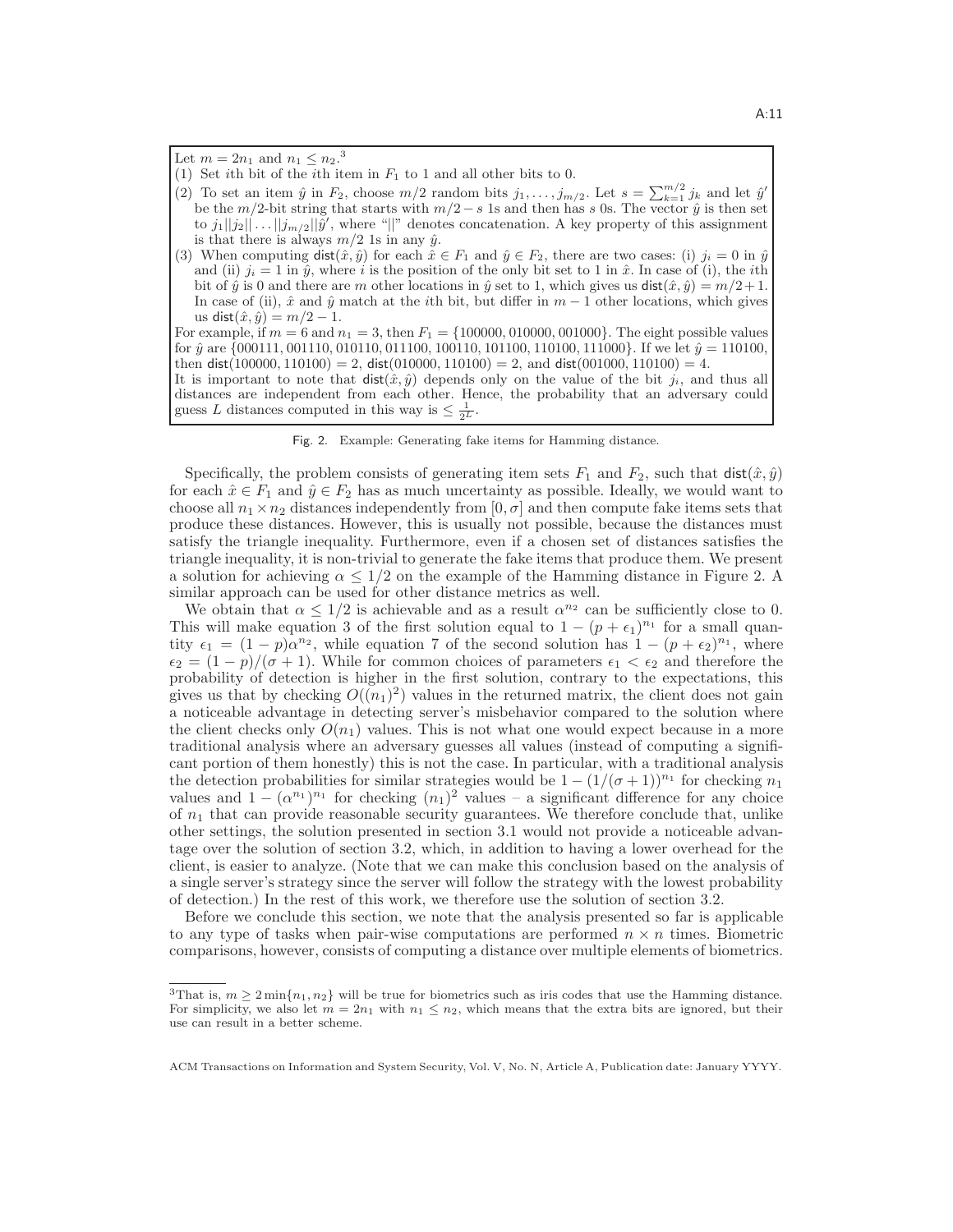Let $m = 2n_1$ and $n_1 \leq n_2$.[3]

(1) Set $i$th bit of the $i$th item in $F_1$ to 1 and all other bits to 0.

(2) To set an item $\hat{y}$ in $F_2$, choose $m/2$ random bits $j_1, \ldots, j_{m/2}$. Let $s = \sum_{k=1}^{m/2} j_k$ and let $\hat{y}'$ be the $m/2$-bit string that starts with $m/2 - s$ 1s and then has $s$ 0s. The vector $\hat{y}$ is then set to $j_1||j_2||\ldots||j_{m/2}||\hat{y}'$, where "$||$" denotes concatenation. A key property of this assignment is that there is always $m/2$ 1s in any $\hat{y}$.

(3) When computing $\mathsf{dist}(\hat{x}, \hat{y})$ for each $\hat{x} \in F_1$ and $\hat{y} \in F_2$, there are two cases: (i) $j_i = 0$ in $\hat{y}$ and (ii) $j_i = 1$ in $\hat{y}$, where $i$ is the position of the only bit set to 1 in $\hat{x}$. In case of (i), the $i$th bit of $\hat{y}$ is 0 and there are $m$ other locations in $\hat{y}$ set to 1, which gives us $\mathsf{dist}(\hat{x}, \hat{y}) = m/2 + 1$. In case of (ii), $\hat{x}$ and $\hat{y}$ match at the $i$th bit, but differ in $m - 1$ other locations, which gives us $\mathsf{dist}(\hat{x}, \hat{y}) = m/2 - 1$.

For example, if $m = 6$ and $n_1 = 3$, then $F_1 = \{100000, 010000, 001000\}$. The eight possible values for $\hat{y}$ are $\{000111, 001110, 010110, 011100, 100110, 101100, 110100, 111000\}$. If we let $\hat{y} = 110100$, then $\mathsf{dist}(100000, 110100) = 2$, $\mathsf{dist}(010000, 110100) = 2$, and $\mathsf{dist}(001000, 110100) = 4$.

It is important to note that $\mathsf{dist}(\hat{x}, \hat{y})$ depends only on the value of the bit $j_i$, and thus all distances are independent from each other. Hence, the probability that an adversary could guess $L$ distances computed in this way is $\leq \frac{1}{2^L}$.

Fig. 2. Example: Generating fake items for Hamming distance.

Specifically, the problem consists of generating item sets $F_1$ and $F_2$, such that $\mathsf{dist}(\hat{x}, \hat{y})$ for each $\hat{x} \in F_1$ and $\hat{y} \in F_2$ has as much uncertainty as possible. Ideally, we would want to choose all $n_1 \times n_2$ distances independently from $[0, \sigma]$ and then compute fake items sets that produce these distances. However, this is usually not possible, because the distances must satisfy the triangle inequality. Furthermore, even if a chosen set of distances satisfies the triangle inequality, it is non-trivial to generate the fake items that produce them. We present a solution for achieving $\alpha \leq 1/2$ on the example of the Hamming distance in Figure 2. A similar approach can be used for other distance metrics as well.

We obtain that $\alpha \leq 1/2$ is achievable and as a result $\alpha^{n_2}$ can be sufficiently close to 0. This will make equation 3 of the first solution equal to $1 - (p + \epsilon_1)^{n_1}$ for a small quantity $\epsilon_1 = (1 - p)\alpha^{n_2}$, while equation 7 of the second solution has $1 - (p + \epsilon_2)^{n_1}$, where $\epsilon_2 = (1 - p)/(\sigma + 1)$. While for common choices of parameters $\epsilon_1 < \epsilon_2$ and therefore the probability of detection is higher in the first solution, contrary to the expectations, this gives us that by checking $O((n_1)^2)$ values in the returned matrix, the client does not gain a noticeable advantage in detecting server's misbehavior compared to the solution where the client checks only $O(n_1)$ values. This is not what one would expect because in a more traditional analysis where an adversary guesses all values (instead of computing a significant portion of them honestly) this is not the case. In particular, with a traditional analysis the detection probabilities for similar strategies would be $1 - (1/(\sigma + 1))^{n_1}$ for checking $n_1$ values and $1 - (\alpha^{n_1})^{n_1}$ for checking $(n_1)^2$ values – a significant difference for any choice of $n_1$ that can provide reasonable security guarantees. We therefore conclude that, unlike other settings, the solution presented in section 3.1 would not provide a noticeable advantage over the solution of section 3.2, which, in addition to having a lower overhead for the client, is easier to analyze. (Note that we can make this conclusion based on the analysis of a single server's strategy since the server will follow the strategy with the lowest probability of detection.) In the rest of this work, we therefore use the solution of section 3.2.

Before we conclude this section, we note that the analysis presented so far is applicable to any type of tasks when pair-wise computations are performed $n \times n$ times. Biometric comparisons, however, consists of computing a distance over multiple elements of biometrics.

[3] That is, $m \geq 2 \min\{n_1, n_2\}$ will be true for biometrics such as iris codes that use the Hamming distance. For simplicity, we also let $m = 2n_1$ with $n_1 \leq n_2$, which means that the extra bits are ignored, but their use can result in a better scheme.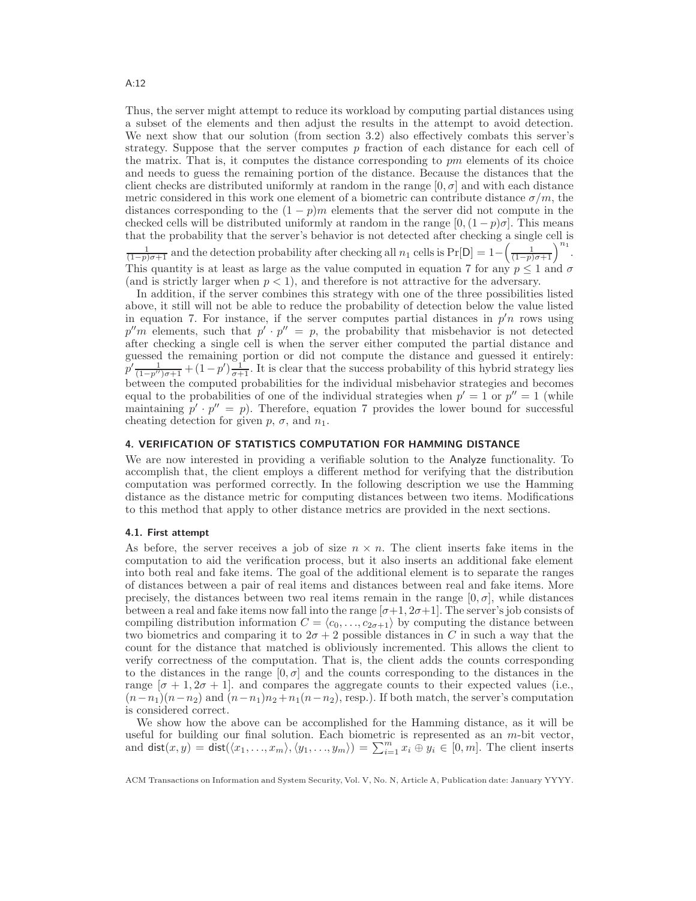Thus, the server might attempt to reduce its workload by computing partial distances using a subset of the elements and then adjust the results in the attempt to avoid detection. We next show that our solution (from section 3.2) also effectively combats this server's strategy. Suppose that the server computes $p$ fraction of each distance for each cell of the matrix. That is, it computes the distance corresponding to $pm$ elements of its choice and needs to guess the remaining portion of the distance. Because the distances that the client checks are distributed uniformly at random in the range $[0, \sigma]$ and with each distance metric considered in this work one element of a biometric can contribute distance $\sigma/m$, the distances corresponding to the $(1-p)m$ elements that the server did not compute in the checked cells will be distributed uniformly at random in the range $[0, (1-p)\sigma]$. This means that the probability that the server's behavior is not detected after checking a single cell is $\frac{1}{(1-p)\sigma+1}$ and the detection probability after checking all $n_1$ cells is $\Pr[\mathsf{D}] = 1 - \left(\frac{1}{(1-p)\sigma+1}\right)^{n_1}$. This quantity is at least as large as the value computed in equation 7 for any $p \leq 1$ and $\sigma$ (and is strictly larger when $p < 1$), and therefore is not attractive for the adversary.

In addition, if the server combines this strategy with one of the three possibilities listed above, it still will not be able to reduce the probability of detection below the value listed in equation 7. For instance, if the server computes partial distances in $p'n$ rows using $p''m$ elements, such that $p' \cdot p'' = p$, the probability that misbehavior is not detected after checking a single cell is when the server either computed the partial distance and guessed the remaining portion or did not compute the distance and guessed it entirely: $p' \frac{1}{(1-p'')\sigma+1} + (1-p')\frac{1}{\sigma+1}$. It is clear that the success probability of this hybrid strategy lies between the computed probabilities for the individual misbehavior strategies and becomes equal to the probabilities of one of the individual strategies when $p' = 1$ or $p'' = 1$ (while maintaining $p' \cdot p'' = p$). Therefore, equation 7 provides the lower bound for successful cheating detection for given $p$, $\sigma$, and $n_1$.

## 4. VERIFICATION OF STATISTICS COMPUTATION FOR HAMMING DISTANCE

We are now interested in providing a verifiable solution to the Analyze functionality. To accomplish that, the client employs a different method for verifying that the distribution computation was performed correctly. In the following description we use the Hamming distance as the distance metric for computing distances between two items. Modifications to this method that apply to other distance metrics are provided in the next sections.

### 4.1. First attempt

As before, the server receives a job of size $n \times n$. The client inserts fake items in the computation to aid the verification process, but it also inserts an additional fake element into both real and fake items. The goal of the additional element is to separate the ranges of distances between a pair of real items and distances between real and fake items. More precisely, the distances between two real items remain in the range $[0, \sigma]$, while distances between a real and fake items now fall into the range $[\sigma+1, 2\sigma+1]$. The server's job consists of compiling distribution information $C = \langle c_0, \ldots, c_{2\sigma+1} \rangle$ by computing the distance between two biometrics and comparing it to $2\sigma + 2$ possible distances in $C$ in such a way that the count for the distance that matched is obliviously incremented. This allows the client to verify correctness of the computation. That is, the client adds the counts corresponding to the distances in the range $[0, \sigma]$ and the counts corresponding to the distances in the range $[\sigma + 1, 2\sigma + 1]$. and compares the aggregate counts to their expected values (i.e., $(n-n_1)(n-n_2)$ and $(n-n_1)n_2 + n_1(n-n_2)$, resp.). If both match, the server's computation is considered correct.

We show how the above can be accomplished for the Hamming distance, as it will be useful for building our final solution. Each biometric is represented as an $m$-bit vector, and $\mathsf{dist}(x, y) = \mathsf{dist}(\langle x_1, \ldots, x_m \rangle, \langle y_1, \ldots, y_m \rangle) = \sum_{i=1}^{m} x_i \oplus y_i \in [0, m]$. The client inserts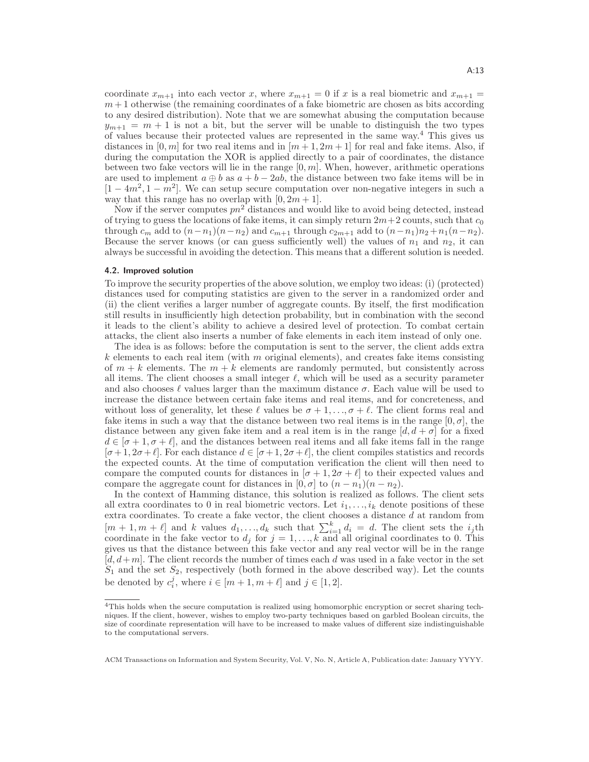coordinate $x_{m+1}$ into each vector $x$, where $x_{m+1} = 0$ if $x$ is a real biometric and $x_{m+1} = m+1$ otherwise (the remaining coordinates of a fake biometric are chosen as bits according to any desired distribution). Note that we are somewhat abusing the computation because $y_{m+1} = m+1$ is not a bit, but the server will be unable to distinguish the two types of values because their protected values are represented in the same way.[4] This gives us distances in $[0, m]$ for two real items and in $[m+1, 2m+1]$ for real and fake items. Also, if during the computation the XOR is applied directly to a pair of coordinates, the distance between two fake vectors will lie in the range $[0, m]$. When, however, arithmetic operations are used to implement $a \oplus b$ as $a + b - 2ab$, the distance between two fake items will be in $[1 - 4m^2, 1 - m^2]$. We can setup secure computation over non-negative integers in such a way that this range has no overlap with $[0, 2m+1]$.

Now if the server computes $pn^2$ distances and would like to avoid being detected, instead of trying to guess the locations of fake items, it can simply return $2m+2$ counts, such that $c_0$ through $c_m$ add to $(n-n_1)(n-n_2)$ and $c_{m+1}$ through $c_{2m+1}$ add to $(n-n_1)n_2 + n_1(n-n_2)$. Because the server knows (or can guess sufficiently well) the values of $n_1$ and $n_2$, it can always be successful in avoiding the detection. This means that a different solution is needed.

### 4.2. Improved solution

To improve the security properties of the above solution, we employ two ideas: (i) (protected) distances used for computing statistics are given to the server in a randomized order and (ii) the client verifies a larger number of aggregate counts. By itself, the first modification still results in insufficiently high detection probability, but in combination with the second it leads to the client's ability to achieve a desired level of protection. To combat certain attacks, the client also inserts a number of fake elements in each item instead of only one.

The idea is as follows: before the computation is sent to the server, the client adds extra $k$ elements to each real item (with $m$ original elements), and creates fake items consisting of $m+k$ elements. The $m+k$ elements are randomly permuted, but consistently across all items. The client chooses a small integer $\ell$, which will be used as a security parameter and also chooses $\ell$ values larger than the maximum distance $\sigma$. Each value will be used to increase the distance between certain fake items and real items, and for concreteness, and without loss of generality, let these $\ell$ values be $\sigma+1, \ldots, \sigma+\ell$. The client forms real and fake items in such a way that the distance between two real items is in the range $[0, \sigma]$, the distance between any given fake item and a real item is in the range $[d, d+\sigma]$ for a fixed $d \in [\sigma+1, \sigma+\ell]$, and the distances between real items and all fake items fall in the range $[\sigma+1, 2\sigma+\ell]$. For each distance $d \in [\sigma+1, 2\sigma+\ell]$, the client compiles statistics and records the expected counts. At the time of computation verification the client will then need to compare the computed counts for distances in $[\sigma+1, 2\sigma+\ell]$ to their expected values and compare the aggregate count for distances in $[0, \sigma]$ to $(n-n_1)(n-n_2)$.

In the context of Hamming distance, this solution is realized as follows. The client sets all extra coordinates to 0 in real biometric vectors. Let $i_1, \ldots, i_k$ denote positions of these extra coordinates. To create a fake vector, the client chooses a distance $d$ at random from $[m+1, m+\ell]$ and $k$ values $d_1, \ldots, d_k$ such that $\sum_{i=1}^{k} d_i = d$. The client sets the $i_j$th coordinate in the fake vector to $d_j$ for $j = 1, \ldots, k$ and all original coordinates to 0. This gives us that the distance between this fake vector and any real vector will be in the range $[d, d+m]$. The client records the number of times each $d$ was used in a fake vector in the set $S_1$ and the set $S_2$, respectively (both formed in the above described way). Let the counts be denoted by $c_i^j$, where $i \in [m+1, m+\ell]$ and $j \in [1, 2]$.

---

[4] This holds when the secure computation is realized using homomorphic encryption or secret sharing techniques. If the client, however, wishes to employ two-party techniques based on garbled Boolean circuits, the size of coordinate representation will have to be increased to make values of different size indistinguishable to the computational servers.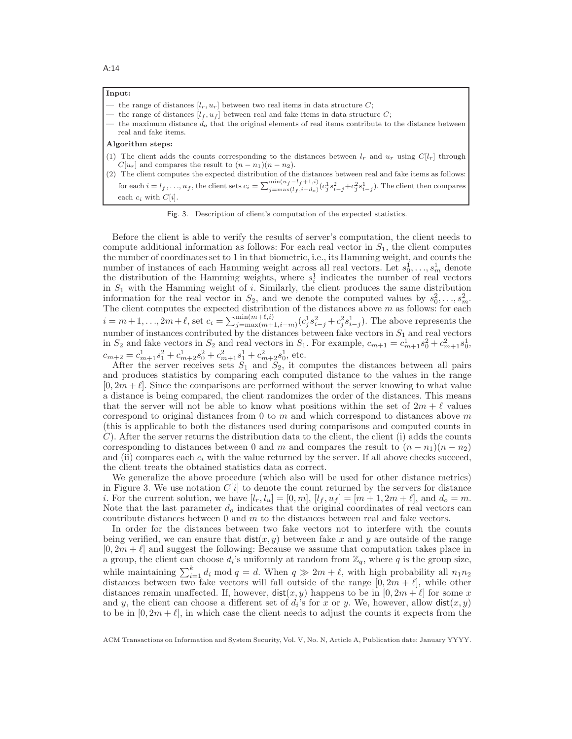**Input:**

- the range of distances $[l_r, u_r]$ between two real items in data structure $C$;
- the range of distances $[l_f, u_f]$ between real and fake items in data structure $C$;
- the maximum distance $d_o$ that the original elements of real items contribute to the distance between real and fake items.

**Algorithm steps:**

(1) The client adds the counts corresponding to the distances between $l_r$ and $u_r$ using $C[l_r]$ through $C[u_r]$ and compares the result to $(n - n_1)(n - n_2)$.

(2) The client computes the expected distribution of the distances between real and fake items as follows: for each $i = l_f, \ldots, u_f$, the client sets $c_i = \sum_{j=\max(l_f, i-d_o)}^{\min(u_f - l_f + 1, i)} (c_j^1 s_{i-j}^2 + c_j^2 s_{i-j}^1)$. The client then compares each $c_i$ with $C[i]$.

Fig. 3. Description of client's computation of the expected statistics.

Before the client is able to verify the results of server's computation, the client needs to compute additional information as follows: For each real vector in $S_1$, the client computes the number of coordinates set to 1 in that biometric, i.e., its Hamming weight, and counts the number of instances of each Hamming weight across all real vectors. Let $s_0^1, \ldots, s_m^1$ denote the distribution of the Hamming weights, where $s_i^1$ indicates the number of real vectors in $S_1$ with the Hamming weight of $i$. Similarly, the client produces the same distribution information for the real vector in $S_2$, and we denote the computed values by $s_0^2, \ldots, s_m^2$. The client computes the expected distribution of the distances above $m$ as follows: for each $i = m+1, \ldots, 2m+\ell$, set $c_i = \sum_{j=\max(m+1, i-m)}^{\min(m+\ell, i)} (c_j^1 s_{i-j}^2 + c_j^2 s_{i-j}^1)$. The above represents the number of instances contributed by the distances between fake vectors in $S_1$ and real vectors in $S_2$ and fake vectors in $S_2$ and real vectors in $S_1$. For example, $c_{m+1} = c_{m+1}^1 s_0^2 + c_{m+1}^2 s_0^1$, $c_{m+2} = c_{m+1}^1 s_1^2 + c_{m+2}^1 s_0^2 + c_{m+1}^2 s_1^1 + c_{m+2}^2 s_0^1$, etc.

After the server receives sets $S_1$ and $S_2$, it computes the distances between all pairs and produces statistics by comparing each computed distance to the values in the range $[0, 2m+\ell]$. Since the comparisons are performed without the server knowing to what value a distance is being compared, the client randomizes the order of the distances. This means that the server will not be able to know what positions within the set of $2m+\ell$ values correspond to original distances from 0 to $m$ and which correspond to distances above $m$ (this is applicable to both the distances used during comparisons and computed counts in $C$). After the server returns the distribution data to the client, the client (i) adds the counts corresponding to distances between 0 and $m$ and compares the result to $(n - n_1)(n - n_2)$ and (ii) compares each $c_i$ with the value returned by the server. If all above checks succeed, the client treats the obtained statistics data as correct.

We generalize the above procedure (which also will be used for other distance metrics) in Figure 3. We use notation $C[i]$ to denote the count returned by the servers for distance $i$. For the current solution, we have $[l_r, l_u] = [0, m]$, $[l_f, u_f] = [m+1, 2m+\ell]$, and $d_o = m$. Note that the last parameter $d_o$ indicates that the original coordinates of real vectors can contribute distances between 0 and $m$ to the distances between real and fake vectors.

In order for the distances between two fake vectors not to interfere with the counts being verified, we can ensure that $\mathsf{dist}(x, y)$ between fake $x$ and $y$ are outside of the range $[0, 2m+\ell]$ and suggest the following: Because we assume that computation takes place in a group, the client can choose $d_i$'s uniformly at random from $\mathbb{Z}_q$, where $q$ is the group size, while maintaining $\sum_{i=1}^{k} d_i \bmod q = d$. When $q \gg 2m+\ell$, with high probability all $n_1 n_2$ distances between two fake vectors will fall outside of the range $[0, 2m+\ell]$, while other distances remain unaffected. If, however, $\mathsf{dist}(x, y)$ happens to be in $[0, 2m+\ell]$ for some $x$ and $y$, the client can choose a different set of $d_i$'s for $x$ or $y$. We, however, allow $\mathsf{dist}(x, y)$ to be in $[0, 2m+\ell]$, in which case the client needs to adjust the counts it expects from the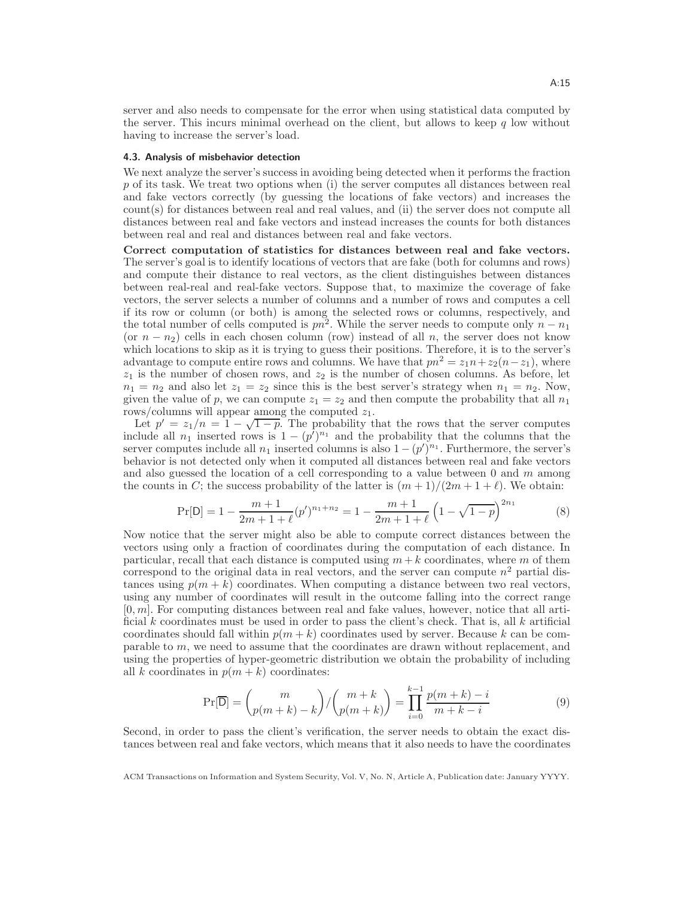server and also needs to compensate for the error when using statistical data computed by the server. This incurs minimal overhead on the client, but allows to keep $q$ low without having to increase the server's load.

### 4.3. Analysis of misbehavior detection

We next analyze the server's success in avoiding being detected when it performs the fraction $p$ of its task. We treat two options when (i) the server computes all distances between real and fake vectors correctly (by guessing the locations of fake vectors) and increases the count(s) for distances between real and real values, and (ii) the server does not compute all distances between real and fake vectors and instead increases the counts for both distances between real and real and distances between real and fake vectors.

**Correct computation of statistics for distances between real and fake vectors.** The server's goal is to identify locations of vectors that are fake (both for columns and rows) and compute their distance to real vectors, as the client distinguishes between distances between real-real and real-fake vectors. Suppose that, to maximize the coverage of fake vectors, the server selects a number of columns and a number of rows and computes a cell if its row or column (or both) is among the selected rows or columns, respectively, and the total number of cells computed is $pn^2$. While the server needs to compute only $n - n_1$ (or $n - n_2$) cells in each chosen column (row) instead of all $n$, the server does not know which locations to skip as it is trying to guess their positions. Therefore, it is to the server's advantage to compute entire rows and columns. We have that $pn^2 = z_1 n + z_2(n - z_1)$, where $z_1$ is the number of chosen rows, and $z_2$ is the number of chosen columns. As before, let $n_1 = n_2$ and also let $z_1 = z_2$ since this is the best server's strategy when $n_1 = n_2$. Now, given the value of $p$, we can compute $z_1 = z_2$ and then compute the probability that all $n_1$ rows/columns will appear among the computed $z_1$.

Let $p' = z_1/n = 1 - \sqrt{1-p}$. The probability that the rows that the server computes include all $n_1$ inserted rows is $1 - (p')^{n_1}$ and the probability that the columns that the server computes include all $n_1$ inserted columns is also $1 - (p')^{n_1}$. Furthermore, the server's behavior is not detected only when it computed all distances between real and fake vectors and also guessed the location of a cell corresponding to a value between 0 and $m$ among the counts in $C$; the success probability of the latter is $(m+1)/(2m+1+\ell)$. We obtain:

$$\Pr[\mathsf{D}] = 1 - \frac{m+1}{2m+1+\ell}(p')^{n_1+n_2} = 1 - \frac{m+1}{2m+1+\ell}\left(1 - \sqrt{1-p}\right)^{2n_1} \tag{8}$$

Now notice that the server might also be able to compute correct distances between the vectors using only a fraction of coordinates during the computation of each distance. In particular, recall that each distance is computed using $m + k$ coordinates, where $m$ of them correspond to the original data in real vectors, and the server can compute $n^2$ partial distances using $p(m+k)$ coordinates. When computing a distance between two real vectors, using any number of coordinates will result in the outcome falling into the correct range $[0, m]$. For computing distances between real and fake values, however, notice that all artificial $k$ coordinates must be used in order to pass the client's check. That is, all $k$ artificial coordinates should fall within $p(m+k)$ coordinates used by server. Because $k$ can be comparable to $m$, we need to assume that the coordinates are drawn without replacement, and using the properties of hyper-geometric distribution we obtain the probability of including all $k$ coordinates in $p(m+k)$ coordinates:

$$\Pr[\overline{\mathsf{D}}] = \binom{m}{p(m+k)-k} \Big/ \binom{m+k}{p(m+k)} = \prod_{i=0}^{k-1} \frac{p(m+k)-i}{m+k-i} \tag{9}$$

Second, in order to pass the client's verification, the server needs to obtain the exact distances between real and fake vectors, which means that it also needs to have the coordinates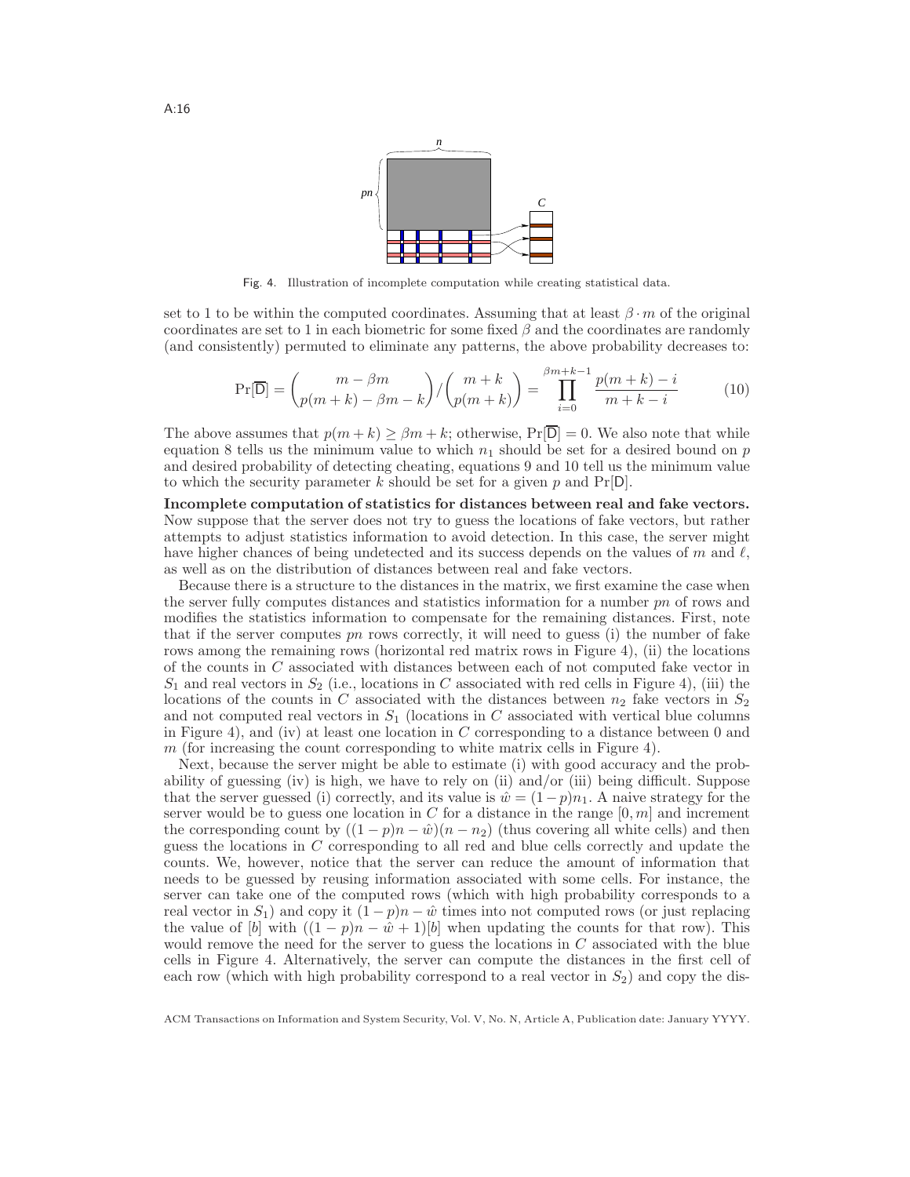Fig. 4. Illustration of incomplete computation while creating statistical data.

set to 1 to be within the computed coordinates. Assuming that at least $\beta \cdot m$ of the original coordinates are set to 1 in each biometric for some fixed $\beta$ and the coordinates are randomly (and consistently) permuted to eliminate any patterns, the above probability decreases to:

$$\Pr[\overline{\mathsf{D}}] = \binom{m - \beta m}{p(m+k) - \beta m - k} \Big/ \binom{m+k}{p(m+k)} = \prod_{i=0}^{\beta m + k - 1} \frac{p(m+k) - i}{m + k - i} \tag{10}$$

The above assumes that $p(m + k) \geq \beta m + k$; otherwise, $\Pr[\overline{\mathsf{D}}] = 0$. We also note that while equation 8 tells us the minimum value to which $n_1$ should be set for a desired bound on $p$ and desired probability of detecting cheating, equations 9 and 10 tell us the minimum value to which the security parameter $k$ should be set for a given $p$ and $\Pr[\mathsf{D}]$.

**Incomplete computation of statistics for distances between real and fake vectors.** Now suppose that the server does not try to guess the locations of fake vectors, but rather attempts to adjust statistics information to avoid detection. In this case, the server might have higher chances of being undetected and its success depends on the values of $m$ and $\ell$, as well as on the distribution of distances between real and fake vectors.

Because there is a structure to the distances in the matrix, we first examine the case when the server fully computes distances and statistics information for a number $pn$ of rows and modifies the statistics information to compensate for the remaining distances. First, note that if the server computes $pn$ rows correctly, it will need to guess (i) the number of fake rows among the remaining rows (horizontal red matrix rows in Figure 4), (ii) the locations of the counts in $C$ associated with distances between each of not computed fake vector in $S_1$ and real vectors in $S_2$ (i.e., locations in $C$ associated with red cells in Figure 4), (iii) the locations of the counts in $C$ associated with the distances between $n_2$ fake vectors in $S_2$ and not computed real vectors in $S_1$ (locations in $C$ associated with vertical blue columns in Figure 4), and (iv) at least one location in $C$ corresponding to a distance between 0 and $m$ (for increasing the count corresponding to white matrix cells in Figure 4).

Next, because the server might be able to estimate (i) with good accuracy and the probability of guessing (iv) is high, we have to rely on (ii) and/or (iii) being difficult. Suppose that the server guessed (i) correctly, and its value is $\hat{w} = (1 - p)n_1$. A naive strategy for the server would be to guess one location in $C$ for a distance in the range $[0, m]$ and increment the corresponding count by $((1-p)n - \hat{w})(n - n_2)$ (thus covering all white cells) and then guess the locations in $C$ corresponding to all red and blue cells correctly and update the counts. We, however, notice that the server can reduce the amount of information that needs to be guessed by reusing information associated with some cells. For instance, the server can take one of the computed rows (which with high probability corresponds to a real vector in $S_1$) and copy it $(1 - p)n - \hat{w}$ times into not computed rows (or just replacing the value of $[b]$ with $((1 - p)n - \hat{w} + 1)[b]$ when updating the counts for that row). This would remove the need for the server to guess the locations in $C$ associated with the blue cells in Figure 4. Alternatively, the server can compute the distances in the first cell of each row (which with high probability correspond to a real vector in $S_2$) and copy the dis-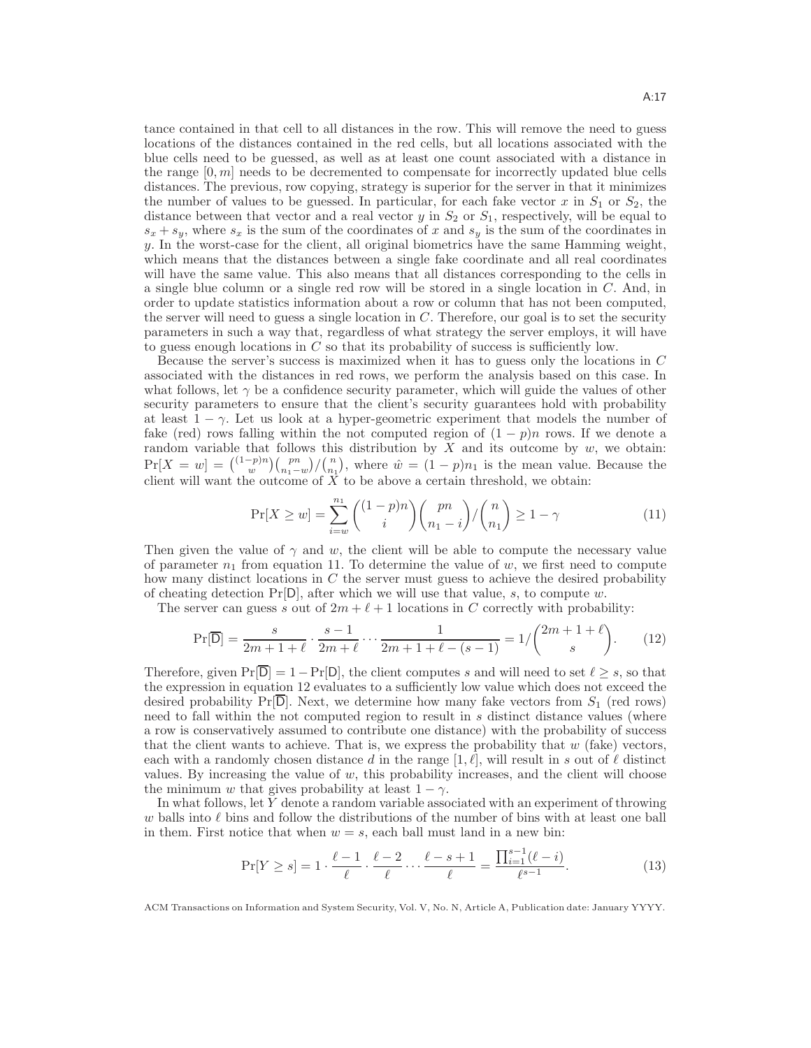tance contained in that cell to all distances in the row. This will remove the need to guess locations of the distances contained in the red cells, but all locations associated with the blue cells need to be guessed, as well as at least one count associated with a distance in the range $[0, m]$ needs to be decremented to compensate for incorrectly updated blue cells distances. The previous, row copying, strategy is superior for the server in that it minimizes the number of values to be guessed. In particular, for each fake vector $x$ in $S_1$ or $S_2$, the distance between that vector and a real vector $y$ in $S_2$ or $S_1$, respectively, will be equal to $s_x + s_y$, where $s_x$ is the sum of the coordinates of $x$ and $s_y$ is the sum of the coordinates in $y$. In the worst-case for the client, all original biometrics have the same Hamming weight, which means that the distances between a single fake coordinate and all real coordinates will have the same value. This also means that all distances corresponding to the cells in a single blue column or a single red row will be stored in a single location in $C$. And, in order to update statistics information about a row or column that has not been computed, the server will need to guess a single location in $C$. Therefore, our goal is to set the security parameters in such a way that, regardless of what strategy the server employs, it will have to guess enough locations in $C$ so that its probability of success is sufficiently low.

Because the server's success is maximized when it has to guess only the locations in $C$ associated with the distances in red rows, we perform the analysis based on this case. In what follows, let $\gamma$ be a confidence security parameter, which will guide the values of other security parameters to ensure that the client's security guarantees hold with probability at least $1 - \gamma$. Let us look at a hyper-geometric experiment that models the number of fake (red) rows falling within the not computed region of $(1-p)n$ rows. If we denote a random variable that follows this distribution by $X$ and its outcome by $w$, we obtain: $\Pr[X = w] = \binom{(1-p)n}{w}\binom{pn}{n_1-w}/\binom{n}{n_1}$, where $\hat{w} = (1-p)n_1$ is the mean value. Because the client will want the outcome of $X$ to be above a certain threshold, we obtain:

$$\Pr[X \geq w] = \sum_{i=w}^{n_1} \binom{(1-p)n}{i}\binom{pn}{n_1 - i}/\binom{n}{n_1} \geq 1 - \gamma \tag{11}$$

Then given the value of $\gamma$ and $w$, the client will be able to compute the necessary value of parameter $n_1$ from equation 11. To determine the value of $w$, we first need to compute how many distinct locations in $C$ the server must guess to achieve the desired probability of cheating detection $\Pr[\mathsf{D}]$, after which we will use that value, $s$, to compute $w$.

The server can guess $s$ out of $2m + \ell + 1$ locations in $C$ correctly with probability:

$$\Pr[\overline{\mathsf{D}}] = \frac{s}{2m+1+\ell} \cdot \frac{s-1}{2m+\ell} \cdots \frac{1}{2m+1+\ell-(s-1)} = 1/\binom{2m+1+\ell}{s}. \tag{12}$$

Therefore, given $\Pr[\overline{\mathsf{D}}] = 1 - \Pr[\mathsf{D}]$, the client computes $s$ and will need to set $\ell \geq s$, so that the expression in equation 12 evaluates to a sufficiently low value which does not exceed the desired probability $\Pr[\overline{\mathsf{D}}]$. Next, we determine how many fake vectors from $S_1$ (red rows) need to fall within the not computed region to result in $s$ distinct distance values (where a row is conservatively assumed to contribute one distance) with the probability of success that the client wants to achieve. That is, we express the probability that $w$ (fake) vectors, each with a randomly chosen distance $d$ in the range $[1, \ell]$, will result in $s$ out of $\ell$ distinct values. By increasing the value of $w$, this probability increases, and the client will choose the minimum $w$ that gives probability at least $1 - \gamma$.

In what follows, let $Y$ denote a random variable associated with an experiment of throwing $w$ balls into $\ell$ bins and follow the distributions of the number of bins with at least one ball in them. First notice that when $w = s$, each ball must land in a new bin:

$$\Pr[Y \geq s] = 1 \cdot \frac{\ell-1}{\ell} \cdot \frac{\ell-2}{\ell} \cdots \frac{\ell-s+1}{\ell} = \frac{\prod_{i=1}^{s-1}(\ell - i)}{\ell^{s-1}}. \tag{13}$$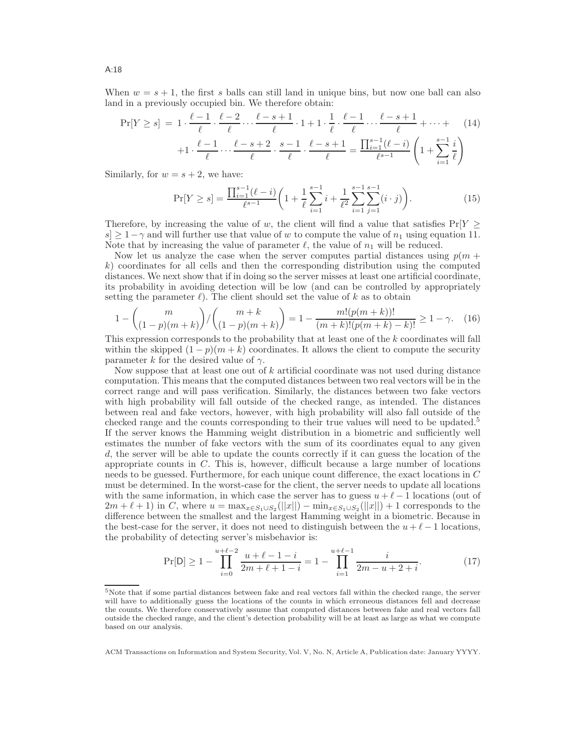When $w = s + 1$, the first $s$ balls can still land in unique bins, but now one ball can also land in a previously occupied bin. We therefore obtain:

$$\Pr[Y \geq s] = 1 \cdot \frac{\ell-1}{\ell} \cdot \frac{\ell-2}{\ell} \cdots \frac{\ell-s+1}{\ell} \cdot 1 + 1 \cdot \frac{1}{\ell} \cdot \frac{\ell-1}{\ell} \cdots \frac{\ell-s+1}{\ell} + \cdots + \\ +1 \cdot \frac{\ell-1}{\ell} \cdots \frac{\ell-s+2}{\ell} \cdot \frac{s-1}{\ell} \cdot \frac{\ell-s+1}{\ell} = \frac{\prod_{i=1}^{s-1}(\ell-i)}{\ell^{s-1}} \left(1 + \sum_{i=1}^{s-1} \frac{i}{\ell}\right) \tag{14}$$

Similarly, for $w = s + 2$, we have:

$$\Pr[Y \geq s] = \frac{\prod_{i=1}^{s-1}(\ell-i)}{\ell^{s-1}} \left(1 + \frac{1}{\ell}\sum_{i=1}^{s-1} i + \frac{1}{\ell^2}\sum_{i=1}^{s-1}\sum_{j=1}^{s-1}(i \cdot j)\right). \tag{15}$$

Therefore, by increasing the value of $w$, the client will find a value that satisfies $\Pr[Y \geq s] \geq 1 - \gamma$ and will further use that value of $w$ to compute the value of $n_1$ using equation 11. Note that by increasing the value of parameter $\ell$, the value of $n_1$ will be reduced.

Now let us analyze the case when the server computes partial distances using $p(m + k)$ coordinates for all cells and then the corresponding distribution using the computed distances. We next show that if in doing so the server misses at least one artificial coordinate, its probability in avoiding detection will be low (and can be controlled by appropriately setting the parameter $\ell$). The client should set the value of $k$ as to obtain

$$1 - \binom{m}{(1-p)(m+k)} \Big/ \binom{m+k}{(1-p)(m+k)} = 1 - \frac{m!(p(m+k))!}{(m+k)!(p(m+k)-k)!} \geq 1 - \gamma. \tag{16}$$

This expression corresponds to the probability that at least one of the $k$ coordinates will fall within the skipped $(1 - p)(m + k)$ coordinates. It allows the client to compute the security parameter $k$ for the desired value of $\gamma$.

Now suppose that at least one out of $k$ artificial coordinate was not used during distance computation. This means that the computed distances between two real vectors will be in the correct range and will pass verification. Similarly, the distances between two fake vectors with high probability will fall outside of the checked range, as intended. The distances between real and fake vectors, however, with high probability will also fall outside of the checked range and the counts corresponding to their true values will need to be updated.[5] If the server knows the Hamming weight distribution in a biometric and sufficiently well estimates the number of fake vectors with the sum of its coordinates equal to any given $d$, the server will be able to update the counts correctly if it can guess the location of the appropriate counts in $C$. This is, however, difficult because a large number of locations needs to be guessed. Furthermore, for each unique count difference, the exact locations in $C$ must be determined. In the worst-case for the client, the server needs to update all locations with the same information, in which case the server has to guess $u + \ell - 1$ locations (out of $2m + \ell + 1$) in $C$, where $u = \max_{x \in S_1 \cup S_2}(||x||) - \min_{x \in S_1 \cup S_2}(||x||) + 1$ corresponds to the difference between the smallest and the largest Hamming weight in a biometric. Because in the best-case for the server, it does not need to distinguish between the $u + \ell - 1$ locations, the probability of detecting server's misbehavior is:

$$\Pr[\mathsf{D}] \geq 1 - \prod_{i=0}^{u+\ell-2} \frac{u+\ell-1-i}{2m+\ell+1-i} = 1 - \prod_{i=1}^{u+\ell-1} \frac{i}{2m-u+2+i}. \tag{17}$$

[5]Note that if some partial distances between fake and real vectors fall within the checked range, the server will have to additionally guess the locations of the counts in which erroneous distances fell and decrease the counts. We therefore conservatively assume that computed distances between fake and real vectors fall outside the checked range, and the client's detection probability will be at least as large as what we compute based on our analysis.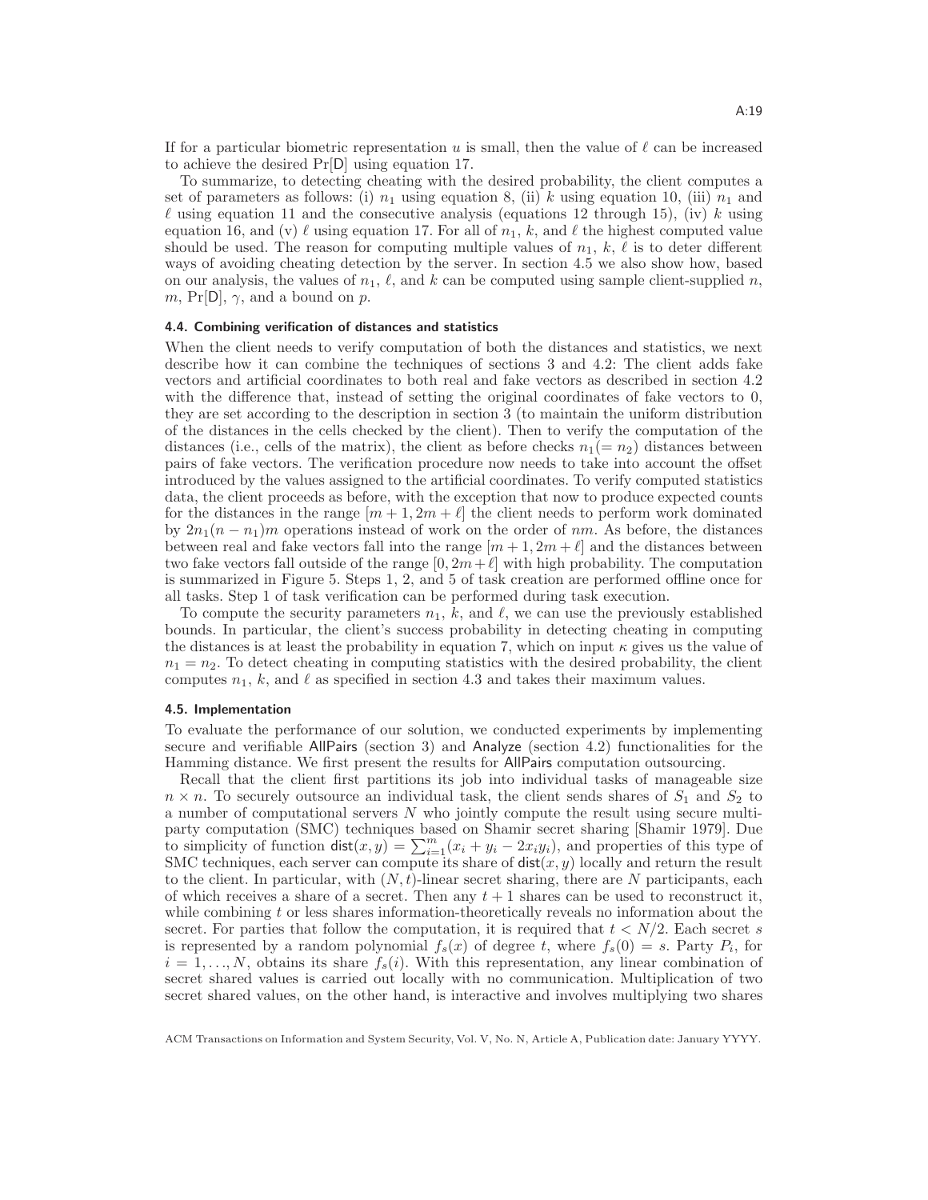If for a particular biometric representation $u$ is small, then the value of $\ell$ can be increased to achieve the desired $\Pr[\mathsf{D}]$ using equation 17.

To summarize, to detecting cheating with the desired probability, the client computes a set of parameters as follows: (i) $n_1$ using equation 8, (ii) $k$ using equation 10, (iii) $n_1$ and $\ell$ using equation 11 and the consecutive analysis (equations 12 through 15), (iv) $k$ using equation 16, and (v) $\ell$ using equation 17. For all of $n_1$, $k$, and $\ell$ the highest computed value should be used. The reason for computing multiple values of $n_1$, $k$, $\ell$ is to deter different ways of avoiding cheating detection by the server. In section 4.5 we also show how, based on our analysis, the values of $n_1$, $\ell$, and $k$ can be computed using sample client-supplied $n$, $m$, $\Pr[\mathsf{D}]$, $\gamma$, and a bound on $p$.

### 4.4. Combining verification of distances and statistics

When the client needs to verify computation of both the distances and statistics, we next describe how it can combine the techniques of sections 3 and 4.2: The client adds fake vectors and artificial coordinates to both real and fake vectors as described in section 4.2 with the difference that, instead of setting the original coordinates of fake vectors to 0, they are set according to the description in section 3 (to maintain the uniform distribution of the distances in the cells checked by the client). Then to verify the computation of the distances (i.e., cells of the matrix), the client as before checks $n_1(= n_2)$ distances between pairs of fake vectors. The verification procedure now needs to take into account the offset introduced by the values assigned to the artificial coordinates. To verify computed statistics data, the client proceeds as before, with the exception that now to produce expected counts for the distances in the range $[m+1, 2m+\ell]$ the client needs to perform work dominated by $2n_1(n-n_1)m$ operations instead of work on the order of $nm$. As before, the distances between real and fake vectors fall into the range $[m+1, 2m+\ell]$ and the distances between two fake vectors fall outside of the range $[0, 2m+\ell]$ with high probability. The computation is summarized in Figure 5. Steps 1, 2, and 5 of task creation are performed offline once for all tasks. Step 1 of task verification can be performed during task execution.

To compute the security parameters $n_1$, $k$, and $\ell$, we can use the previously established bounds. In particular, the client's success probability in detecting cheating in computing the distances is at least the probability in equation 7, which on input $\kappa$ gives us the value of $n_1 = n_2$. To detect cheating in computing statistics with the desired probability, the client computes $n_1$, $k$, and $\ell$ as specified in section 4.3 and takes their maximum values.

### 4.5. Implementation

To evaluate the performance of our solution, we conducted experiments by implementing secure and verifiable AllPairs (section 3) and Analyze (section 4.2) functionalities for the Hamming distance. We first present the results for AllPairs computation outsourcing.

Recall that the client first partitions its job into individual tasks of manageable size $n \times n$. To securely outsource an individual task, the client sends shares of $S_1$ and $S_2$ to a number of computational servers $N$ who jointly compute the result using secure multi-party computation (SMC) techniques based on Shamir secret sharing [Shamir 1979]. Due to simplicity of function $\mathsf{dist}(x, y) = \sum_{i=1}^{m}(x_i + y_i - 2x_iy_i)$, and properties of this type of SMC techniques, each server can compute its share of $\mathsf{dist}(x, y)$ locally and return the result to the client. In particular, with $(N, t)$-linear secret sharing, there are $N$ participants, each of which receives a share of a secret. Then any $t+1$ shares can be used to reconstruct it, while combining $t$ or less shares information-theoretically reveals no information about the secret. For parties that follow the computation, it is required that $t < N/2$. Each secret $s$ is represented by a random polynomial $f_s(x)$ of degree $t$, where $f_s(0) = s$. Party $P_i$, for $i = 1, \ldots, N$, obtains its share $f_s(i)$. With this representation, any linear combination of secret shared values is carried out locally with no communication. Multiplication of two secret shared values, on the other hand, is interactive and involves multiplying two shares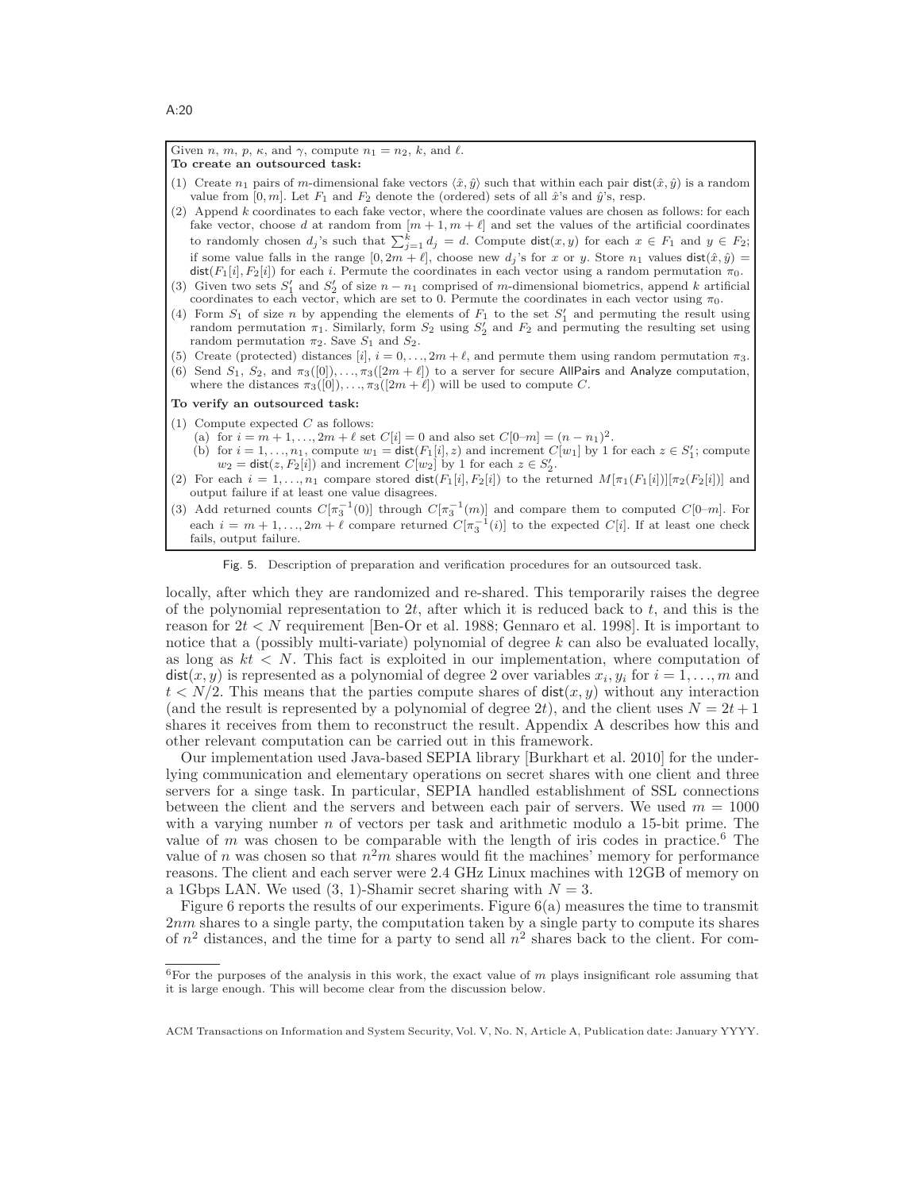Given $n$, $m$, $p$, $\kappa$, and $\gamma$, compute $n_1 = n_2$, $k$, and $\ell$.

**To create an outsourced task:**

(1) Create $n_1$ pairs of $m$-dimensional fake vectors $\langle \hat{x}, \hat{y} \rangle$ such that within each pair $\mathsf{dist}(\hat{x}, \hat{y})$ is a random value from $[0, m]$. Let $F_1$ and $F_2$ denote the (ordered) sets of all $\hat{x}$'s and $\hat{y}$'s, resp.

(2) Append $k$ coordinates to each fake vector, where the coordinate values are chosen as follows: for each fake vector, choose $d$ at random from $[m+1, m+\ell]$ and set the values of the artificial coordinates to randomly chosen $d_j$'s such that $\sum_{j=1}^{k} d_j = d$. Compute $\mathsf{dist}(x, y)$ for each $x \in F_1$ and $y \in F_2$; if some value falls in the range $[0, 2m+\ell]$, choose new $d_j$'s for $x$ or $y$. Store $n_1$ values $\mathsf{dist}(\hat{x}, \hat{y}) = \mathsf{dist}(F_1[i], F_2[i])$ for each $i$. Permute the coordinates in each vector using a random permutation $\pi_0$.

(3) Given two sets $S_1'$ and $S_2'$ of size $n - n_1$ comprised of $m$-dimensional biometrics, append $k$ artificial coordinates to each vector, which are set to 0. Permute the coordinates in each vector using $\pi_0$.

(4) Form $S_1$ of size $n$ by appending the elements of $F_1$ to the set $S_1'$ and permuting the result using random permutation $\pi_1$. Similarly, form $S_2$ using $S_2'$ and $F_2$ and permuting the resulting set using random permutation $\pi_2$. Save $S_1$ and $S_2$.

(5) Create (protected) distances $[i]$, $i = 0, \ldots, 2m+\ell$, and permute them using random permutation $\pi_3$.

(6) Send $S_1$, $S_2$, and $\pi_3([0]), \ldots, \pi_3([2m+\ell])$ to a server for secure AllPairs and Analyze computation, where the distances $\pi_3([0]), \ldots, \pi_3([2m+\ell])$ will be used to compute $C$.

**To verify an outsourced task:**

(1) Compute expected $C$ as follows:
  (a) for $i = m+1, \ldots, 2m+\ell$ set $C[i] = 0$ and also set $C[0\text{–}m] = (n - n_1)^2$.
  (b) for $i = 1, \ldots, n_1$, compute $w_1 = \mathsf{dist}(F_1[i], z)$ and increment $C[w_1]$ by 1 for each $z \in S_1'$; compute $w_2 = \mathsf{dist}(z, F_2[i])$ and increment $C[w_2]$ by 1 for each $z \in S_2'$.

(2) For each $i = 1, \ldots, n_1$ compare stored $\mathsf{dist}(F_1[i], F_2[i])$ to the returned $M[\pi_1(F_1[i])][\pi_2(F_2[i])]$ and output failure if at least one value disagrees.

(3) Add returned counts $C[\pi_3^{-1}(0)]$ through $C[\pi_3^{-1}(m)]$ and compare them to computed $C[0\text{–}m]$. For each $i = m+1, \ldots, 2m+\ell$ compare returned $C[\pi_3^{-1}(i)]$ to the expected $C[i]$. If at least one check fails, output failure.

Fig. 5. Description of preparation and verification procedures for an outsourced task.

locally, after which they are randomized and re-shared. This temporarily raises the degree of the polynomial representation to $2t$, after which it is reduced back to $t$, and this is the reason for $2t < N$ requirement [Ben-Or et al. 1988; Gennaro et al. 1998]. It is important to notice that a (possibly multi-variate) polynomial of degree $k$ can also be evaluated locally, as long as $kt < N$. This fact is exploited in our implementation, where computation of $\mathsf{dist}(x, y)$ is represented as a polynomial of degree 2 over variables $x_i, y_i$ for $i = 1, \ldots, m$ and $t < N/2$. This means that the parties compute shares of $\mathsf{dist}(x, y)$ without any interaction (and the result is represented by a polynomial of degree $2t$), and the client uses $N = 2t+1$ shares it receives from them to reconstruct the result. Appendix A describes how this and other relevant computation can be carried out in this framework.

Our implementation used Java-based SEPIA library [Burkhart et al. 2010] for the underlying communication and elementary operations on secret shares with one client and three servers for a singe task. In particular, SEPIA handled establishment of SSL connections between the client and the servers and between each pair of servers. We used $m = 1000$ with a varying number $n$ of vectors per task and arithmetic modulo a 15-bit prime. The value of $m$ was chosen to be comparable with the length of iris codes in practice.[6] The value of $n$ was chosen so that $n^2 m$ shares would fit the machines' memory for performance reasons. The client and each server were 2.4 GHz Linux machines with 12GB of memory on a 1Gbps LAN. We used (3, 1)-Shamir secret sharing with $N = 3$.

Figure 6 reports the results of our experiments. Figure 6(a) measures the time to transmit $2nm$ shares to a single party, the computation taken by a single party to compute its shares of $n^2$ distances, and the time for a party to send all $n^2$ shares back to the client. For com-

[6] For the purposes of the analysis in this work, the exact value of $m$ plays insignificant role assuming that it is large enough. This will become clear from the discussion below.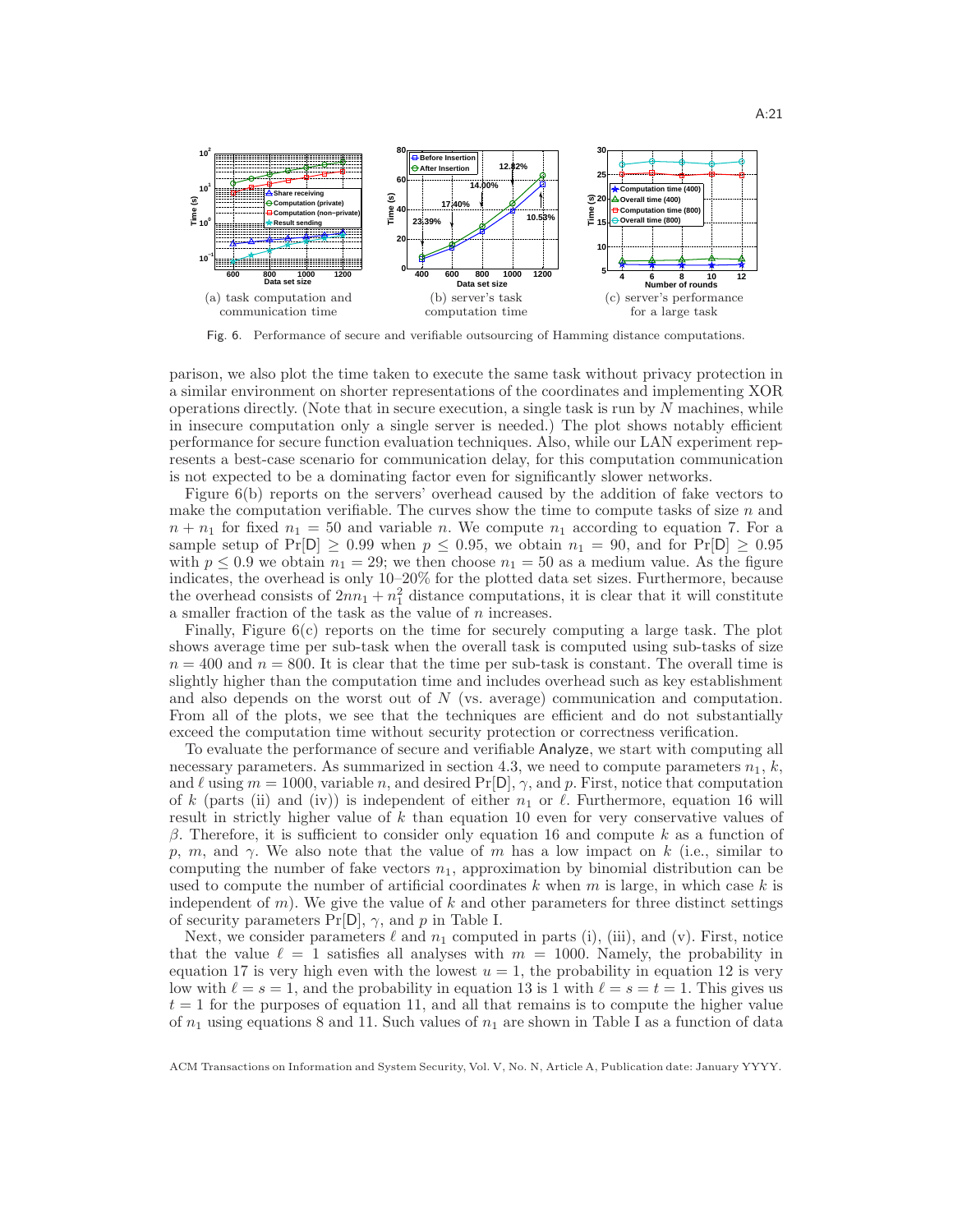(a) task computation and communication time

(b) server's task computation time

(c) server's performance for a large task

Fig. 6. Performance of secure and verifiable outsourcing of Hamming distance computations.

parison, we also plot the time taken to execute the same task without privacy protection in a similar environment on shorter representations of the coordinates and implementing XOR operations directly. (Note that in secure execution, a single task is run by $N$ machines, while in insecure computation only a single server is needed.) The plot shows notably efficient performance for secure function evaluation techniques. Also, while our LAN experiment represents a best-case scenario for communication delay, for this computation communication is not expected to be a dominating factor even for significantly slower networks.

Figure 6(b) reports on the servers' overhead caused by the addition of fake vectors to make the computation verifiable. The curves show the time to compute tasks of size $n$ and $n + n_1$ for fixed $n_1 = 50$ and variable $n$. We compute $n_1$ according to equation 7. For a sample setup of $\Pr[\mathsf{D}] \geq 0.99$ when $p \leq 0.95$, we obtain $n_1 = 90$, and for $\Pr[\mathsf{D}] \geq 0.95$ with $p \leq 0.9$ we obtain $n_1 = 29$; we then choose $n_1 = 50$ as a medium value. As the figure indicates, the overhead is only 10–20% for the plotted data set sizes. Furthermore, because the overhead consists of $2nn_1 + n_1^2$ distance computations, it is clear that it will constitute a smaller fraction of the task as the value of $n$ increases.

Finally, Figure 6(c) reports on the time for securely computing a large task. The plot shows average time per sub-task when the overall task is computed using sub-tasks of size $n = 400$ and $n = 800$. It is clear that the time per sub-task is constant. The overall time is slightly higher than the computation time and includes overhead such as key establishment and also depends on the worst out of $N$ (vs. average) communication and computation. From all of the plots, we see that the techniques are efficient and do not substantially exceed the computation time without security protection or correctness verification.

To evaluate the performance of secure and verifiable Analyze, we start with computing all necessary parameters. As summarized in section 4.3, we need to compute parameters $n_1$, $k$, and $\ell$ using $m = 1000$, variable $n$, and desired $\Pr[\mathsf{D}]$, $\gamma$, and $p$. First, notice that computation of $k$ (parts (ii) and (iv)) is independent of either $n_1$ or $\ell$. Furthermore, equation 16 will result in strictly higher value of $k$ than equation 10 even for very conservative values of $\beta$. Therefore, it is sufficient to consider only equation 16 and compute $k$ as a function of $p$, $m$, and $\gamma$. We also note that the value of $m$ has a low impact on $k$ (i.e., similar to computing the number of fake vectors $n_1$, approximation by binomial distribution can be used to compute the number of artificial coordinates $k$ when $m$ is large, in which case $k$ is independent of $m$). We give the value of $k$ and other parameters for three distinct settings of security parameters $\Pr[\mathsf{D}]$, $\gamma$, and $p$ in Table I.

Next, we consider parameters $\ell$ and $n_1$ computed in parts (i), (iii), and (v). First, notice that the value $\ell = 1$ satisfies all analyses with $m = 1000$. Namely, the probability in equation 17 is very high even with the lowest $u = 1$, the probability in equation 12 is very low with $\ell = s = 1$, and the probability in equation 13 is 1 with $\ell = s = t = 1$. This gives us $t = 1$ for the purposes of equation 11, and all that remains is to compute the higher value of $n_1$ using equations 8 and 11. Such values of $n_1$ are shown in Table I as a function of data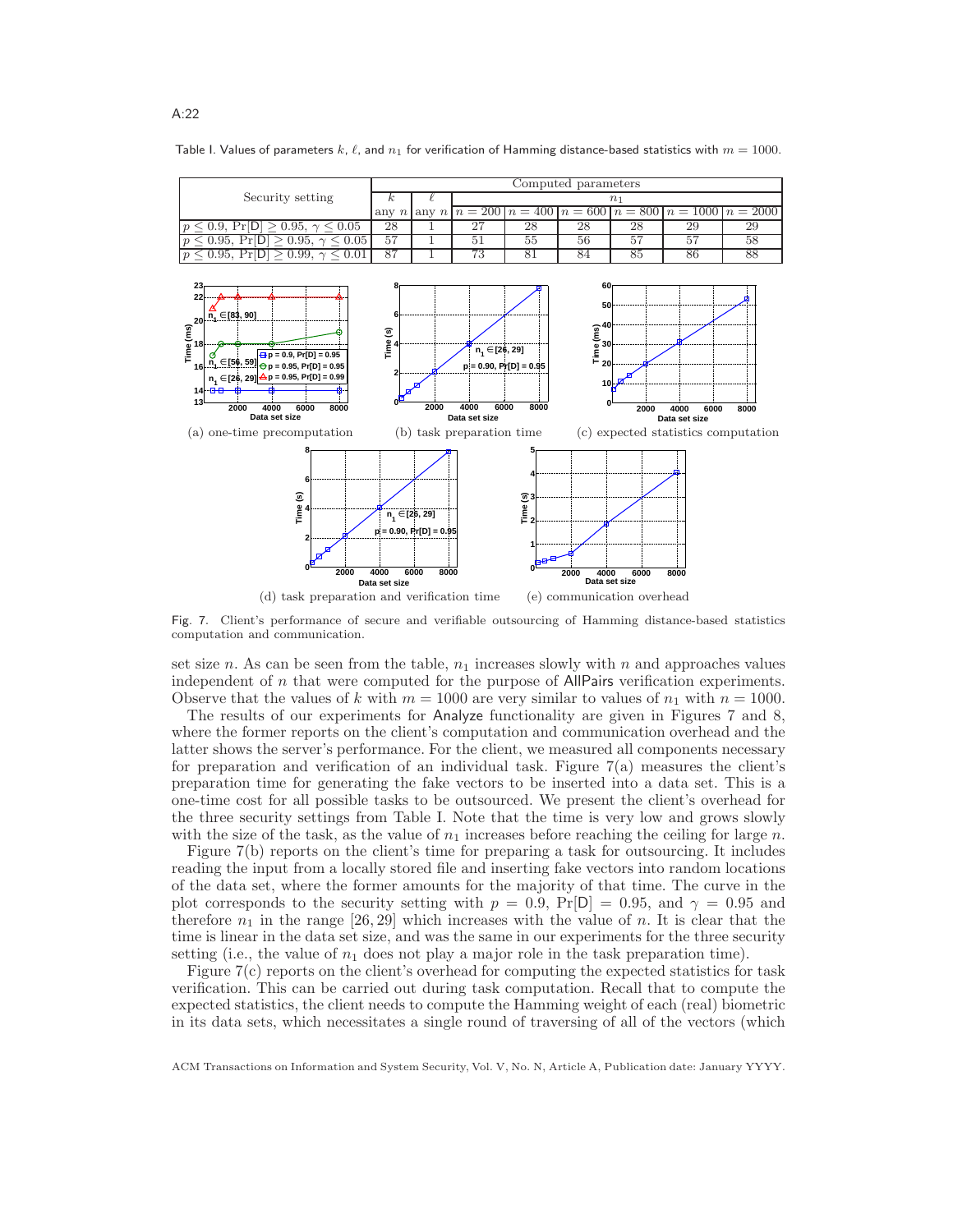Table I. Values of parameters $k$, $\ell$, and $n_1$ for verification of Hamming distance-based statistics with $m = 1000$.

| Security setting | Computed parameters | | | | | | | |
|---|---|---|---|---|---|---|---|---|
| | $k$ | $\ell$ | $n_1$ | | | | | |
| | any $n$ | any $n$ | $n = 200$ | $n = 400$ | $n = 600$ | $n = 800$ | $n = 1000$ | $n = 2000$ |
| $p \le 0.9$, $\Pr[\mathsf{D}] \ge 0.95$, $\gamma \le 0.05$ | 28 | 1 | 27 | 28 | 28 | 28 | 29 | 29 |
| $p \le 0.95$, $\Pr[\mathsf{D}] \ge 0.95$, $\gamma \le 0.05$ | 57 | 1 | 51 | 55 | 56 | 57 | 57 | 58 |
| $p \le 0.95$, $\Pr[\mathsf{D}] \ge 0.99$, $\gamma \le 0.01$ | 87 | 1 | 73 | 81 | 84 | 85 | 86 | 88 |

(a) one-time precomputation

(b) task preparation time

(c) expected statistics computation

(d) task preparation and verification time

(e) communication overhead

Fig. 7. Client's performance of secure and verifiable outsourcing of Hamming distance-based statistics computation and communication.

set size $n$. As can be seen from the table, $n_1$ increases slowly with $n$ and approaches values independent of $n$ that were computed for the purpose of AllPairs verification experiments. Observe that the values of $k$ with $m = 1000$ are very similar to values of $n_1$ with $n = 1000$.

The results of our experiments for Analyze functionality are given in Figures 7 and 8, where the former reports on the client's computation and communication overhead and the latter shows the server's performance. For the client, we measured all components necessary for preparation and verification of an individual task. Figure 7(a) measures the client's preparation time for generating the fake vectors to be inserted into a data set. This is a one-time cost for all possible tasks to be outsourced. We present the client's overhead for the three security settings from Table I. Note that the time is very low and grows slowly with the size of the task, as the value of $n_1$ increases before reaching the ceiling for large $n$.

Figure 7(b) reports on the client's time for preparing a task for outsourcing. It includes reading the input from a locally stored file and inserting fake vectors into random locations of the data set, where the former amounts for the majority of that time. The curve in the plot corresponds to the security setting with $p = 0.9$, $\Pr[\mathsf{D}] = 0.95$, and $\gamma = 0.95$ and therefore $n_1$ in the range $[26, 29]$ which increases with the value of $n$. It is clear that the time is linear in the data set size, and was the same in our experiments for the three security setting (i.e., the value of $n_1$ does not play a major role in the task preparation time).

Figure 7(c) reports on the client's overhead for computing the expected statistics for task verification. This can be carried out during task computation. Recall that to compute the expected statistics, the client needs to compute the Hamming weight of each (real) biometric in its data sets, which necessitates a single round of traversing of all of the vectors (which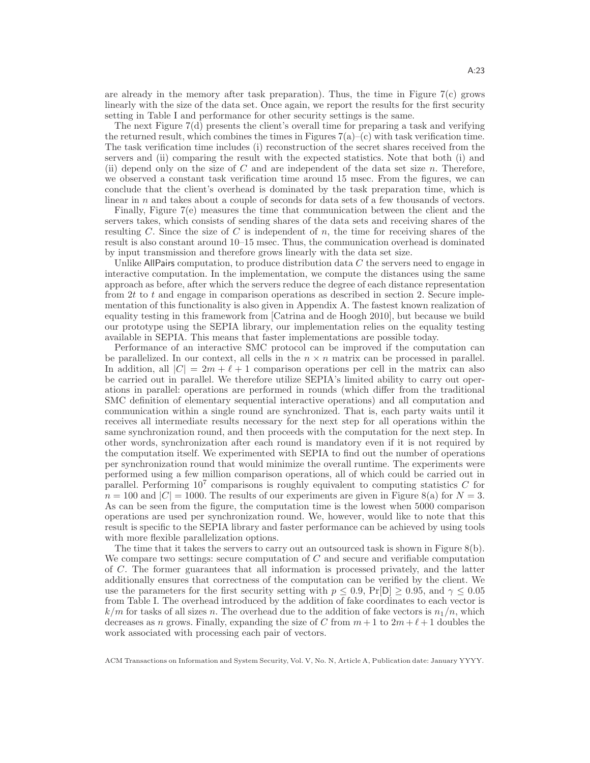are already in the memory after task preparation). Thus, the time in Figure 7(c) grows linearly with the size of the data set. Once again, we report the results for the first security setting in Table I and performance for other security settings is the same.

The next Figure 7(d) presents the client's overall time for preparing a task and verifying the returned result, which combines the times in Figures 7(a)–(c) with task verification time. The task verification time includes (i) reconstruction of the secret shares received from the servers and (ii) comparing the result with the expected statistics. Note that both (i) and (ii) depend only on the size of $C$ and are independent of the data set size $n$. Therefore, we observed a constant task verification time around 15 msec. From the figures, we can conclude that the client's overhead is dominated by the task preparation time, which is linear in $n$ and takes about a couple of seconds for data sets of a few thousands of vectors.

Finally, Figure 7(e) measures the time that communication between the client and the servers takes, which consists of sending shares of the data sets and receiving shares of the resulting $C$. Since the size of $C$ is independent of $n$, the time for receiving shares of the result is also constant around 10–15 msec. Thus, the communication overhead is dominated by input transmission and therefore grows linearly with the data set size.

Unlike AllPairs computation, to produce distribution data $C$ the servers need to engage in interactive computation. In the implementation, we compute the distances using the same approach as before, after which the servers reduce the degree of each distance representation from $2t$ to $t$ and engage in comparison operations as described in section 2. Secure implementation of this functionality is also given in Appendix A. The fastest known realization of equality testing in this framework from [Catrina and de Hoogh 2010], but because we build our prototype using the SEPIA library, our implementation relies on the equality testing available in SEPIA. This means that faster implementations are possible today.

Performance of an interactive SMC protocol can be improved if the computation can be parallelized. In our context, all cells in the $n \times n$ matrix can be processed in parallel. In addition, all $|C| = 2m + \ell + 1$ comparison operations per cell in the matrix can also be carried out in parallel. We therefore utilize SEPIA's limited ability to carry out operations in parallel: operations are performed in rounds (which differ from the traditional SMC definition of elementary sequential interactive operations) and all computation and communication within a single round are synchronized. That is, each party waits until it receives all intermediate results necessary for the next step for all operations within the same synchronization round, and then proceeds with the computation for the next step. In other words, synchronization after each round is mandatory even if it is not required by the computation itself. We experimented with SEPIA to find out the number of operations per synchronization round that would minimize the overall runtime. The experiments were performed using a few million comparison operations, all of which could be carried out in parallel. Performing $10^7$ comparisons is roughly equivalent to computing statistics $C$ for $n = 100$ and $|C| = 1000$. The results of our experiments are given in Figure 8(a) for $N = 3$. As can be seen from the figure, the computation time is the lowest when 5000 comparison operations are used per synchronization round. We, however, would like to note that this result is specific to the SEPIA library and faster performance can be achieved by using tools with more flexible parallelization options.

The time that it takes the servers to carry out an outsourced task is shown in Figure 8(b). We compare two settings: secure computation of $C$ and secure and verifiable computation of $C$. The former guarantees that all information is processed privately, and the latter additionally ensures that correctness of the computation can be verified by the client. We use the parameters for the first security setting with $p \le 0.9$, $\Pr[\mathsf{D}] \ge 0.95$, and $\gamma \le 0.05$ from Table I. The overhead introduced by the addition of fake coordinates to each vector is $k/m$ for tasks of all sizes $n$. The overhead due to the addition of fake vectors is $n_1/n$, which decreases as $n$ grows. Finally, expanding the size of $C$ from $m+1$ to $2m+\ell+1$ doubles the work associated with processing each pair of vectors.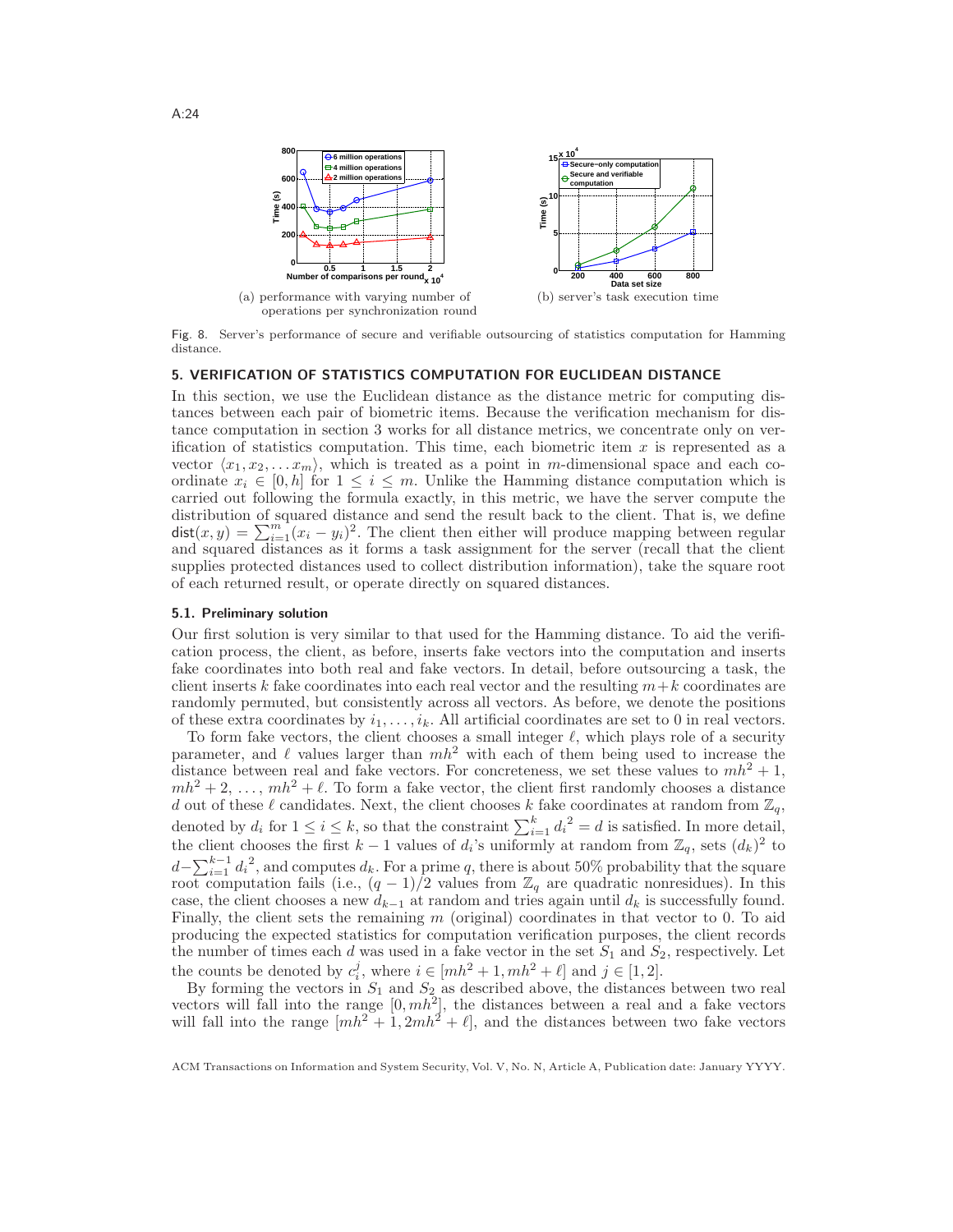(a) performance with varying number of operations per synchronization round

(b) server's task execution time

Fig. 8. Server's performance of secure and verifiable outsourcing of statistics computation for Hamming distance.

## 5. VERIFICATION OF STATISTICS COMPUTATION FOR EUCLIDEAN DISTANCE

In this section, we use the Euclidean distance as the distance metric for computing distances between each pair of biometric items. Because the verification mechanism for distance computation in section 3 works for all distance metrics, we concentrate only on verification of statistics computation. This time, each biometric item $x$ is represented as a vector $\langle x_1, x_2, \ldots x_m \rangle$, which is treated as a point in $m$-dimensional space and each coordinate $x_i \in [0, h]$ for $1 \leq i \leq m$. Unlike the Hamming distance computation which is carried out following the formula exactly, in this metric, we have the server compute the distribution of squared distance and send the result back to the client. That is, we define $\mathsf{dist}(x, y) = \sum_{i=1}^{m} (x_i - y_i)^2$. The client then either will produce mapping between regular and squared distances as it forms a task assignment for the server (recall that the client supplies protected distances used to collect distribution information), take the square root of each returned result, or operate directly on squared distances.

### 5.1. Preliminary solution

Our first solution is very similar to that used for the Hamming distance. To aid the verification process, the client, as before, inserts fake vectors into the computation and inserts fake coordinates into both real and fake vectors. In detail, before outsourcing a task, the client inserts $k$ fake coordinates into each real vector and the resulting $m+k$ coordinates are randomly permuted, but consistently across all vectors. As before, we denote the positions of these extra coordinates by $i_1, \ldots, i_k$. All artificial coordinates are set to 0 in real vectors.

To form fake vectors, the client chooses a small integer $\ell$, which plays role of a security parameter, and $\ell$ values larger than $mh^2$ with each of them being used to increase the distance between real and fake vectors. For concreteness, we set these values to $mh^2 + 1$, $mh^2 + 2$, $\ldots$, $mh^2 + \ell$. To form a fake vector, the client first randomly chooses a distance $d$ out of these $\ell$ candidates. Next, the client chooses $k$ fake coordinates at random from $\mathbb{Z}_q$, denoted by $d_i$ for $1 \leq i \leq k$, so that the constraint $\sum_{i=1}^{k} {d_i}^2 = d$ is satisfied. In more detail, the client chooses the first $k-1$ values of $d_i$'s uniformly at random from $\mathbb{Z}_q$, sets $(d_k)^2$ to $d - \sum_{i=1}^{k-1} {d_i}^2$, and computes $d_k$. For a prime $q$, there is about 50% probability that the square root computation fails (i.e., $(q-1)/2$ values from $\mathbb{Z}_q$ are quadratic nonresidues). In this case, the client chooses a new $d_{k-1}$ at random and tries again until $d_k$ is successfully found. Finally, the client sets the remaining $m$ (original) coordinates in that vector to 0. To aid producing the expected statistics for computation verification purposes, the client records the number of times each $d$ was used in a fake vector in the set $S_1$ and $S_2$, respectively. Let the counts be denoted by $c_i^j$, where $i \in [mh^2 + 1, mh^2 + \ell]$ and $j \in [1, 2]$.

By forming the vectors in $S_1$ and $S_2$ as described above, the distances between two real vectors will fall into the range $[0, mh^2]$, the distances between a real and a fake vectors will fall into the range $[mh^2 + 1, 2mh^2 + \ell]$, and the distances between two fake vectors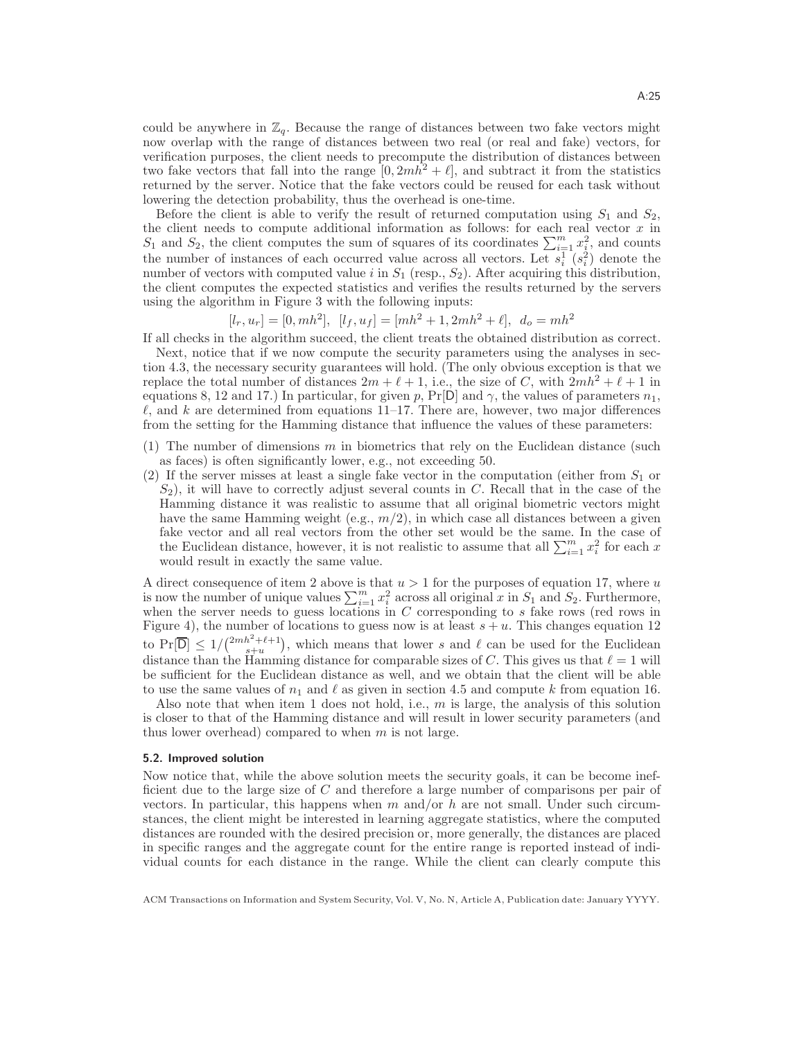could be anywhere in $\mathbb{Z}_q$. Because the range of distances between two fake vectors might now overlap with the range of distances between two real (or real and fake) vectors, for verification purposes, the client needs to precompute the distribution of distances between two fake vectors that fall into the range $[0, 2mh^2 + \ell]$, and subtract it from the statistics returned by the server. Notice that the fake vectors could be reused for each task without lowering the detection probability, thus the overhead is one-time.

Before the client is able to verify the result of returned computation using $S_1$ and $S_2$, the client needs to compute additional information as follows: for each real vector $x$ in $S_1$ and $S_2$, the client computes the sum of squares of its coordinates $\sum_{i=1}^{m} x_i^2$, and counts the number of instances of each occurred value across all vectors. Let $s_i^1$ ($s_i^2$) denote the number of vectors with computed value $i$ in $S_1$ (resp., $S_2$). After acquiring this distribution, the client computes the expected statistics and verifies the results returned by the servers using the algorithm in Figure 3 with the following inputs:

$$[l_r, u_r] = [0, mh^2], \;\; [l_f, u_f] = [mh^2 + 1, 2mh^2 + \ell], \;\; d_o = mh^2$$

If all checks in the algorithm succeed, the client treats the obtained distribution as correct.

Next, notice that if we now compute the security parameters using the analyses in section 4.3, the necessary security guarantees will hold. (The only obvious exception is that we replace the total number of distances $2m + \ell + 1$, i.e., the size of $C$, with $2mh^2 + \ell + 1$ in equations 8, 12 and 17.) In particular, for given $p$, $\Pr[\mathsf{D}]$ and $\gamma$, the values of parameters $n_1$, $\ell$, and $k$ are determined from equations 11–17. There are, however, two major differences from the setting for the Hamming distance that influence the values of these parameters:

1. The number of dimensions $m$ in biometrics that rely on the Euclidean distance (such as faces) is often significantly lower, e.g., not exceeding 50.
2. If the server misses at least a single fake vector in the computation (either from $S_1$ or $S_2$), it will have to correctly adjust several counts in $C$. Recall that in the case of the Hamming distance it was realistic to assume that all original biometric vectors might have the same Hamming weight (e.g., $m/2$), in which case all distances between a given fake vector and all real vectors from the other set would be the same. In the case of the Euclidean distance, however, it is not realistic to assume that all $\sum_{i=1}^{m} x_i^2$ for each $x$ would result in exactly the same value.

A direct consequence of item 2 above is that $u > 1$ for the purposes of equation 17, where $u$ is now the number of unique values $\sum_{i=1}^{m} x_i^2$ across all original $x$ in $S_1$ and $S_2$. Furthermore, when the server needs to guess locations in $C$ corresponding to $s$ fake rows (red rows in Figure 4), the number of locations to guess now is at least $s + u$. This changes equation 12 to $\Pr[\overline{\mathsf{D}}] \leq 1/\binom{2mh^2+\ell+1}{s+u}$, which means that lower $s$ and $\ell$ can be used for the Euclidean distance than the Hamming distance for comparable sizes of $C$. This gives us that $\ell = 1$ will be sufficient for the Euclidean distance as well, and we obtain that the client will be able to use the same values of $n_1$ and $\ell$ as given in section 4.5 and compute $k$ from equation 16.

Also note that when item 1 does not hold, i.e., $m$ is large, the analysis of this solution is closer to that of the Hamming distance and will result in lower security parameters (and thus lower overhead) compared to when $m$ is not large.

### 5.2. Improved solution

Now notice that, while the above solution meets the security goals, it can be become inefficient due to the large size of $C$ and therefore a large number of comparisons per pair of vectors. In particular, this happens when $m$ and/or $h$ are not small. Under such circumstances, the client might be interested in learning aggregate statistics, where the computed distances are rounded with the desired precision or, more generally, the distances are placed in specific ranges and the aggregate count for the entire range is reported instead of individual counts for each distance in the range. While the client can clearly compute this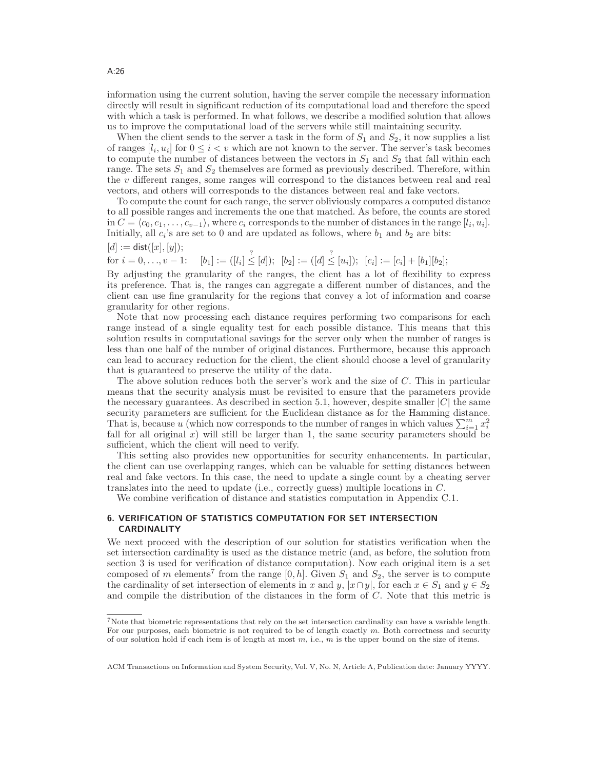information using the current solution, having the server compile the necessary information directly will result in significant reduction of its computational load and therefore the speed with which a task is performed. In what follows, we describe a modified solution that allows us to improve the computational load of the servers while still maintaining security.

When the client sends to the server a task in the form of $S_1$ and $S_2$, it now supplies a list of ranges $[l_i, u_i]$ for $0 \le i < v$ which are not known to the server. The server's task becomes to compute the number of distances between the vectors in $S_1$ and $S_2$ that fall within each range. The sets $S_1$ and $S_2$ themselves are formed as previously described. Therefore, within the $v$ different ranges, some ranges will correspond to the distances between real and real vectors, and others will corresponds to the distances between real and fake vectors.

To compute the count for each range, the server obliviously compares a computed distance to all possible ranges and increments the one that matched. As before, the counts are stored in $C = \langle c_0, c_1, \ldots, c_{v-1} \rangle$, where $c_i$ corresponds to the number of distances in the range $[l_i, u_i]$. Initially, all $c_i$'s are set to 0 and are updated as follows, where $b_1$ and $b_2$ are bits:

$[d] := \mathsf{dist}([x], [y])$;

for $i = 0, \ldots, v-1$: $\quad [b_1] := ([l_i] \stackrel{?}{\le} [d])$; $\;[b_2] := ([d] \stackrel{?}{\le} [u_i])$; $\;[c_i] := [c_i] + [b_1][b_2]$;

By adjusting the granularity of the ranges, the client has a lot of flexibility to express its preference. That is, the ranges can aggregate a different number of distances, and the client can use fine granularity for the regions that convey a lot of information and coarse granularity for other regions.

Note that now processing each distance requires performing two comparisons for each range instead of a single equality test for each possible distance. This means that this solution results in computational savings for the server only when the number of ranges is less than one half of the number of original distances. Furthermore, because this approach can lead to accuracy reduction for the client, the client should choose a level of granularity that is guaranteed to preserve the utility of the data.

The above solution reduces both the server's work and the size of $C$. This in particular means that the security analysis must be revisited to ensure that the parameters provide the necessary guarantees. As described in section 5.1, however, despite smaller $|C|$ the same security parameters are sufficient for the Euclidean distance as for the Hamming distance. That is, because $u$ (which now corresponds to the number of ranges in which values $\sum_{i=1}^{m} x_i^2$ fall for all original $x$) will still be larger than 1, the same security parameters should be sufficient, which the client will need to verify.

This setting also provides new opportunities for security enhancements. In particular, the client can use overlapping ranges, which can be valuable for setting distances between real and fake vectors. In this case, the need to update a single count by a cheating server translates into the need to update (i.e., correctly guess) multiple locations in $C$.

We combine verification of distance and statistics computation in Appendix C.1.

## 6. VERIFICATION OF STATISTICS COMPUTATION FOR SET INTERSECTION CARDINALITY

We next proceed with the description of our solution for statistics verification when the set intersection cardinality is used as the distance metric (and, as before, the solution from section 3 is used for verification of distance computation). Now each original item is a set composed of $m$ elements[7] from the range $[0, h]$. Given $S_1$ and $S_2$, the server is to compute the cardinality of set intersection of elements in $x$ and $y$, $|x \cap y|$, for each $x \in S_1$ and $y \in S_2$ and compile the distribution of the distances in the form of $C$. Note that this metric is

[7]Note that biometric representations that rely on the set intersection cardinality can have a variable length. For our purposes, each biometric is not required to be of length exactly $m$. Both correctness and security of our solution hold if each item is of length at most $m$, i.e., $m$ is the upper bound on the size of items.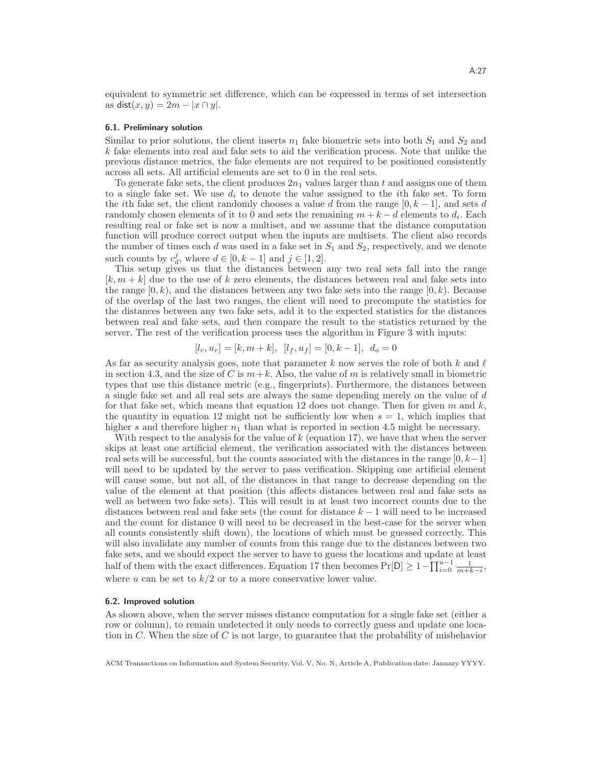equivalent to symmetric set difference, which can be expressed in terms of set intersection as $\mathsf{dist}(x, y) = 2m - |x \cap y|$.

### 6.1. Preliminary solution

Similar to prior solutions, the client inserts $n_1$ fake biometric sets into both $S_1$ and $S_2$ and $k$ fake elements into real and fake sets to aid the verification process. Note that unlike the previous distance metrics, the fake elements are not required to be positioned consistently across all sets. All artificial elements are set to 0 in the real sets.

To generate fake sets, the client produces $2n_1$ values larger than $t$ and assigns one of them to a single fake set. We use $d_i$ to denote the value assigned to the $i$th fake set. To form the $i$th fake set, the client randomly chooses a value $d$ from the range $[0, k-1]$, and sets $d$ randomly chosen elements of it to 0 and sets the remaining $m + k - d$ elements to $d_i$. Each resulting real or fake set is now a multiset, and we assume that the distance computation function will produce correct output when the inputs are multisets. The client also records the number of times each $d$ was used in a fake set in $S_1$ and $S_2$, respectively, and we denote such counts by $c_d^j$, where $d \in [0, k-1]$ and $j \in [1, 2]$.

This setup gives us that the distances between any two real sets fall into the range $[k, m+k]$ due to the use of $k$ zero elements, the distances between real and fake sets into the range $[0, k)$, and the distances between any two fake sets into the range $[0, k)$. Because of the overlap of the last two ranges, the client will need to precompute the statistics for the distances between any two fake sets, add it to the expected statistics for the distances between real and fake sets, and then compare the result to the statistics returned by the server. The rest of the verification process uses the algorithm in Figure 3 with inputs:

$$[l_r, u_r] = [k, m+k], \;\; [l_f, u_f] = [0, k-1], \;\; d_o = 0$$

As far as security analysis goes, note that parameter $k$ now serves the role of both $k$ and $\ell$ in section 4.3, and the size of $C$ is $m+k$. Also, the value of $m$ is relatively small in biometric types that use this distance metric (e.g., fingerprints). Furthermore, the distances between a single fake set and all real sets are always the same depending merely on the value of $d$ for that fake set, which means that equation 12 does not change. Then for given $m$ and $k$, the quantity in equation 12 might not be sufficiently low when $s = 1$, which implies that higher $s$ and therefore higher $n_1$ than what is reported in section 4.5 might be necessary.

With respect to the analysis for the value of $k$ (equation 17), we have that when the server skips at least one artificial element, the verification associated with the distances between real sets will be successful, but the counts associated with the distances in the range $[0, k-1]$ will need to be updated by the server to pass verification. Skipping one artificial element will cause some, but not all, of the distances in that range to decrease depending on the value of the element at that position (this affects distances between real and fake sets as well as between two fake sets). This will result in at least two incorrect counts due to the distances between real and fake sets (the count for distance $k-1$ will need to be increased and the count for distance 0 will need to be decreased in the best-case for the server when all counts consistently shift down), the locations of which must be guessed correctly. This will also invalidate any number of counts from this range due to the distances between two fake sets, and we should expect the server to have to guess the locations and update at least half of them with the exact differences. Equation 17 then becomes $\Pr[\mathsf{D}] \geq 1 - \prod_{i=0}^{u-1} \frac{1}{m+k-i}$, where $u$ can be set to $k/2$ or to a more conservative lower value.

### 6.2. Improved solution

As shown above, when the server misses distance computation for a single fake set (either a row or column), to remain undetected it only needs to correctly guess and update one location in $C$. When the size of $C$ is not large, to guarantee that the probability of misbehavior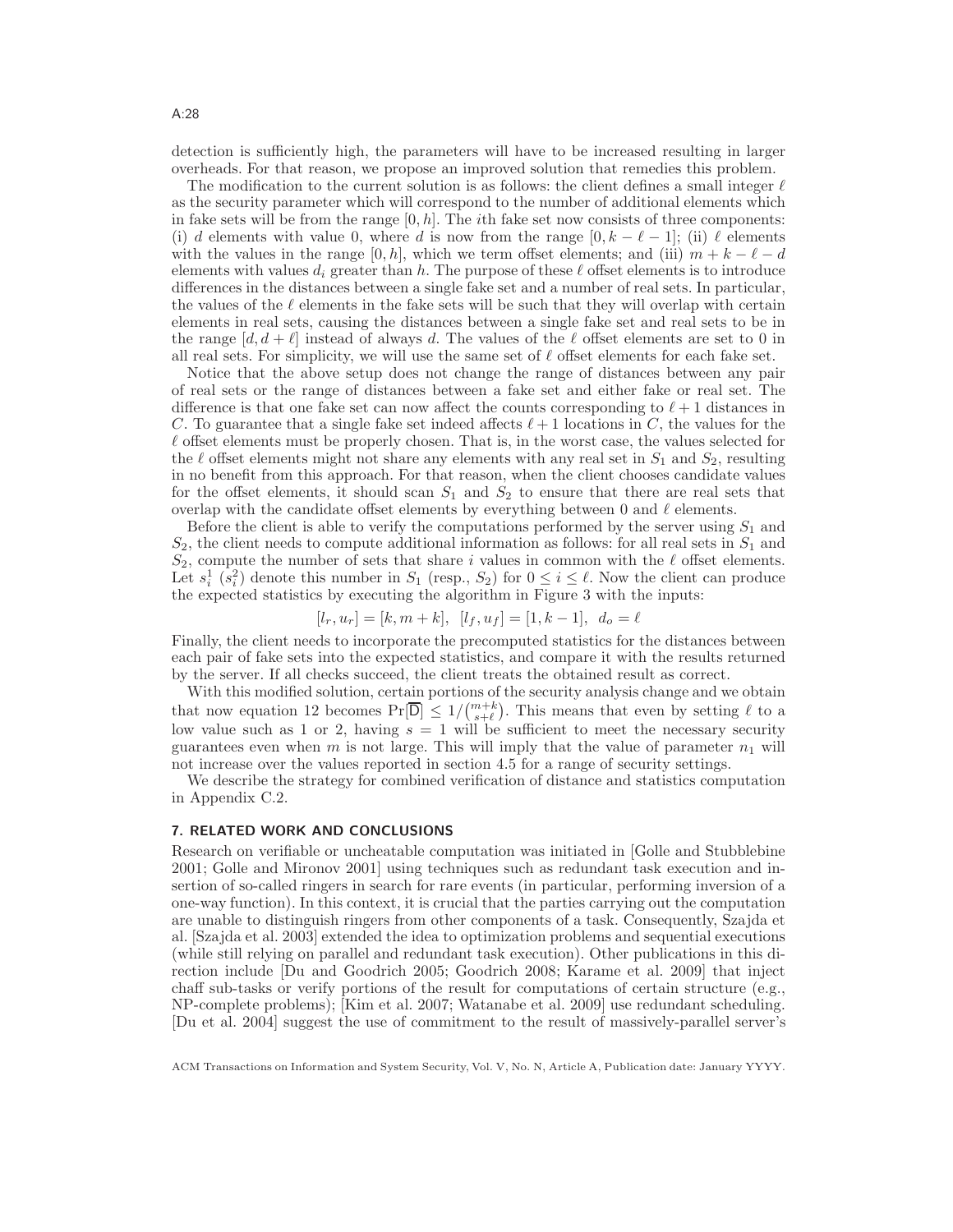detection is sufficiently high, the parameters will have to be increased resulting in larger overheads. For that reason, we propose an improved solution that remedies this problem.

The modification to the current solution is as follows: the client defines a small integer $\ell$ as the security parameter which will correspond to the number of additional elements which in fake sets will be from the range $[0, h]$. The $i$th fake set now consists of three components: (i) $d$ elements with value 0, where $d$ is now from the range $[0, k - \ell - 1]$; (ii) $\ell$ elements with the values in the range $[0, h]$, which we term offset elements; and (iii) $m + k - \ell - d$ elements with values $d_i$ greater than $h$. The purpose of these $\ell$ offset elements is to introduce differences in the distances between a single fake set and a number of real sets. In particular, the values of the $\ell$ elements in the fake sets will be such that they will overlap with certain elements in real sets, causing the distances between a single fake set and real sets to be in the range $[d, d + \ell]$ instead of always $d$. The values of the $\ell$ offset elements are set to 0 in all real sets. For simplicity, we will use the same set of $\ell$ offset elements for each fake set.

Notice that the above setup does not change the range of distances between any pair of real sets or the range of distances between a fake set and either fake or real set. The difference is that one fake set can now affect the counts corresponding to $\ell + 1$ distances in $C$. To guarantee that a single fake set indeed affects $\ell + 1$ locations in $C$, the values for the $\ell$ offset elements must be properly chosen. That is, in the worst case, the values selected for the $\ell$ offset elements might not share any elements with any real set in $S_1$ and $S_2$, resulting in no benefit from this approach. For that reason, when the client chooses candidate values for the offset elements, it should scan $S_1$ and $S_2$ to ensure that there are real sets that overlap with the candidate offset elements by everything between 0 and $\ell$ elements.

Before the client is able to verify the computations performed by the server using $S_1$ and $S_2$, the client needs to compute additional information as follows: for all real sets in $S_1$ and $S_2$, compute the number of sets that share $i$ values in common with the $\ell$ offset elements. Let $s_i^1$ ($s_i^2$) denote this number in $S_1$ (resp., $S_2$) for $0 \leq i \leq \ell$. Now the client can produce the expected statistics by executing the algorithm in Figure 3 with the inputs:

$$[l_r, u_r] = [k, m + k], \;\; [l_f, u_f] = [1, k - 1], \;\; d_o = \ell$$

Finally, the client needs to incorporate the precomputed statistics for the distances between each pair of fake sets into the expected statistics, and compare it with the results returned by the server. If all checks succeed, the client treats the obtained result as correct.

With this modified solution, certain portions of the security analysis change and we obtain that now equation 12 becomes $\Pr[\overline{\mathsf{D}}] \leq 1/\binom{m+k}{s+\ell}$. This means that even by setting $\ell$ to a low value such as 1 or 2, having $s = 1$ will be sufficient to meet the necessary security guarantees even when $m$ is not large. This will imply that the value of parameter $n_1$ will not increase over the values reported in section 4.5 for a range of security settings.

We describe the strategy for combined verification of distance and statistics computation in Appendix C.2.

## 7. RELATED WORK AND CONCLUSIONS

Research on verifiable or uncheatable computation was initiated in [Golle and Stubblebine 2001; Golle and Mironov 2001] using techniques such as redundant task execution and insertion of so-called ringers in search for rare events (in particular, performing inversion of a one-way function). In this context, it is crucial that the parties carrying out the computation are unable to distinguish ringers from other components of a task. Consequently, Szajda et al. [Szajda et al. 2003] extended the idea to optimization problems and sequential executions (while still relying on parallel and redundant task execution). Other publications in this direction include [Du and Goodrich 2005; Goodrich 2008; Karame et al. 2009] that inject chaff sub-tasks or verify portions of the result for computations of certain structure (e.g., NP-complete problems); [Kim et al. 2007; Watanabe et al. 2009] use redundant scheduling. [Du et al. 2004] suggest the use of commitment to the result of massively-parallel server's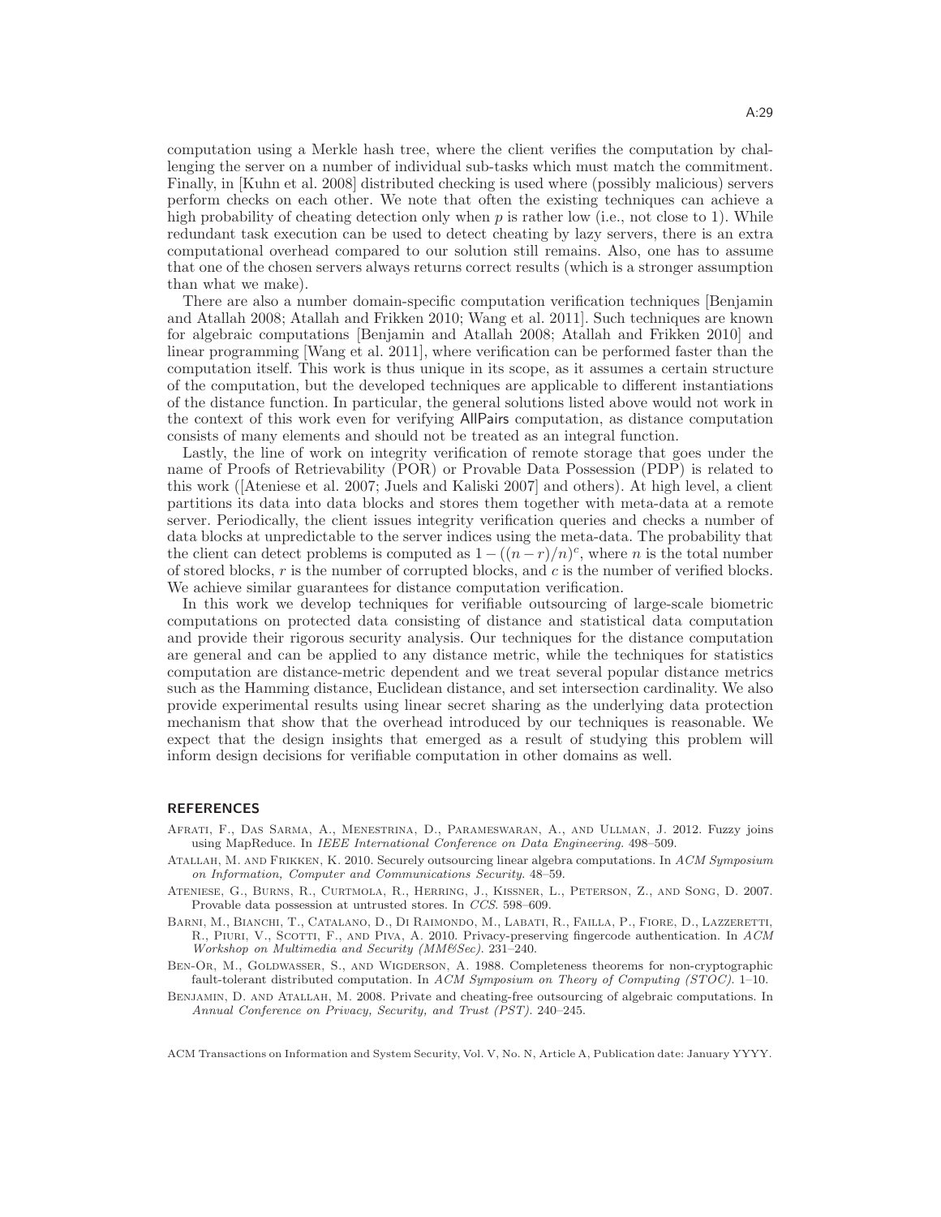computation using a Merkle hash tree, where the client verifies the computation by challenging the server on a number of individual sub-tasks which must match the commitment. Finally, in [Kuhn et al. 2008] distributed checking is used where (possibly malicious) servers perform checks on each other. We note that often the existing techniques can achieve a high probability of cheating detection only when $p$ is rather low (i.e., not close to 1). While redundant task execution can be used to detect cheating by lazy servers, there is an extra computational overhead compared to our solution still remains. Also, one has to assume that one of the chosen servers always returns correct results (which is a stronger assumption than what we make).

There are also a number domain-specific computation verification techniques [Benjamin and Atallah 2008; Atallah and Frikken 2010; Wang et al. 2011]. Such techniques are known for algebraic computations [Benjamin and Atallah 2008; Atallah and Frikken 2010] and linear programming [Wang et al. 2011], where verification can be performed faster than the computation itself. This work is thus unique in its scope, as it assumes a certain structure of the computation, but the developed techniques are applicable to different instantiations of the distance function. In particular, the general solutions listed above would not work in the context of this work even for verifying AllPairs computation, as distance computation consists of many elements and should not be treated as an integral function.

Lastly, the line of work on integrity verification of remote storage that goes under the name of Proofs of Retrievability (POR) or Provable Data Possession (PDP) is related to this work ([Ateniese et al. 2007; Juels and Kaliski 2007] and others). At high level, a client partitions its data into data blocks and stores them together with meta-data at a remote server. Periodically, the client issues integrity verification queries and checks a number of data blocks at unpredictable to the server indices using the meta-data. The probability that the client can detect problems is computed as $1 - ((n-r)/n)^c$, where $n$ is the total number of stored blocks, $r$ is the number of corrupted blocks, and $c$ is the number of verified blocks. We achieve similar guarantees for distance computation verification.

In this work we develop techniques for verifiable outsourcing of large-scale biometric computations on protected data consisting of distance and statistical data computation and provide their rigorous security analysis. Our techniques for the distance computation are general and can be applied to any distance metric, while the techniques for statistics computation are distance-metric dependent and we treat several popular distance metrics such as the Hamming distance, Euclidean distance, and set intersection cardinality. We also provide experimental results using linear secret sharing as the underlying data protection mechanism that show that the overhead introduced by our techniques is reasonable. We expect that the design insights that emerged as a result of studying this problem will inform design decisions for verifiable computation in other domains as well.

## REFERENCES

Afrati, F., Das Sarma, A., Menestrina, D., Parameswaran, A., and Ullman, J. 2012. Fuzzy joins using MapReduce. In *IEEE International Conference on Data Engineering*. 498–509.

Atallah, M. and Frikken, K. 2010. Securely outsourcing linear algebra computations. In *ACM Symposium on Information, Computer and Communications Security*. 48–59.

Ateniese, G., Burns, R., Curtmola, R., Herring, J., Kissner, L., Peterson, Z., and Song, D. 2007. Provable data possession at untrusted stores. In *CCS*. 598–609.

Barni, M., Bianchi, T., Catalano, D., Di Raimondo, M., Labati, R., Failla, P., Fiore, D., Lazzeretti, R., Piuri, V., Scotti, F., and Piva, A. 2010. Privacy-preserving fingercode authentication. In *ACM Workshop on Multimedia and Security (MM&Sec)*. 231–240.

Ben-Or, M., Goldwasser, S., and Wigderson, A. 1988. Completeness theorems for non-cryptographic fault-tolerant distributed computation. In *ACM Symposium on Theory of Computing (STOC)*. 1–10.

Benjamin, D. and Atallah, M. 2008. Private and cheating-free outsourcing of algebraic computations. In *Annual Conference on Privacy, Security, and Trust (PST)*. 240–245.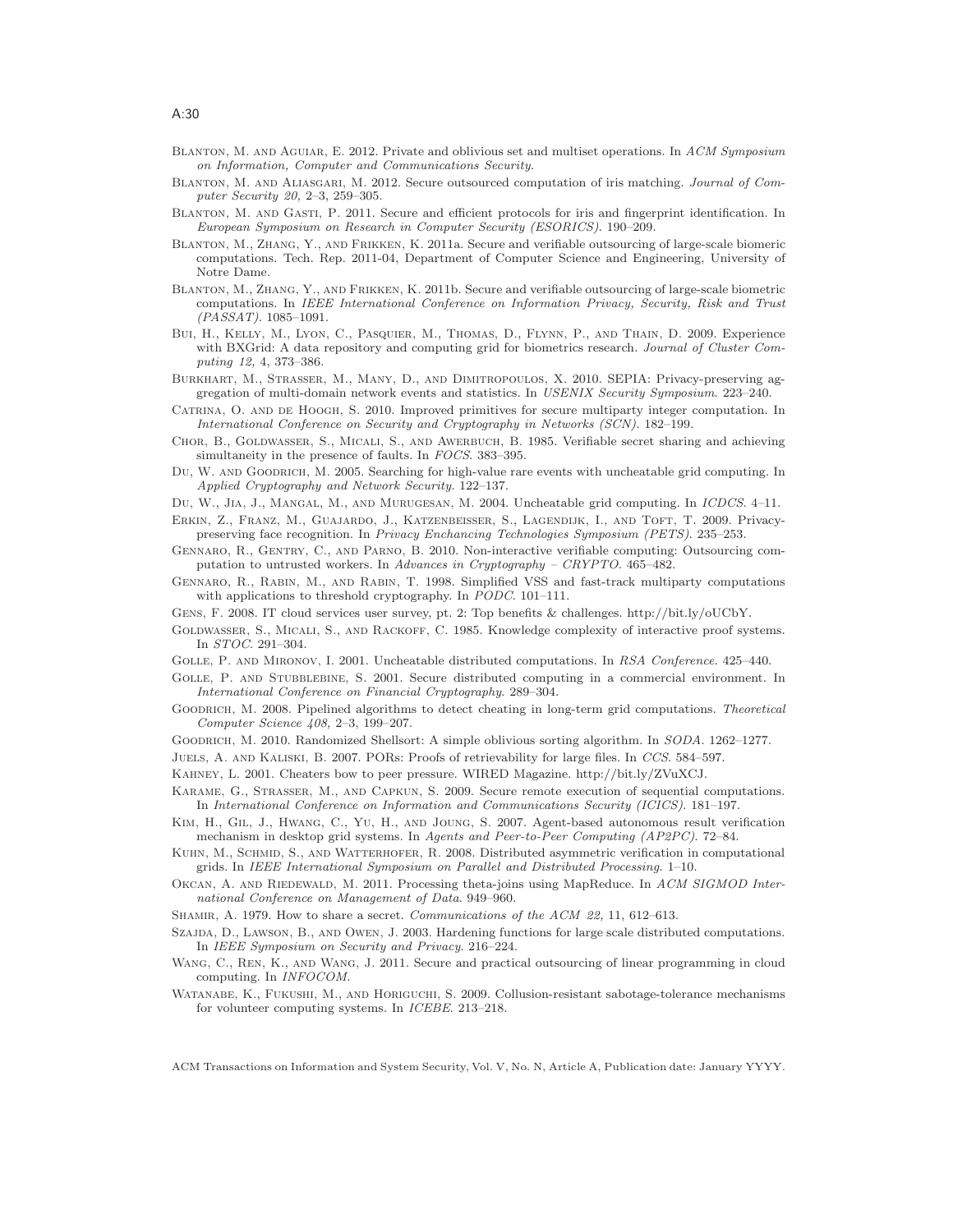Blanton, M. and Aguiar, E. 2012. Private and oblivious set and multiset operations. In *ACM Symposium on Information, Computer and Communications Security*.

Blanton, M. and Aliasgari, M. 2012. Secure outsourced computation of iris matching. *Journal of Computer Security 20,* 2–3, 259–305.

Blanton, M. and Gasti, P. 2011. Secure and efficient protocols for iris and fingerprint identification. In *European Symposium on Research in Computer Security (ESORICS)*. 190–209.

Blanton, M., Zhang, Y., and Frikken, K. 2011a. Secure and verifiable outsourcing of large-scale biomeric computations. Tech. Rep. 2011-04, Department of Computer Science and Engineering, University of Notre Dame.

Blanton, M., Zhang, Y., and Frikken, K. 2011b. Secure and verifiable outsourcing of large-scale biometric computations. In *IEEE International Conference on Information Privacy, Security, Risk and Trust (PASSAT)*. 1085–1091.

Bui, H., Kelly, M., Lyon, C., Pasquier, M., Thomas, D., Flynn, P., and Thain, D. 2009. Experience with BXGrid: A data repository and computing grid for biometrics research. *Journal of Cluster Computing 12,* 4, 373–386.

Burkhart, M., Strasser, M., Many, D., and Dimitropoulos, X. 2010. SEPIA: Privacy-preserving aggregation of multi-domain network events and statistics. In *USENIX Security Symposium*. 223–240.

Catrina, O. and de Hoogh, S. 2010. Improved primitives for secure multiparty integer computation. In *International Conference on Security and Cryptography in Networks (SCN)*. 182–199.

Chor, B., Goldwasser, S., Micali, S., and Awerbuch, B. 1985. Verifiable secret sharing and achieving simultaneity in the presence of faults. In *FOCS*. 383–395.

Du, W. and Goodrich, M. 2005. Searching for high-value rare events with uncheatable grid computing. In *Applied Cryptography and Network Security*. 122–137.

Du, W., Jia, J., Mangal, M., and Murugesan, M. 2004. Uncheatable grid computing. In *ICDCS*. 4–11.

Erkin, Z., Franz, M., Guajardo, J., Katzenbeisser, S., Lagendijk, I., and Toft, T. 2009. Privacy-preserving face recognition. In *Privacy Enchancing Technologies Symposium (PETS)*. 235–253.

Gennaro, R., Gentry, C., and Parno, B. 2010. Non-interactive verifiable computing: Outsourcing computation to untrusted workers. In *Advances in Cryptography – CRYPTO*. 465–482.

Gennaro, R., Rabin, M., and Rabin, T. 1998. Simplified VSS and fast-track multiparty computations with applications to threshold cryptography. In *PODC*. 101–111.

Gens, F. 2008. IT cloud services user survey, pt. 2: Top benefits & challenges. http://bit.ly/oUCbY.

Goldwasser, S., Micali, S., and Rackoff, C. 1985. Knowledge complexity of interactive proof systems. In *STOC*. 291–304.

Golle, P. and Mironov, I. 2001. Uncheatable distributed computations. In *RSA Conference*. 425–440.

Golle, P. and Stubblebine, S. 2001. Secure distributed computing in a commercial environment. In *International Conference on Financial Cryptography*. 289–304.

Goodrich, M. 2008. Pipelined algorithms to detect cheating in long-term grid computations. *Theoretical Computer Science 408,* 2–3, 199–207.

Goodrich, M. 2010. Randomized Shellsort: A simple oblivious sorting algorithm. In *SODA*. 1262–1277.

Juels, A. and Kaliski, B. 2007. PORs: Proofs of retrievability for large files. In *CCS*. 584–597.

Kahney, L. 2001. Cheaters bow to peer pressure. WIRED Magazine. http://bit.ly/ZVuXCJ.

Karame, G., Strasser, M., and Capkun, S. 2009. Secure remote execution of sequential computations. In *International Conference on Information and Communications Security (ICICS)*. 181–197.

Kim, H., Gil, J., Hwang, C., Yu, H., and Joung, S. 2007. Agent-based autonomous result verification mechanism in desktop grid systems. In *Agents and Peer-to-Peer Computing (AP2PC)*. 72–84.

Kuhn, M., Schmid, S., and Watterhofer, R. 2008. Distributed asymmetric verification in computational grids. In *IEEE International Symposium on Parallel and Distributed Processing*. 1–10.

Okcan, A. and Riedewald, M. 2011. Processing theta-joins using MapReduce. In *ACM SIGMOD International Conference on Management of Data*. 949–960.

Shamir, A. 1979. How to share a secret. *Communications of the ACM 22,* 11, 612–613.

Szajda, D., Lawson, B., and Owen, J. 2003. Hardening functions for large scale distributed computations. In *IEEE Symposium on Security and Privacy*. 216–224.

Wang, C., Ren, K., and Wang, J. 2011. Secure and practical outsourcing of linear programming in cloud computing. In *INFOCOM*.

Watanabe, K., Fukushi, M., and Horiguchi, S. 2009. Collusion-resistant sabotage-tolerance mechanisms for volunteer computing systems. In *ICEBE*. 213–218.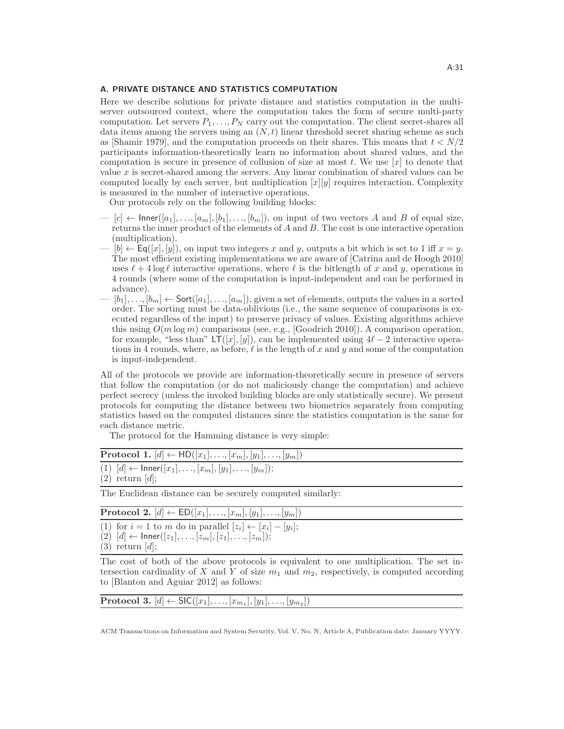## A. PRIVATE DISTANCE AND STATISTICS COMPUTATION

Here we describe solutions for private distance and statistics computation in the multi-server outsourced context, where the computation takes the form of secure multi-party computation. Let servers $P_1, \ldots, P_N$ carry out the computation. The client secret-shares all data items among the servers using an $(N, t)$ linear threshold secret sharing scheme as such as [Shamir 1979], and the computation proceeds on their shares. This means that $t < N/2$ participants information-theoretically learn no information about shared values, and the computation is secure in presence of collusion of size at most $t$. We use $[x]$ to denote that value $x$ is secret-shared among the servers. Any linear combination of shared values can be computed locally by each server, but multiplication $[x][y]$ requires interaction. Complexity is measured in the number of interactive operations.

Our protocols rely on the following building blocks:

— $[c] \leftarrow \mathsf{Inner}([a_1], \ldots, [a_m], [b_1], \ldots, [b_m])$, on input of two vectors $A$ and $B$ of equal size, returns the inner product of the elements of $A$ and $B$. The cost is one interactive operation (multiplication).

— $[b] \leftarrow \mathsf{Eq}([x], [y])$, on input two integers $x$ and $y$, outputs a bit which is set to 1 iff $x = y$. The most efficient existing implementations we are aware of [Catrina and de Hoogh 2010] uses $\ell + 4 \log \ell$ interactive operations, where $\ell$ is the bitlength of $x$ and $y$, operations in 4 rounds (where some of the computation is input-independent and can be performed in advance).

— $[b_1], \ldots, [b_m] \leftarrow \mathsf{Sort}([a_1], \ldots, [a_m])$, given a set of elements, outputs the values in a sorted order. The sorting must be data-oblivious (i.e., the same sequence of comparisons is executed regardless of the input) to preserve privacy of values. Existing algorithms achieve this using $O(m \log m)$ comparisons (see, e.g., [Goodrich 2010]). A comparison operation, for example, "less than" $\mathsf{LT}([x], [y])$, can be implemented using $4\ell - 2$ interactive operations in 4 rounds, where, as before, $\ell$ is the length of $x$ and $y$ and some of the computation is input-independent.

All of the protocols we provide are information-theoretically secure in presence of servers that follow the computation (or do not maliciously change the computation) and achieve perfect secrecy (unless the invoked building blocks are only statistically secure). We present protocols for computing the distance between two biometrics separately from computing statistics based on the computed distances since the statistics computation is the same for each distance metric.

The protocol for the Hamming distance is very simple:

**Protocol 1.** $[d] \leftarrow \mathsf{HD}([x_1], \ldots, [x_m], [y_1], \ldots, [y_m])$

(1) $[d] \leftarrow \mathsf{Inner}([x_1], \ldots, [x_m], [y_1], \ldots, [y_m])$;
(2) return $[d]$;

The Euclidean distance can be securely computed similarly:

**Protocol 2.** $[d] \leftarrow \mathsf{ED}([x_1], \ldots, [x_m], [y_1], \ldots, [y_m])$

(1) for $i = 1$ to $m$ do in parallel $[z_i] \leftarrow [x_i] - [y_i]$;
(2) $[d] \leftarrow \mathsf{Inner}([z_1], \ldots, [z_m], [z_1], \ldots, [z_m])$;
(3) return $[d]$;

The cost of both of the above protocols is equivalent to one multiplication. The set intersection cardinality of $X$ and $Y$ of size $m_1$ and $m_2$, respectively, is computed according to [Blanton and Aguiar 2012] as follows:

**Protocol 3.** $[d] \leftarrow \mathsf{SIC}([x_1], \ldots, [x_{m_1}], [y_1], \ldots, [y_{m_2}])$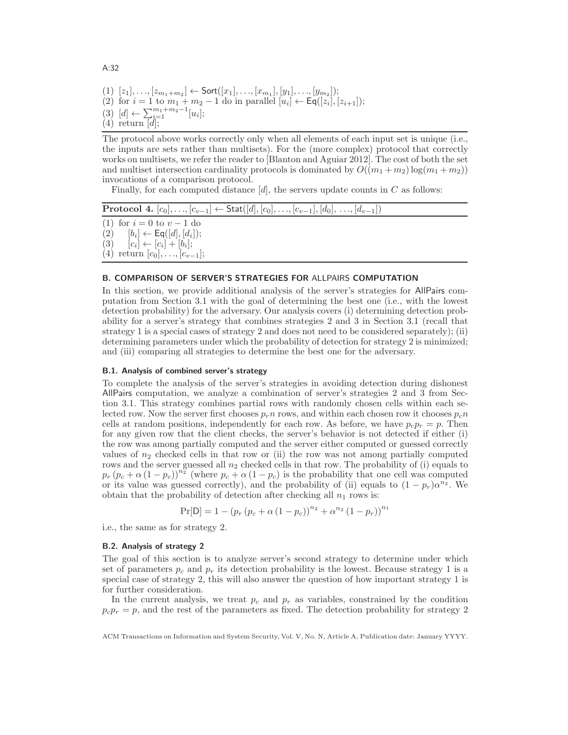(1) $[z_1], \ldots, [z_{m_1+m_2}] \leftarrow \mathsf{Sort}([x_1], \ldots, [x_{m_1}], [y_1], \ldots, [y_{m_2}])$;
(2) for $i = 1$ to $m_1 + m_2 - 1$ do in parallel $[u_i] \leftarrow \mathsf{Eq}([z_i], [z_{i+1}])$;
(3) $[d] \leftarrow \sum_{i=1}^{m_1+m_2-1} [u_i]$;
(4) return $[d]$;

The protocol above works correctly only when all elements of each input set is unique (i.e., the inputs are sets rather than multisets). For the (more complex) protocol that correctly works on multisets, we refer the reader to [Blanton and Aguiar 2012]. The cost of both the set and multiset intersection cardinality protocols is dominated by $O((m_1 + m_2) \log(m_1 + m_2))$ invocations of a comparison protocol.

Finally, for each computed distance $[d]$, the servers update counts in $C$ as follows:

**Protocol 4.** $[c_0], \ldots, [c_{v-1}] \leftarrow \mathsf{Stat}([d], [c_0], \ldots, [c_{v-1}], [d_0], \ldots, [d_{v-1}])$

(1) for $i = 0$ to $v - 1$ do
(2) $\quad [b_i] \leftarrow \mathsf{Eq}([d], [d_i])$;
(3) $\quad [c_i] \leftarrow [c_i] + [b_i]$;
(4) return $[c_0], \ldots, [c_{v-1}]$;

## B. COMPARISON OF SERVER'S STRATEGIES FOR ALLPAIRS COMPUTATION

In this section, we provide additional analysis of the server's strategies for AllPairs computation from Section 3.1 with the goal of determining the best one (i.e., with the lowest detection probability) for the adversary. Our analysis covers (i) determining detection probability for a server's strategy that combines strategies 2 and 3 in Section 3.1 (recall that strategy 1 is a special cases of strategy 2 and does not need to be considered separately); (ii) determining parameters under which the probability of detection for strategy 2 is minimized; and (iii) comparing all strategies to determine the best one for the adversary.

### B.1. Analysis of combined server's strategy

To complete the analysis of the server's strategies in avoiding detection during dishonest AllPairs computation, we analyze a combination of server's strategies 2 and 3 from Section 3.1. This strategy combines partial rows with randomly chosen cells within each selected row. Now the server first chooses $p_r n$ rows, and within each chosen row it chooses $p_c n$ cells at random positions, independently for each row. As before, we have $p_c p_r = p$. Then for any given row that the client checks, the server's behavior is not detected if either (i) the row was among partially computed and the server either computed or guessed correctly values of $n_2$ checked cells in that row or (ii) the row was not among partially computed rows and the server guessed all $n_2$ checked cells in that row. The probability of (i) equals to $p_r \left(p_c + \alpha \left(1 - p_c\right)\right)^{n_2}$ (where $p_c + \alpha \left(1 - p_c\right)$ is the probability that one cell was computed or its value was guessed correctly), and the probability of (ii) equals to $(1 - p_r)\alpha^{n_2}$. We obtain that the probability of detection after checking all $n_1$ rows is:

$$\Pr[\mathsf{D}] = 1 - \left(p_r \left(p_c + \alpha \left(1 - p_c\right)\right)^{n_2} + \alpha^{n_2} \left(1 - p_r\right)\right)^{n_1}$$

i.e., the same as for strategy 2.

### B.2. Analysis of strategy 2

The goal of this section is to analyze server's second strategy to determine under which set of parameters $p_c$ and $p_r$ its detection probability is the lowest. Because strategy 1 is a special case of strategy 2, this will also answer the question of how important strategy 1 is for further consideration.

In the current analysis, we treat $p_c$ and $p_r$ as variables, constrained by the condition $p_c p_r = p$, and the rest of the parameters as fixed. The detection probability for strategy 2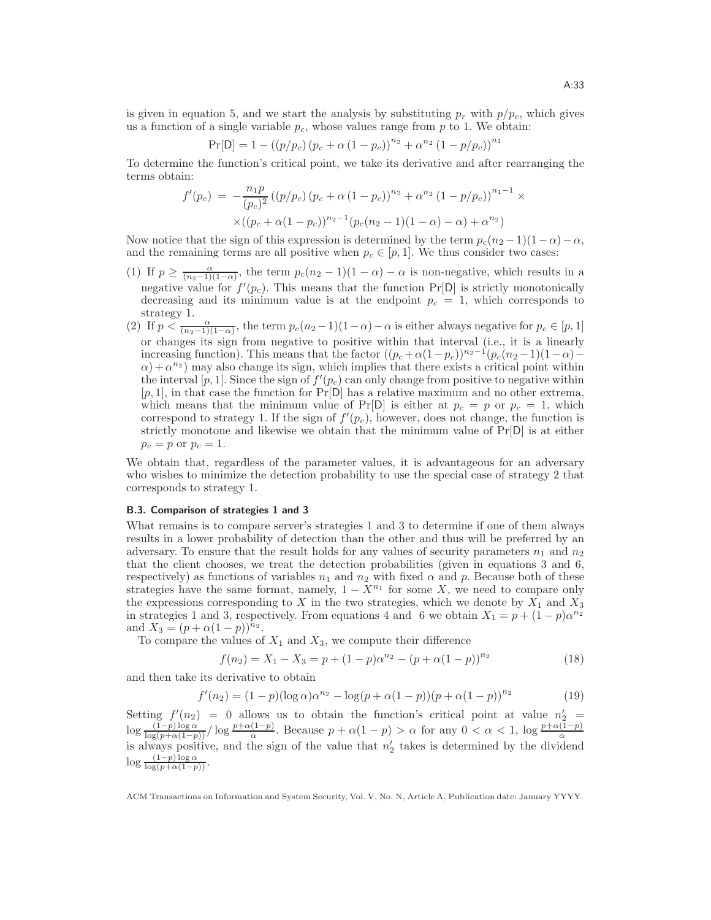is given in equation 5, and we start the analysis by substituting $p_r$ with $p/p_c$, which gives us a function of a single variable $p_c$, whose values range from $p$ to 1. We obtain:

$$\Pr[\mathsf{D}] = 1 - \left( (p/p_c) \left( p_c + \alpha \left( 1 - p_c \right) \right)^{n_2} + \alpha^{n_2} \left( 1 - p/p_c \right) \right)^{n_1}$$

To determine the function's critical point, we take its derivative and after rearranging the terms obtain:

$$f'(p_c) = -\frac{n_1 p}{(p_c)^2} \left( (p/p_c) \left( p_c + \alpha \left( 1 - p_c \right) \right)^{n_2} + \alpha^{n_2} \left( 1 - p/p_c \right) \right)^{n_1 - 1} \times$$
$$\times ((p_c + \alpha(1 - p_c))^{n_2 - 1} (p_c(n_2 - 1)(1 - \alpha) - \alpha) + \alpha^{n_2})$$

Now notice that the sign of this expression is determined by the term $p_c(n_2-1)(1-\alpha)-\alpha$, and the remaining terms are all positive when $p_c \in [p, 1]$. We thus consider two cases:

(1) If $p \geq \frac{\alpha}{(n_2-1)(1-\alpha)}$, the term $p_c(n_2-1)(1-\alpha)-\alpha$ is non-negative, which results in a negative value for $f'(p_c)$. This means that the function $\Pr[\mathsf{D}]$ is strictly monotonically decreasing and its minimum value is at the endpoint $p_c = 1$, which corresponds to strategy 1.

(2) If $p < \frac{\alpha}{(n_2-1)(1-\alpha)}$, the term $p_c(n_2-1)(1-\alpha)-\alpha$ is either always negative for $p_c \in [p, 1]$ or changes its sign from negative to positive within that interval (i.e., it is a linearly increasing function). This means that the factor $((p_c+\alpha(1-p_c))^{n_2-1}(p_c(n_2-1)(1-\alpha)-\alpha)+\alpha^{n_2})$ may also change its sign, which implies that there exists a critical point within the interval $[p, 1]$. Since the sign of $f'(p_c)$ can only change from positive to negative within $[p, 1]$, in that case the function for $\Pr[\mathsf{D}]$ has a relative maximum and no other extrema, which means that the minimum value of $\Pr[\mathsf{D}]$ is either at $p_c = p$ or $p_c = 1$, which correspond to strategy 1. If the sign of $f'(p_c)$, however, does not change, the function is strictly monotone and likewise we obtain that the minimum value of $\Pr[\mathsf{D}]$ is at either $p_c = p$ or $p_c = 1$.

We obtain that, regardless of the parameter values, it is advantageous for an adversary who wishes to minimize the detection probability to use the special case of strategy 2 that corresponds to strategy 1.

### B.3. Comparison of strategies 1 and 3

What remains is to compare server's strategies 1 and 3 to determine if one of them always results in a lower probability of detection than the other and thus will be preferred by an adversary. To ensure that the result holds for any values of security parameters $n_1$ and $n_2$ that the client chooses, we treat the detection probabilities (given in equations 3 and 6, respectively) as functions of variables $n_1$ and $n_2$ with fixed $\alpha$ and $p$. Because both of these strategies have the same format, namely, $1 - X^{n_1}$ for some $X$, we need to compare only the expressions corresponding to $X$ in the two strategies, which we denote by $X_1$ and $X_3$ in strategies 1 and 3, respectively. From equations 4 and 6 we obtain $X_1 = p + (1-p)\alpha^{n_2}$ and $X_3 = (p + \alpha(1-p))^{n_2}$.

To compare the values of $X_1$ and $X_3$, we compute their difference

$$f(n_2) = X_1 - X_3 = p + (1-p)\alpha^{n_2} - (p + \alpha(1-p))^{n_2} \tag{18}$$

and then take its derivative to obtain

$$f'(n_2) = (1-p)(\log \alpha)\alpha^{n_2} - \log(p + \alpha(1-p))(p + \alpha(1-p))^{n_2} \tag{19}$$

Setting $f'(n_2) = 0$ allows us to obtain the function's critical point at value $n_2' = \log \frac{(1-p)\log \alpha}{\log(p+\alpha(1-p))} / \log \frac{p+\alpha(1-p)}{\alpha}$. Because $p + \alpha(1-p) > \alpha$ for any $0 < \alpha < 1$, $\log \frac{p+\alpha(1-p)}{\alpha}$ is always positive, and the sign of the value that $n_2'$ takes is determined by the dividend $\log \frac{(1-p)\log \alpha}{\log(p+\alpha(1-p))}$.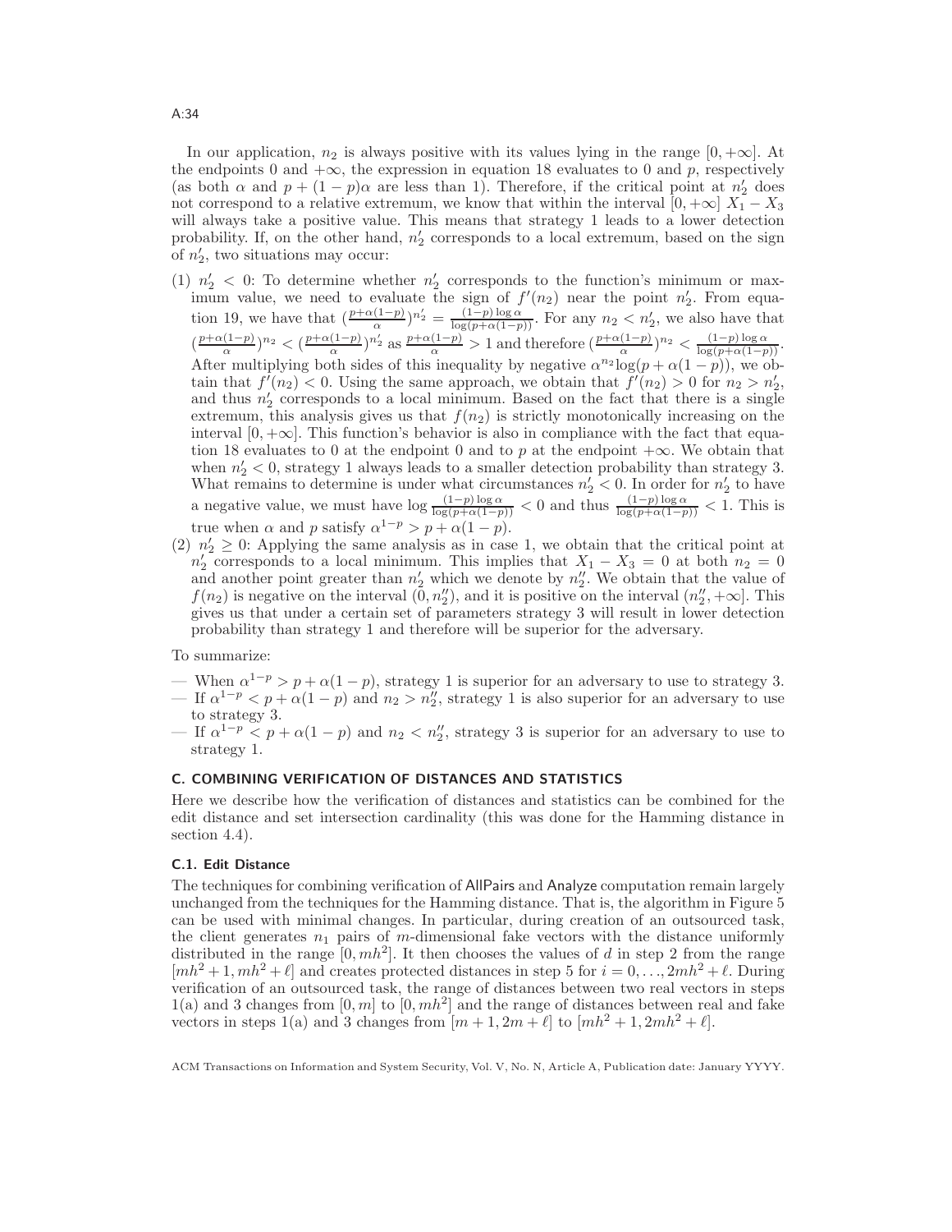In our application, $n_2$ is always positive with its values lying in the range $[0, +\infty]$. At the endpoints 0 and $+\infty$, the expression in equation 18 evaluates to 0 and $p$, respectively (as both $\alpha$ and $p + (1-p)\alpha$ are less than 1). Therefore, if the critical point at $n_2'$ does not correspond to a relative extremum, we know that within the interval $[0, +\infty]$ $X_1 - X_3$ will always take a positive value. This means that strategy 1 leads to a lower detection probability. If, on the other hand, $n_2'$ corresponds to a local extremum, based on the sign of $n_2'$, two situations may occur:

(1) $n_2' < 0$: To determine whether $n_2'$ corresponds to the function's minimum or maximum value, we need to evaluate the sign of $f'(n_2)$ near the point $n_2'$. From equation 19, we have that $(\frac{p+\alpha(1-p)}{\alpha})^{n_2'} = \frac{(1-p)\log\alpha}{\log(p+\alpha(1-p))}$. For any $n_2 < n_2'$, we also have that $(\frac{p+\alpha(1-p)}{\alpha})^{n_2} < (\frac{p+\alpha(1-p)}{\alpha})^{n_2'}$ as $\frac{p+\alpha(1-p)}{\alpha} > 1$ and therefore $(\frac{p+\alpha(1-p)}{\alpha})^{n_2} < \frac{(1-p)\log\alpha}{\log(p+\alpha(1-p))}$. After multiplying both sides of this inequality by negative $\alpha^{n_2}\log(p+\alpha(1-p))$, we obtain that $f'(n_2) < 0$. Using the same approach, we obtain that $f'(n_2) > 0$ for $n_2 > n_2'$, and thus $n_2'$ corresponds to a local minimum. Based on the fact that there is a single extremum, this analysis gives us that $f(n_2)$ is strictly monotonically increasing on the interval $[0, +\infty]$. This function's behavior is also in compliance with the fact that equation 18 evaluates to 0 at the endpoint 0 and to $p$ at the endpoint $+\infty$. We obtain that when $n_2' < 0$, strategy 1 always leads to a smaller detection probability than strategy 3. What remains to determine is under what circumstances $n_2' < 0$. In order for $n_2'$ to have a negative value, we must have $\log\frac{(1-p)\log\alpha}{\log(p+\alpha(1-p))} < 0$ and thus $\frac{(1-p)\log\alpha}{\log(p+\alpha(1-p))} < 1$. This is true when $\alpha$ and $p$ satisfy $\alpha^{1-p} > p + \alpha(1-p)$.

(2) $n_2' \geq 0$: Applying the same analysis as in case 1, we obtain that the critical point at $n_2'$ corresponds to a local minimum. This implies that $X_1 - X_3 = 0$ at both $n_2 = 0$ and another point greater than $n_2'$ which we denote by $n_2''$. We obtain that the value of $f(n_2)$ is negative on the interval $(0, n_2'')$, and it is positive on the interval $(n_2'', +\infty]$. This gives us that under a certain set of parameters strategy 3 will result in lower detection probability than strategy 1 and therefore will be superior for the adversary.

To summarize:

- When $\alpha^{1-p} > p + \alpha(1-p)$, strategy 1 is superior for an adversary to use to strategy 3.
- If $\alpha^{1-p} < p + \alpha(1-p)$ and $n_2 > n_2''$, strategy 1 is also superior for an adversary to use to strategy 3.
- If $\alpha^{1-p} < p + \alpha(1-p)$ and $n_2 < n_2''$, strategy 3 is superior for an adversary to use to strategy 1.

## C. COMBINING VERIFICATION OF DISTANCES AND STATISTICS

Here we describe how the verification of distances and statistics can be combined for the edit distance and set intersection cardinality (this was done for the Hamming distance in section 4.4).

### C.1. Edit Distance

The techniques for combining verification of AllPairs and Analyze computation remain largely unchanged from the techniques for the Hamming distance. That is, the algorithm in Figure 5 can be used with minimal changes. In particular, during creation of an outsourced task, the client generates $n_1$ pairs of $m$-dimensional fake vectors with the distance uniformly distributed in the range $[0, mh^2]$. It then chooses the values of $d$ in step 2 from the range $[mh^2+1, mh^2+\ell]$ and creates protected distances in step 5 for $i = 0, \ldots, 2mh^2+\ell$. During verification of an outsourced task, the range of distances between two real vectors in steps 1(a) and 3 changes from $[0, m]$ to $[0, mh^2]$ and the range of distances between real and fake vectors in steps 1(a) and 3 changes from $[m+1, 2m+\ell]$ to $[mh^2+1, 2mh^2+\ell]$.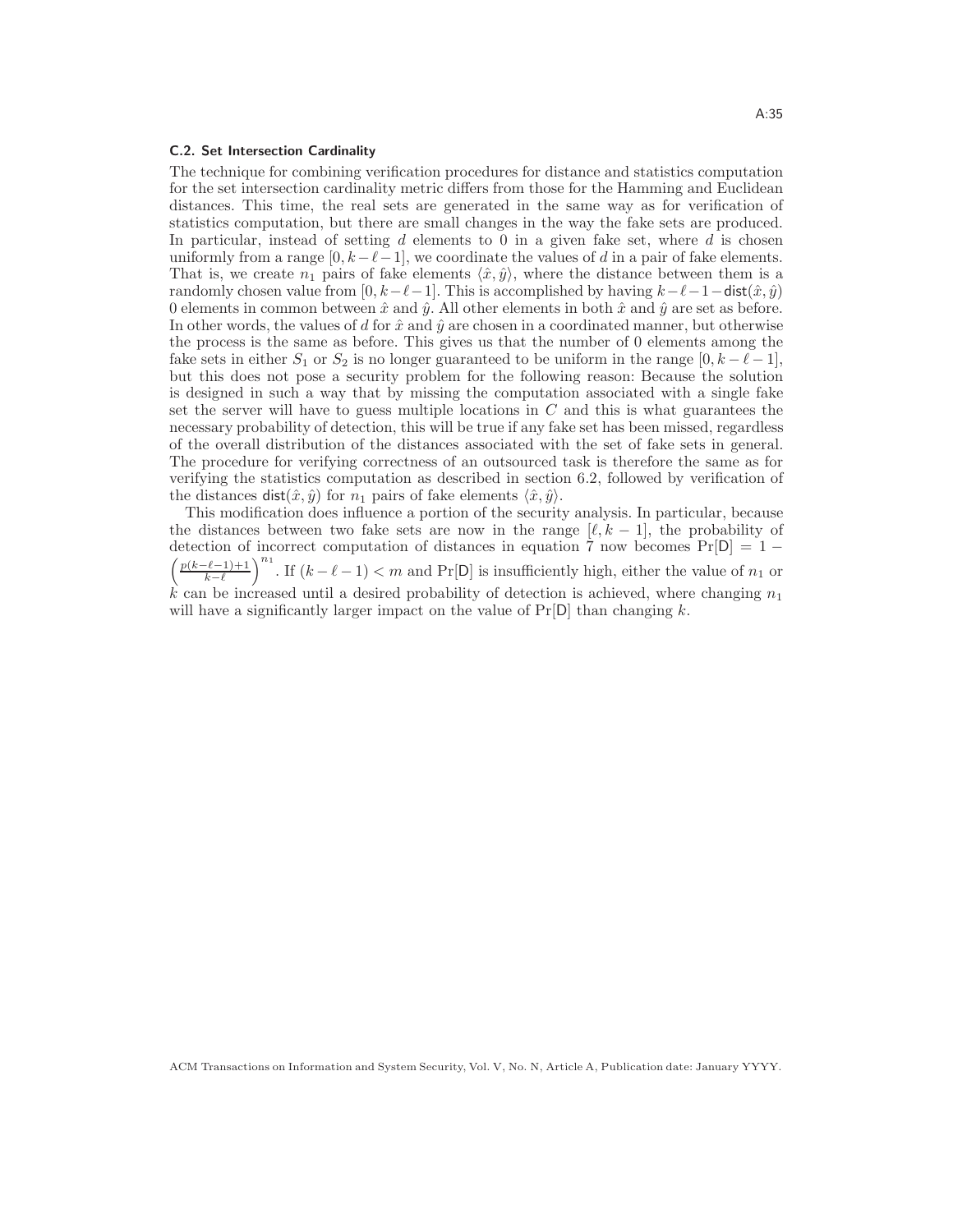### C.2. Set Intersection Cardinality

The technique for combining verification procedures for distance and statistics computation for the set intersection cardinality metric differs from those for the Hamming and Euclidean distances. This time, the real sets are generated in the same way as for verification of statistics computation, but there are small changes in the way the fake sets are produced. In particular, instead of setting $d$ elements to 0 in a given fake set, where $d$ is chosen uniformly from a range $[0, k-\ell-1]$, we coordinate the values of $d$ in a pair of fake elements. That is, we create $n_1$ pairs of fake elements $\langle \hat{x}, \hat{y} \rangle$, where the distance between them is a randomly chosen value from $[0, k-\ell-1]$. This is accomplished by having $k-\ell-1-\mathsf{dist}(\hat{x}, \hat{y})$ 0 elements in common between $\hat{x}$ and $\hat{y}$. All other elements in both $\hat{x}$ and $\hat{y}$ are set as before. In other words, the values of $d$ for $\hat{x}$ and $\hat{y}$ are chosen in a coordinated manner, but otherwise the process is the same as before. This gives us that the number of 0 elements among the fake sets in either $S_1$ or $S_2$ is no longer guaranteed to be uniform in the range $[0, k-\ell-1]$, but this does not pose a security problem for the following reason: Because the solution is designed in such a way that by missing the computation associated with a single fake set the server will have to guess multiple locations in $C$ and this is what guarantees the necessary probability of detection, this will be true if any fake set has been missed, regardless of the overall distribution of the distances associated with the set of fake sets in general. The procedure for verifying correctness of an outsourced task is therefore the same as for verifying the statistics computation as described in section 6.2, followed by verification of the distances $\mathsf{dist}(\hat{x}, \hat{y})$ for $n_1$ pairs of fake elements $\langle \hat{x}, \hat{y} \rangle$.

This modification does influence a portion of the security analysis. In particular, because the distances between two fake sets are now in the range $[\ell, k-1]$, the probability of detection of incorrect computation of distances in equation 7 now becomes $\Pr[\mathsf{D}] = 1 - \left(\frac{p(k-\ell-1)+1}{k-\ell}\right)^{n_1}$. If $(k-\ell-1) < m$ and $\Pr[\mathsf{D}]$ is insufficiently high, either the value of $n_1$ or $k$ can be increased until a desired probability of detection is achieved, where changing $n_1$ will have a significantly larger impact on the value of $\Pr[\mathsf{D}]$ than changing $k$.